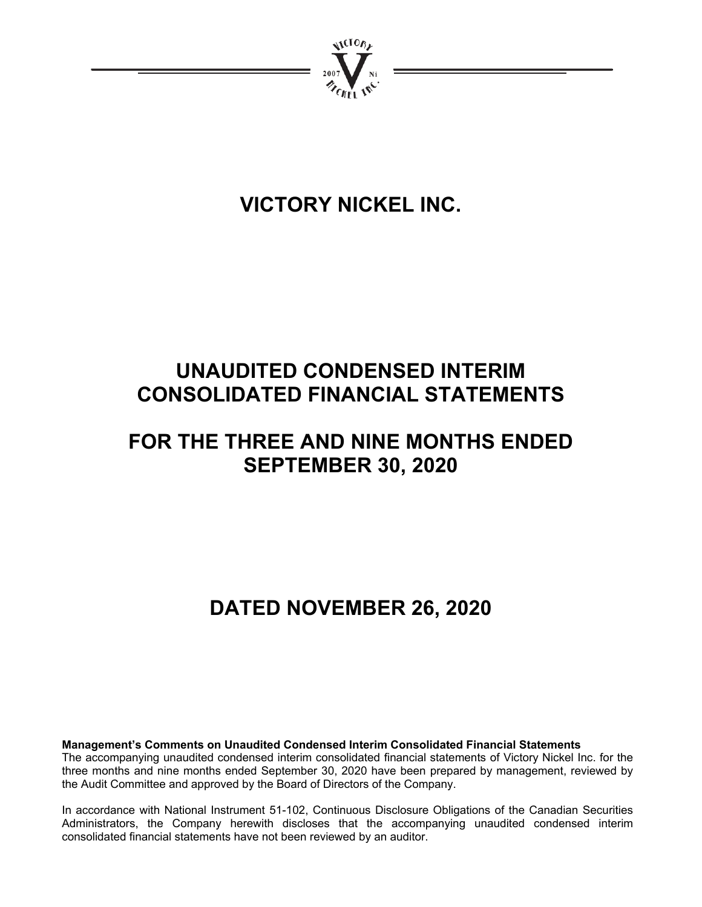# VICTORY NICKEL INC.

# UNAUDITED CONDENSED INTERIM CONSOLIDATED FINANCIAL STATEMENTS

# FOR THE THREE AND NINE MONTHS ENDED SEPTEMBER 30, 2020

# DATED NOVEMBER 26, 2020

**Management's Comments on Unaudited Condensed Interim Consolidated Financial Statements**
The accompanying unaudited condensed interim consolidated financial statements of Victory Nickel Inc. for the three months and nine months ended September 30, 2020 have been prepared by management, reviewed by the Audit Committee and approved by the Board of Directors of the Company.

In accordance with National Instrument 51-102, Continuous Disclosure Obligations of the Canadian Securities Administrators, the Company herewith discloses that the accompanying unaudited condensed interim consolidated financial statements have not been reviewed by an auditor.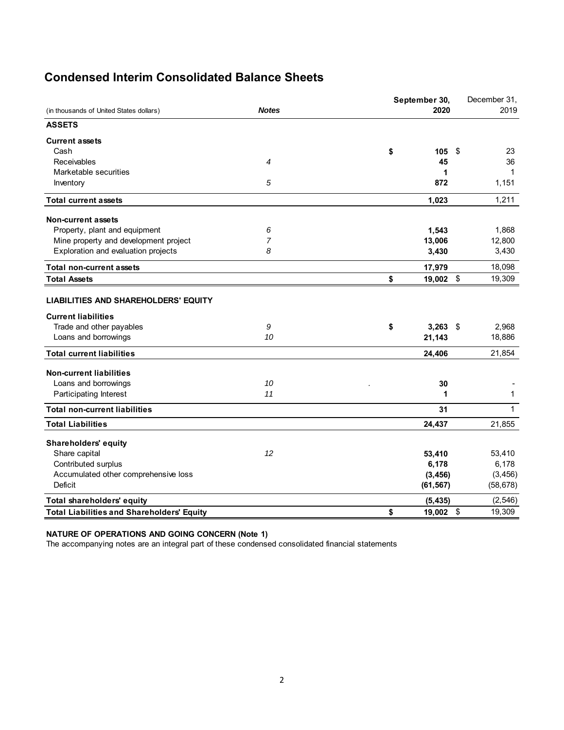# Condensed Interim Consolidated Balance Sheets

| (in thousands of United States dollars) | *Notes* | **September 30, 2020** | December 31, 2019 |
|---|---|---|---|
| **ASSETS** | | | |
| **Current assets** | | | |
| Cash | | **$ 105** | $ 23 |
| Receivables | *4* | **45** | 36 |
| Marketable securities | | **1** | 1 |
| Inventory | *5* | **872** | 1,151 |
| **Total current assets** | | **1,023** | 1,211 |
| **Non-current assets** | | | |
| Property, plant and equipment | *6* | **1,543** | 1,868 |
| Mine property and development project | *7* | **13,006** | 12,800 |
| Exploration and evaluation projects | *8* | **3,430** | 3,430 |
| **Total non-current assets** | | **17,979** | 18,098 |
| **Total Assets** | | **$ 19,002** | $ 19,309 |
| **LIABILITIES AND SHAREHOLDERS' EQUITY** | | | |
| **Current liabilities** | | | |
| Trade and other payables | *9* | **$ 3,263** | $ 2,968 |
| Loans and borrowings | *10* | **21,143** | 18,886 |
| **Total current liabilities** | | **24,406** | 21,854 |
| **Non-current liabilities** | | | |
| Loans and borrowings | *10* | **30** | - |
| Participating Interest | *11* | **1** | 1 |
| **Total non-current liabilities** | | **31** | 1 |
| **Total Liabilities** | | **24,437** | 21,855 |
| **Shareholders' equity** | | | |
| Share capital | *12* | **53,410** | 53,410 |
| Contributed surplus | | **6,178** | 6,178 |
| Accumulated other comprehensive loss | | **(3,456)** | (3,456) |
| Deficit | | **(61,567)** | (58,678) |
| **Total shareholders' equity** | | **(5,435)** | (2,546) |
| **Total Liabilities and Shareholders' Equity** | | **$ 19,002** | $ 19,309 |

**NATURE OF OPERATIONS AND GOING CONCERN (Note 1)**

The accompanying notes are an integral part of these condensed consolidated financial statements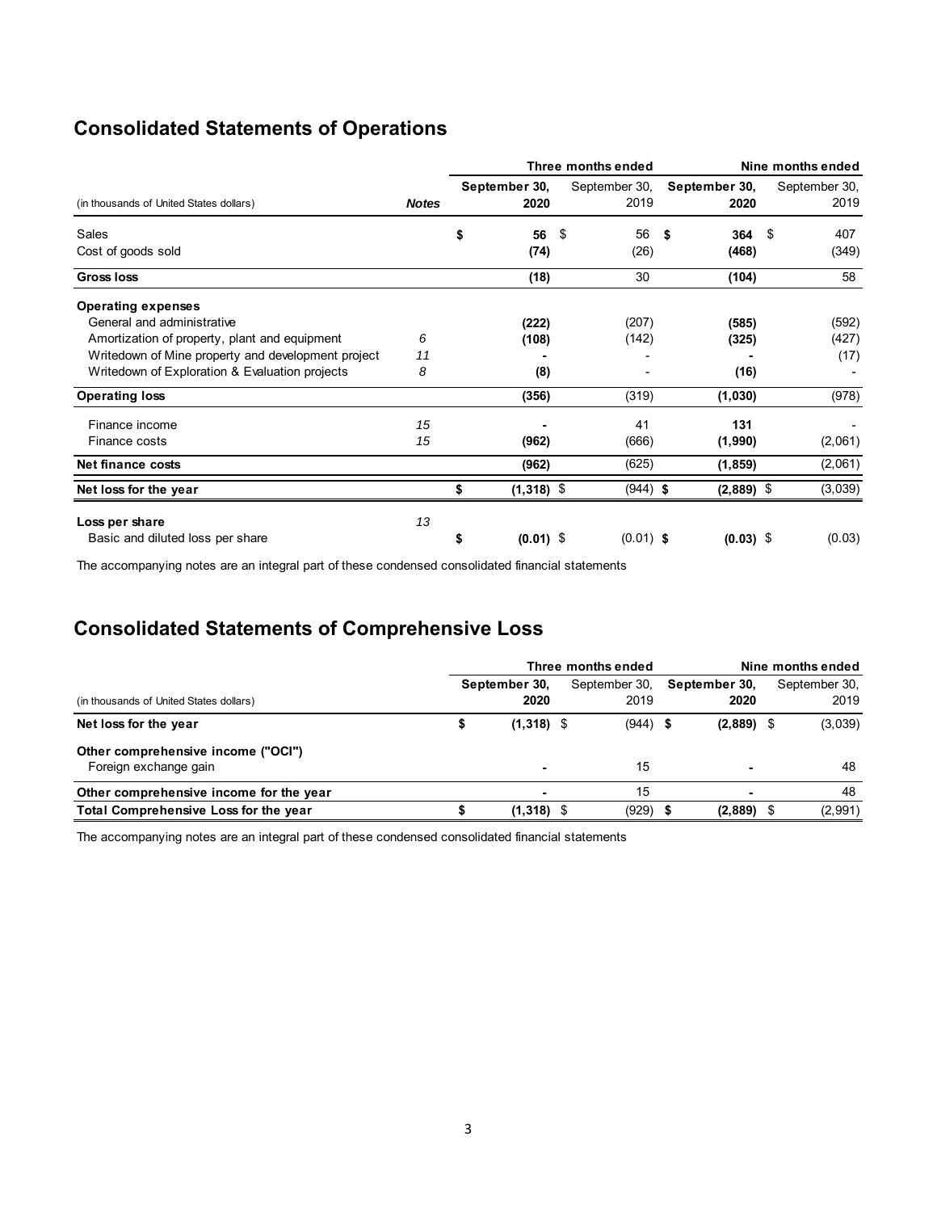## Consolidated Statements of Operations

| (in thousands of United States dollars) | Notes | Three months ended September 30, 2020 | Three months ended September 30, 2019 | Nine months ended September 30, 2020 | Nine months ended September 30, 2019 |
|---|---|---|---|---|---|
| Sales | | $ 56 | $ 56 | $ 364 | $ 407 |
| Cost of goods sold | | (74) | (26) | (468) | (349) |
| **Gross loss** | | (18) | 30 | (104) | 58 |
| **Operating expenses** | | | | | |
| General and administrative | | (222) | (207) | (585) | (592) |
| Amortization of property, plant and equipment | 6 | (108) | (142) | (325) | (427) |
| Writedown of Mine property and development project | 11 | - | - | - | (17) |
| Writedown of Exploration & Evaluation projects | 8 | (8) | - | (16) | - |
| **Operating loss** | | (356) | (319) | (1,030) | (978) |
| Finance income | 15 | - | 41 | 131 | - |
| Finance costs | 15 | (962) | (666) | (1,990) | (2,061) |
| **Net finance costs** | | (962) | (625) | (1,859) | (2,061) |
| **Net loss for the year** | | $ (1,318) | $ (944) | $ (2,889) | $ (3,039) |
| **Loss per share** | 13 | | | | |
| Basic and diluted loss per share | | $ (0.01) | $ (0.01) | $ (0.03) | $ (0.03) |

The accompanying notes are an integral part of these condensed consolidated financial statements

## Consolidated Statements of Comprehensive Loss

| (in thousands of United States dollars) | Three months ended September 30, 2020 | Three months ended September 30, 2019 | Nine months ended September 30, 2020 | Nine months ended September 30, 2019 |
|---|---|---|---|---|
| **Net loss for the year** | $ (1,318) | $ (944) | $ (2,889) | $ (3,039) |
| **Other comprehensive income ("OCI")** | | | | |
| Foreign exchange gain | - | 15 | - | 48 |
| **Other comprehensive income for the year** | - | 15 | - | 48 |
| **Total Comprehensive Loss for the year** | $ (1,318) | $ (929) | $ (2,889) | $ (2,991) |

The accompanying notes are an integral part of these condensed consolidated financial statements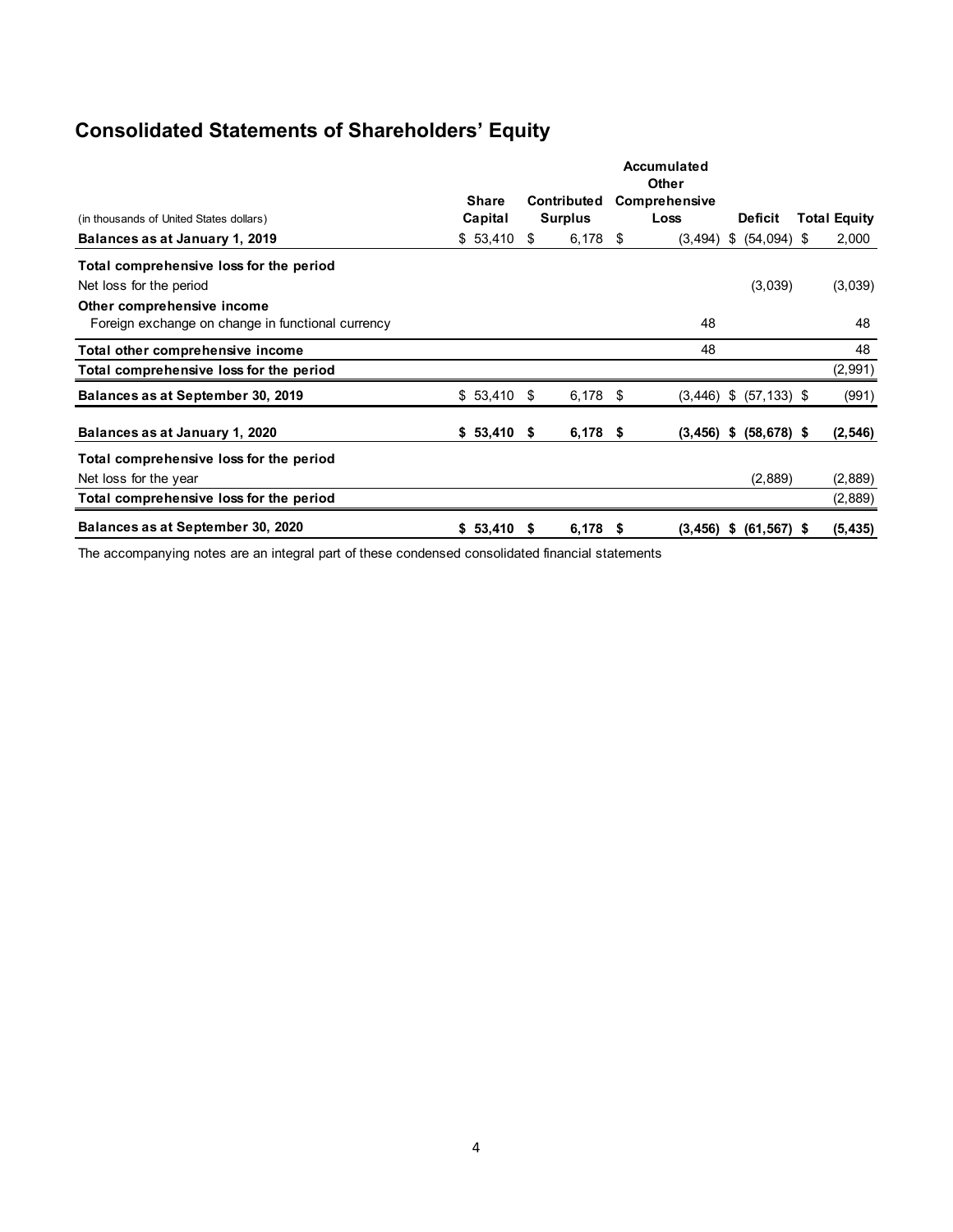# Consolidated Statements of Shareholders' Equity

| (in thousands of United States dollars) | Share Capital | Contributed Surplus | Accumulated Other Comprehensive Loss | Deficit | Total Equity |
|---|---|---|---|---|---|
| **Balances as at January 1, 2019** | $ 53,410 | $ 6,178 | $ (3,494) | $ (54,094) | $ 2,000 |
| **Total comprehensive loss for the period** | | | | | |
| Net loss for the period | | | | (3,039) | (3,039) |
| **Other comprehensive income** | | | | | |
| Foreign exchange on change in functional currency | | | 48 | | 48 |
| **Total other comprehensive income** | | | 48 | | 48 |
| **Total comprehensive loss for the period** | | | | | (2,991) |
| **Balances as at September 30, 2019** | $ 53,410 | $ 6,178 | $ (3,446) | $ (57,133) | $ (991) |
| **Balances as at January 1, 2020** | **$ 53,410** | **$ 6,178** | **$ (3,456)** | **$ (58,678)** | **$ (2,546)** |
| **Total comprehensive loss for the period** | | | | | |
| Net loss for the year | | | | (2,889) | (2,889) |
| **Total comprehensive loss for the period** | | | | | (2,889) |
| **Balances as at September 30, 2020** | **$ 53,410** | **$ 6,178** | **$ (3,456)** | **$ (61,567)** | **$ (5,435)** |

The accompanying notes are an integral part of these condensed consolidated financial statements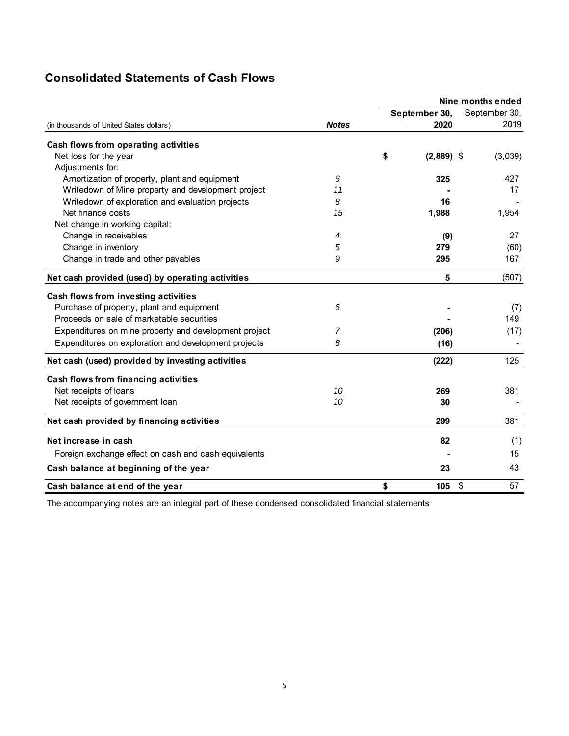## Consolidated Statements of Cash Flows

| (in thousands of United States dollars) | Notes | Nine months ended September 30, 2020 | Nine months ended September 30, 2019 |
|---|---|---|---|
| **Cash flows from operating activities** | | | |
| Net loss for the year | | **$ (2,889)** | $ (3,039) |
| Adjustments for: | | | |
| Amortization of property, plant and equipment | 6 | **325** | 427 |
| Writedown of Mine property and development project | 11 | **-** | 17 |
| Writedown of exploration and evaluation projects | 8 | **16** | - |
| Net finance costs | 15 | **1,988** | 1,954 |
| Net change in working capital: | | | |
| Change in receivables | 4 | **(9)** | 27 |
| Change in inventory | 5 | **279** | (60) |
| Change in trade and other payables | 9 | **295** | 167 |
| **Net cash provided (used) by operating activities** | | **5** | (507) |
| **Cash flows from investing activities** | | | |
| Purchase of property, plant and equipment | 6 | **-** | (7) |
| Proceeds on sale of marketable securities | | **-** | 149 |
| Expenditures on mine property and development project | 7 | **(206)** | (17) |
| Expenditures on exploration and development projects | 8 | **(16)** | - |
| **Net cash (used) provided by investing activities** | | **(222)** | 125 |
| **Cash flows from financing activities** | | | |
| Net receipts of loans | 10 | **269** | 381 |
| Net receipts of government loan | 10 | **30** | - |
| **Net cash provided by financing activities** | | **299** | 381 |
| **Net increase in cash** | | **82** | (1) |
| Foreign exchange effect on cash and cash equivalents | | **-** | 15 |
| **Cash balance at beginning of the year** | | **23** | 43 |
| **Cash balance at end of the year** | | **$ 105** | $ 57 |

The accompanying notes are an integral part of these condensed consolidated financial statements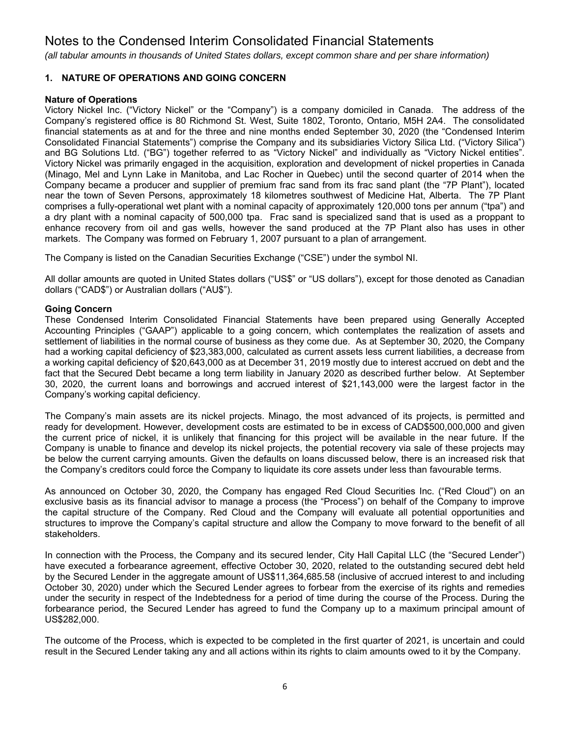# Notes to the Condensed Interim Consolidated Financial Statements

*(all tabular amounts in thousands of United States dollars, except common share and per share information)*

## 1. NATURE OF OPERATIONS AND GOING CONCERN

**Nature of Operations**

Victory Nickel Inc. ("Victory Nickel" or the "Company") is a company domiciled in Canada. The address of the Company's registered office is 80 Richmond St. West, Suite 1802, Toronto, Ontario, M5H 2A4. The consolidated financial statements as at and for the three and nine months ended September 30, 2020 (the "Condensed Interim Consolidated Financial Statements") comprise the Company and its subsidiaries Victory Silica Ltd. ("Victory Silica") and BG Solutions Ltd. ("BG") together referred to as "Victory Nickel" and individually as "Victory Nickel entities". Victory Nickel was primarily engaged in the acquisition, exploration and development of nickel properties in Canada (Minago, Mel and Lynn Lake in Manitoba, and Lac Rocher in Quebec) until the second quarter of 2014 when the Company became a producer and supplier of premium frac sand from its frac sand plant (the "7P Plant"), located near the town of Seven Persons, approximately 18 kilometres southwest of Medicine Hat, Alberta. The 7P Plant comprises a fully-operational wet plant with a nominal capacity of approximately 120,000 tons per annum ("tpa") and a dry plant with a nominal capacity of 500,000 tpa. Frac sand is specialized sand that is used as a proppant to enhance recovery from oil and gas wells, however the sand produced at the 7P Plant also has uses in other markets. The Company was formed on February 1, 2007 pursuant to a plan of arrangement.

The Company is listed on the Canadian Securities Exchange ("CSE") under the symbol NI.

All dollar amounts are quoted in United States dollars ("US$" or "US dollars"), except for those denoted as Canadian dollars ("CAD$") or Australian dollars ("AU$").

**Going Concern**

These Condensed Interim Consolidated Financial Statements have been prepared using Generally Accepted Accounting Principles ("GAAP") applicable to a going concern, which contemplates the realization of assets and settlement of liabilities in the normal course of business as they come due. As at September 30, 2020, the Company had a working capital deficiency of $23,383,000, calculated as current assets less current liabilities, a decrease from a working capital deficiency of $20,643,000 as at December 31, 2019 mostly due to interest accrued on debt and the fact that the Secured Debt became a long term liability in January 2020 as described further below. At September 30, 2020, the current loans and borrowings and accrued interest of $21,143,000 were the largest factor in the Company's working capital deficiency.

The Company's main assets are its nickel projects. Minago, the most advanced of its projects, is permitted and ready for development. However, development costs are estimated to be in excess of CAD$500,000,000 and given the current price of nickel, it is unlikely that financing for this project will be available in the near future. If the Company is unable to finance and develop its nickel projects, the potential recovery via sale of these projects may be below the current carrying amounts. Given the defaults on loans discussed below, there is an increased risk that the Company's creditors could force the Company to liquidate its core assets under less than favourable terms.

As announced on October 30, 2020, the Company has engaged Red Cloud Securities Inc. ("Red Cloud") on an exclusive basis as its financial advisor to manage a process (the "Process") on behalf of the Company to improve the capital structure of the Company. Red Cloud and the Company will evaluate all potential opportunities and structures to improve the Company's capital structure and allow the Company to move forward to the benefit of all stakeholders.

In connection with the Process, the Company and its secured lender, City Hall Capital LLC (the "Secured Lender") have executed a forbearance agreement, effective October 30, 2020, related to the outstanding secured debt held by the Secured Lender in the aggregate amount of US$11,364,685.58 (inclusive of accrued interest to and including October 30, 2020) under which the Secured Lender agrees to forbear from the exercise of its rights and remedies under the security in respect of the Indebtedness for a period of time during the course of the Process. During the forbearance period, the Secured Lender has agreed to fund the Company up to a maximum principal amount of US$282,000.

The outcome of the Process, which is expected to be completed in the first quarter of 2021, is uncertain and could result in the Secured Lender taking any and all actions within its rights to claim amounts owed to it by the Company.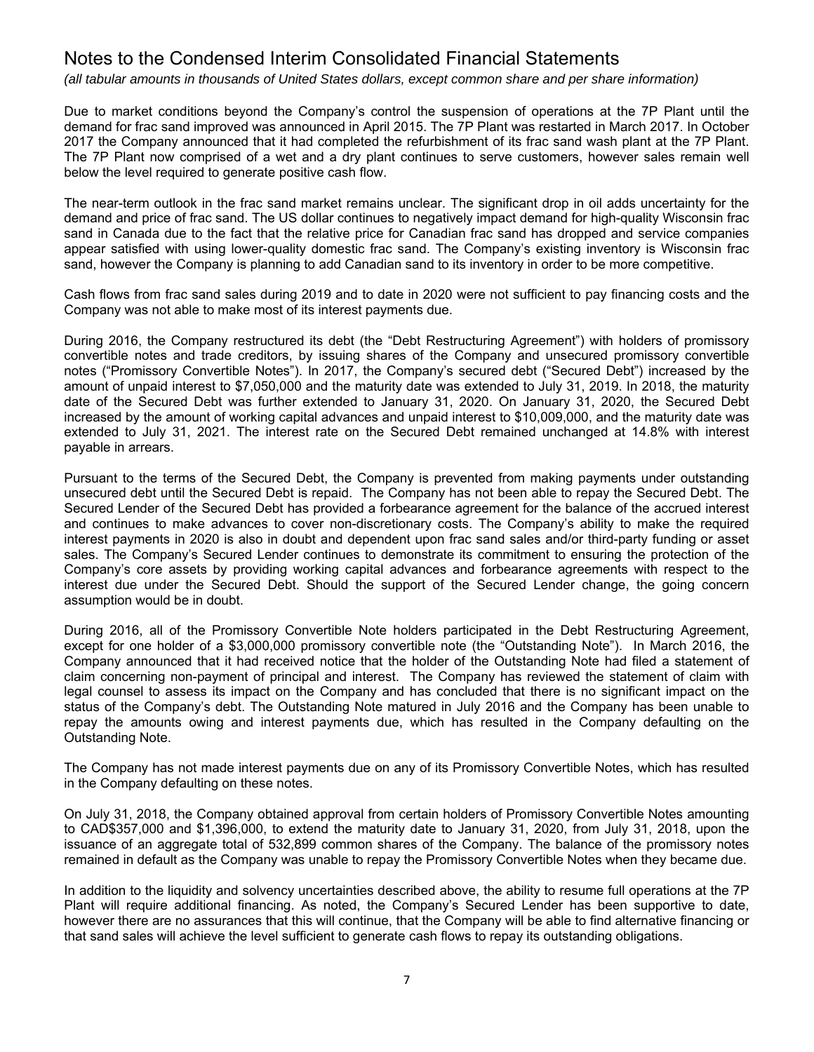# Notes to the Condensed Interim Consolidated Financial Statements

*(all tabular amounts in thousands of United States dollars, except common share and per share information)*

Due to market conditions beyond the Company's control the suspension of operations at the 7P Plant until the demand for frac sand improved was announced in April 2015. The 7P Plant was restarted in March 2017. In October 2017 the Company announced that it had completed the refurbishment of its frac sand wash plant at the 7P Plant. The 7P Plant now comprised of a wet and a dry plant continues to serve customers, however sales remain well below the level required to generate positive cash flow.

The near-term outlook in the frac sand market remains unclear. The significant drop in oil adds uncertainty for the demand and price of frac sand. The US dollar continues to negatively impact demand for high-quality Wisconsin frac sand in Canada due to the fact that the relative price for Canadian frac sand has dropped and service companies appear satisfied with using lower-quality domestic frac sand. The Company's existing inventory is Wisconsin frac sand, however the Company is planning to add Canadian sand to its inventory in order to be more competitive.

Cash flows from frac sand sales during 2019 and to date in 2020 were not sufficient to pay financing costs and the Company was not able to make most of its interest payments due.

During 2016, the Company restructured its debt (the "Debt Restructuring Agreement") with holders of promissory convertible notes and trade creditors, by issuing shares of the Company and unsecured promissory convertible notes ("Promissory Convertible Notes"). In 2017, the Company's secured debt ("Secured Debt") increased by the amount of unpaid interest to $7,050,000 and the maturity date was extended to July 31, 2019. In 2018, the maturity date of the Secured Debt was further extended to January 31, 2020. On January 31, 2020, the Secured Debt increased by the amount of working capital advances and unpaid interest to $10,009,000, and the maturity date was extended to July 31, 2021. The interest rate on the Secured Debt remained unchanged at 14.8% with interest payable in arrears.

Pursuant to the terms of the Secured Debt, the Company is prevented from making payments under outstanding unsecured debt until the Secured Debt is repaid. The Company has not been able to repay the Secured Debt. The Secured Lender of the Secured Debt has provided a forbearance agreement for the balance of the accrued interest and continues to make advances to cover non-discretionary costs. The Company's ability to make the required interest payments in 2020 is also in doubt and dependent upon frac sand sales and/or third-party funding or asset sales. The Company's Secured Lender continues to demonstrate its commitment to ensuring the protection of the Company's core assets by providing working capital advances and forbearance agreements with respect to the interest due under the Secured Debt. Should the support of the Secured Lender change, the going concern assumption would be in doubt.

During 2016, all of the Promissory Convertible Note holders participated in the Debt Restructuring Agreement, except for one holder of a $3,000,000 promissory convertible note (the "Outstanding Note"). In March 2016, the Company announced that it had received notice that the holder of the Outstanding Note had filed a statement of claim concerning non-payment of principal and interest. The Company has reviewed the statement of claim with legal counsel to assess its impact on the Company and has concluded that there is no significant impact on the status of the Company's debt. The Outstanding Note matured in July 2016 and the Company has been unable to repay the amounts owing and interest payments due, which has resulted in the Company defaulting on the Outstanding Note.

The Company has not made interest payments due on any of its Promissory Convertible Notes, which has resulted in the Company defaulting on these notes.

On July 31, 2018, the Company obtained approval from certain holders of Promissory Convertible Notes amounting to CAD$357,000 and $1,396,000, to extend the maturity date to January 31, 2020, from July 31, 2018, upon the issuance of an aggregate total of 532,899 common shares of the Company. The balance of the promissory notes remained in default as the Company was unable to repay the Promissory Convertible Notes when they became due.

In addition to the liquidity and solvency uncertainties described above, the ability to resume full operations at the 7P Plant will require additional financing. As noted, the Company's Secured Lender has been supportive to date, however there are no assurances that this will continue, that the Company will be able to find alternative financing or that sand sales will achieve the level sufficient to generate cash flows to repay its outstanding obligations.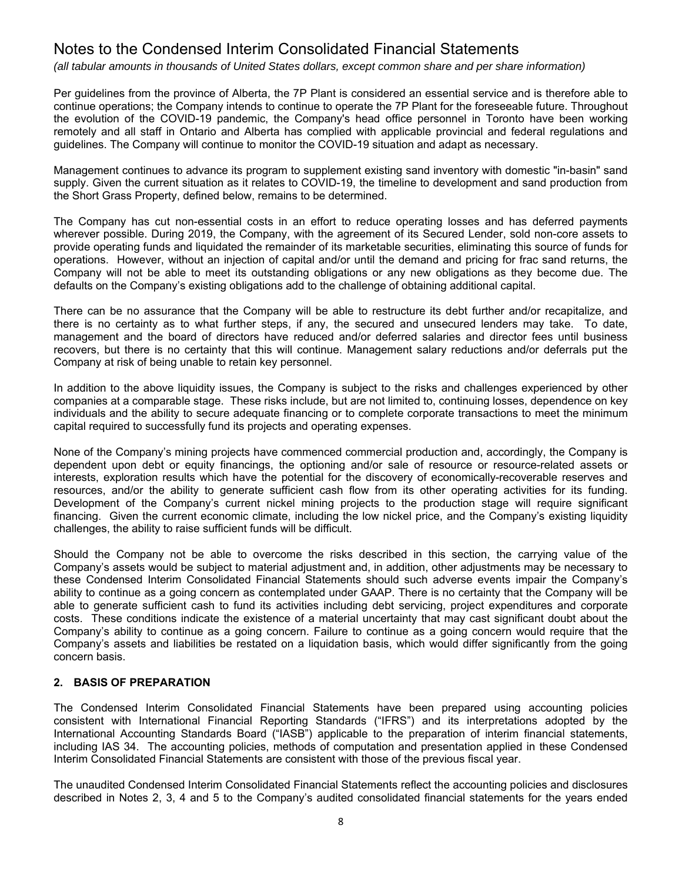Per guidelines from the province of Alberta, the 7P Plant is considered an essential service and is therefore able to continue operations; the Company intends to continue to operate the 7P Plant for the foreseeable future. Throughout the evolution of the COVID-19 pandemic, the Company's head office personnel in Toronto have been working remotely and all staff in Ontario and Alberta has complied with applicable provincial and federal regulations and guidelines. The Company will continue to monitor the COVID-19 situation and adapt as necessary.

Management continues to advance its program to supplement existing sand inventory with domestic "in-basin" sand supply. Given the current situation as it relates to COVID-19, the timeline to development and sand production from the Short Grass Property, defined below, remains to be determined.

The Company has cut non-essential costs in an effort to reduce operating losses and has deferred payments wherever possible. During 2019, the Company, with the agreement of its Secured Lender, sold non-core assets to provide operating funds and liquidated the remainder of its marketable securities, eliminating this source of funds for operations. However, without an injection of capital and/or until the demand and pricing for frac sand returns, the Company will not be able to meet its outstanding obligations or any new obligations as they become due. The defaults on the Company's existing obligations add to the challenge of obtaining additional capital.

There can be no assurance that the Company will be able to restructure its debt further and/or recapitalize, and there is no certainty as to what further steps, if any, the secured and unsecured lenders may take. To date, management and the board of directors have reduced and/or deferred salaries and director fees until business recovers, but there is no certainty that this will continue. Management salary reductions and/or deferrals put the Company at risk of being unable to retain key personnel.

In addition to the above liquidity issues, the Company is subject to the risks and challenges experienced by other companies at a comparable stage. These risks include, but are not limited to, continuing losses, dependence on key individuals and the ability to secure adequate financing or to complete corporate transactions to meet the minimum capital required to successfully fund its projects and operating expenses.

None of the Company's mining projects have commenced commercial production and, accordingly, the Company is dependent upon debt or equity financings, the optioning and/or sale of resource or resource-related assets or interests, exploration results which have the potential for the discovery of economically-recoverable reserves and resources, and/or the ability to generate sufficient cash flow from its other operating activities for its funding. Development of the Company's current nickel mining projects to the production stage will require significant financing. Given the current economic climate, including the low nickel price, and the Company's existing liquidity challenges, the ability to raise sufficient funds will be difficult.

Should the Company not be able to overcome the risks described in this section, the carrying value of the Company's assets would be subject to material adjustment and, in addition, other adjustments may be necessary to these Condensed Interim Consolidated Financial Statements should such adverse events impair the Company's ability to continue as a going concern as contemplated under GAAP. There is no certainty that the Company will be able to generate sufficient cash to fund its activities including debt servicing, project expenditures and corporate costs. These conditions indicate the existence of a material uncertainty that may cast significant doubt about the Company's ability to continue as a going concern. Failure to continue as a going concern would require that the Company's assets and liabilities be restated on a liquidation basis, which would differ significantly from the going concern basis.

## 2. BASIS OF PREPARATION

The Condensed Interim Consolidated Financial Statements have been prepared using accounting policies consistent with International Financial Reporting Standards ("IFRS") and its interpretations adopted by the International Accounting Standards Board ("IASB") applicable to the preparation of interim financial statements, including IAS 34. The accounting policies, methods of computation and presentation applied in these Condensed Interim Consolidated Financial Statements are consistent with those of the previous fiscal year.

The unaudited Condensed Interim Consolidated Financial Statements reflect the accounting policies and disclosures described in Notes 2, 3, 4 and 5 to the Company's audited consolidated financial statements for the years ended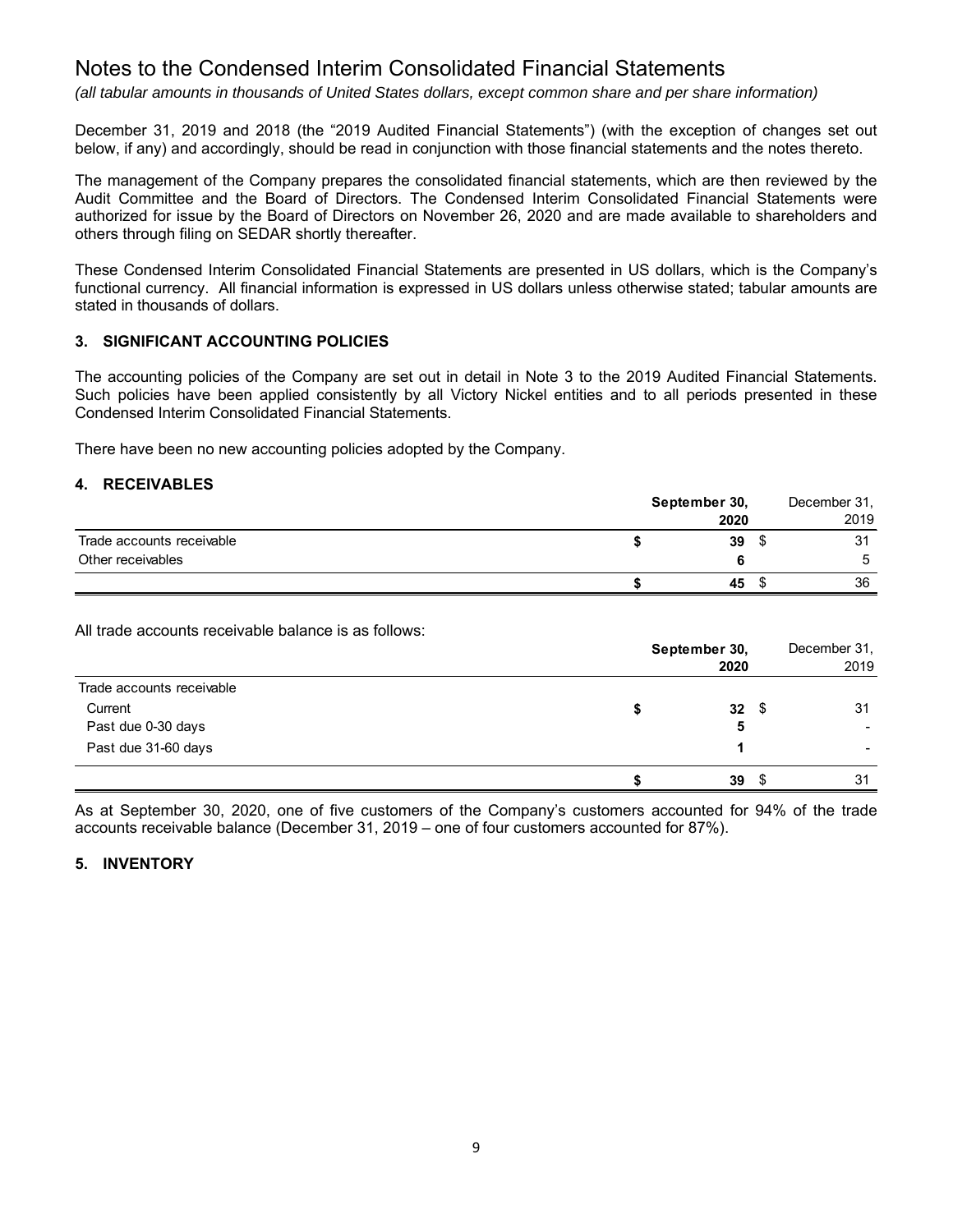December 31, 2019 and 2018 (the "2019 Audited Financial Statements") (with the exception of changes set out below, if any) and accordingly, should be read in conjunction with those financial statements and the notes thereto.

The management of the Company prepares the consolidated financial statements, which are then reviewed by the Audit Committee and the Board of Directors. The Condensed Interim Consolidated Financial Statements were authorized for issue by the Board of Directors on November 26, 2020 and are made available to shareholders and others through filing on SEDAR shortly thereafter.

These Condensed Interim Consolidated Financial Statements are presented in US dollars, which is the Company's functional currency. All financial information is expressed in US dollars unless otherwise stated; tabular amounts are stated in thousands of dollars.

## 3. SIGNIFICANT ACCOUNTING POLICIES

The accounting policies of the Company are set out in detail in Note 3 to the 2019 Audited Financial Statements. Such policies have been applied consistently by all Victory Nickel entities and to all periods presented in these Condensed Interim Consolidated Financial Statements.

There have been no new accounting policies adopted by the Company.

## 4. RECEIVABLES

| | **September 30, 2020** | December 31, 2019 |
|---|---|---|
| Trade accounts receivable | **$ 39** | $ 31 |
| Other receivables | **6** | 5 |
| | **$ 45** | $ 36 |

All trade accounts receivable balance is as follows:

| | **September 30, 2020** | December 31, 2019 |
|---|---|---|
| Trade accounts receivable | | |
| Current | **$ 32** | $ 31 |
| Past due 0-30 days | **5** | - |
| Past due 31-60 days | **1** | - |
| | **$ 39** | $ 31 |

As at September 30, 2020, one of five customers of the Company's customers accounted for 94% of the trade accounts receivable balance (December 31, 2019 – one of four customers accounted for 87%).

## 5. INVENTORY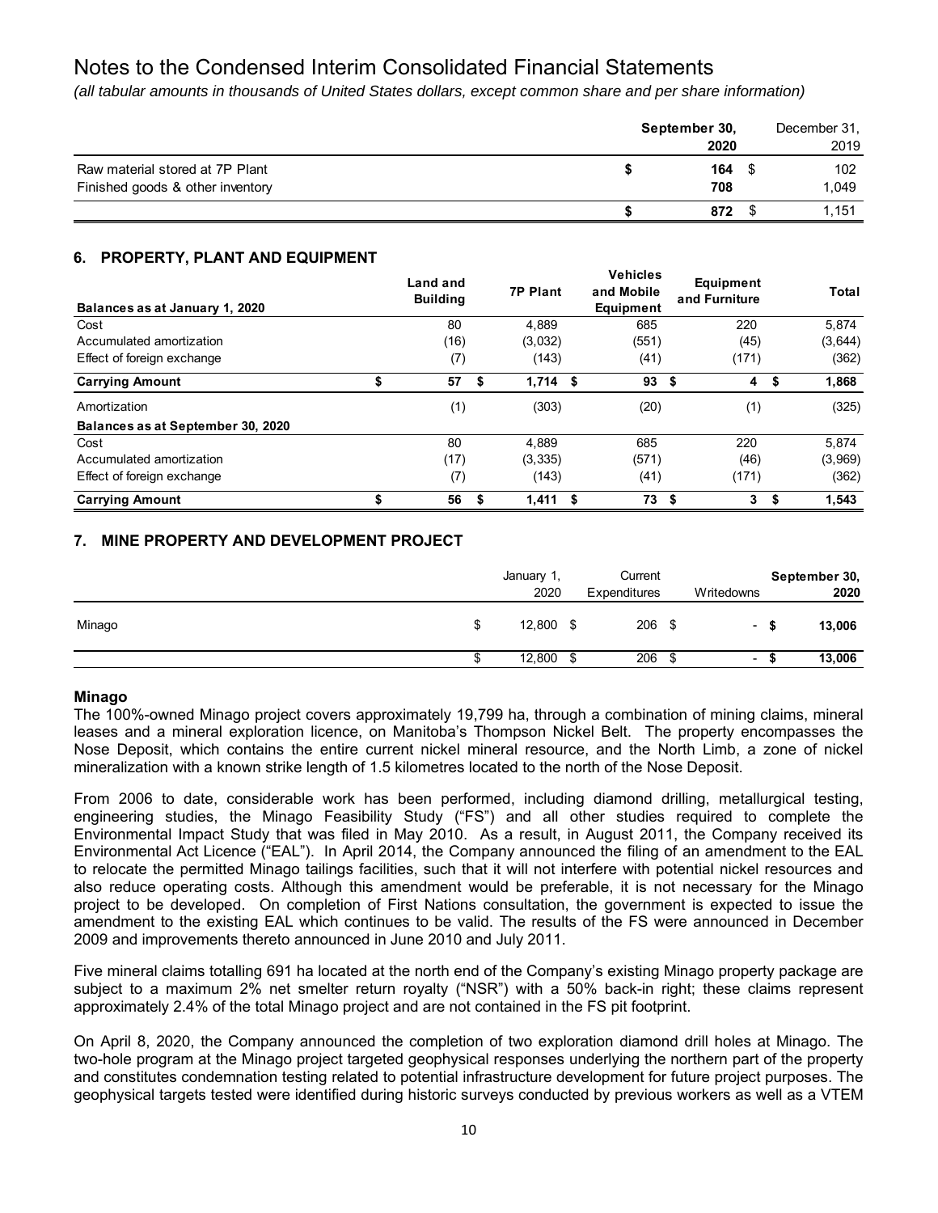# Notes to the Condensed Interim Consolidated Financial Statements

*(all tabular amounts in thousands of United States dollars, except common share and per share information)*

| | September 30, 2020 | December 31, 2019 |
|---|---|---|
| Raw material stored at 7P Plant | $ **164** | $ 102 |
| Finished goods & other inventory | **708** | 1,049 |
| | $ **872** | $ 1,151 |

## 6. PROPERTY, PLANT AND EQUIPMENT

| Balances as at January 1, 2020 | Land and Building | 7P Plant | Vehicles and Mobile Equipment | Equipment and Furniture | Total |
|---|---|---|---|---|---|
| Cost | 80 | 4,889 | 685 | 220 | 5,874 |
| Accumulated amortization | (16) | (3,032) | (551) | (45) | (3,644) |
| Effect of foreign exchange | (7) | (143) | (41) | (171) | (362) |
| **Carrying Amount** | $ **57** | $ **1,714** | $ **93** | $ **4** | $ **1,868** |
| Amortization | (1) | (303) | (20) | (1) | (325) |
| **Balances as at September 30, 2020** | | | | | |
| Cost | 80 | 4,889 | 685 | 220 | 5,874 |
| Accumulated amortization | (17) | (3,335) | (571) | (46) | (3,969) |
| Effect of foreign exchange | (7) | (143) | (41) | (171) | (362) |
| **Carrying Amount** | $ **56** | $ **1,411** | $ **73** | $ **3** | $ **1,543** |

## 7. MINE PROPERTY AND DEVELOPMENT PROJECT

| | January 1, 2020 | Current Expenditures | Writedowns | September 30, 2020 |
|---|---|---|---|---|
| Minago | $ 12,800 | $ 206 | $ - | $ **13,006** |
| | $ 12,800 | $ 206 | $ - | $ **13,006** |

### Minago

The 100%-owned Minago project covers approximately 19,799 ha, through a combination of mining claims, mineral leases and a mineral exploration licence, on Manitoba's Thompson Nickel Belt. The property encompasses the Nose Deposit, which contains the entire current nickel mineral resource, and the North Limb, a zone of nickel mineralization with a known strike length of 1.5 kilometres located to the north of the Nose Deposit.

From 2006 to date, considerable work has been performed, including diamond drilling, metallurgical testing, engineering studies, the Minago Feasibility Study ("FS") and all other studies required to complete the Environmental Impact Study that was filed in May 2010. As a result, in August 2011, the Company received its Environmental Act Licence ("EAL"). In April 2014, the Company announced the filing of an amendment to the EAL to relocate the permitted Minago tailings facilities, such that it will not interfere with potential nickel resources and also reduce operating costs. Although this amendment would be preferable, it is not necessary for the Minago project to be developed. On completion of First Nations consultation, the government is expected to issue the amendment to the existing EAL which continues to be valid. The results of the FS were announced in December 2009 and improvements thereto announced in June 2010 and July 2011.

Five mineral claims totalling 691 ha located at the north end of the Company's existing Minago property package are subject to a maximum 2% net smelter return royalty ("NSR") with a 50% back-in right; these claims represent approximately 2.4% of the total Minago project and are not contained in the FS pit footprint.

On April 8, 2020, the Company announced the completion of two exploration diamond drill holes at Minago. The two-hole program at the Minago project targeted geophysical responses underlying the northern part of the property and constitutes condemnation testing related to potential infrastructure development for future project purposes. The geophysical targets tested were identified during historic surveys conducted by previous workers as well as a VTEM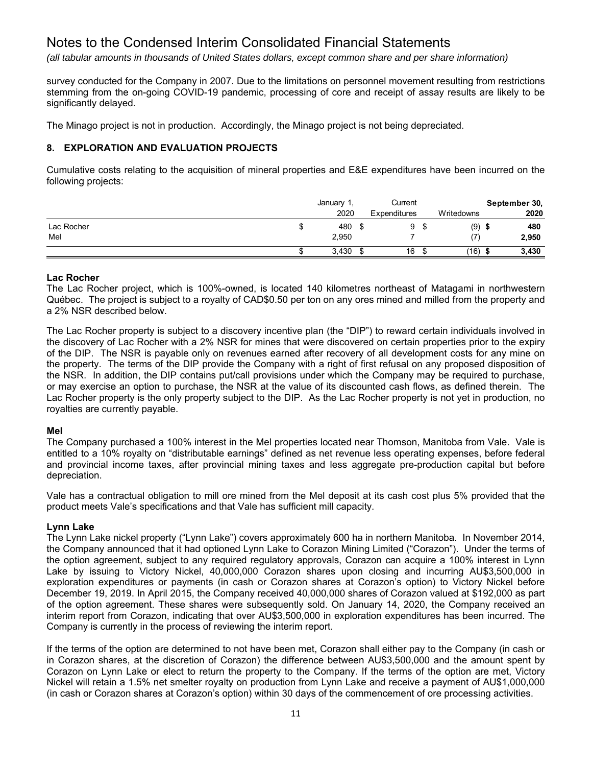# Notes to the Condensed Interim Consolidated Financial Statements

*(all tabular amounts in thousands of United States dollars, except common share and per share information)*

survey conducted for the Company in 2007. Due to the limitations on personnel movement resulting from restrictions stemming from the on-going COVID-19 pandemic, processing of core and receipt of assay results are likely to be significantly delayed.

The Minago project is not in production. Accordingly, the Minago project is not being depreciated.

## 8. EXPLORATION AND EVALUATION PROJECTS

Cumulative costs relating to the acquisition of mineral properties and E&E expenditures have been incurred on the following projects:

| | January 1, 2020 | Current Expenditures | Writedowns | **September 30, 2020** |
|---|---|---|---|---|
| Lac Rocher | $ 480 | $ 9 | $ (9) | **$ 480** |
| Mel | 2,950 | 7 | (7) | **2,950** |
| | $ 3,430 | $ 16 | $ (16) | **$ 3,430** |

### Lac Rocher

The Lac Rocher project, which is 100%-owned, is located 140 kilometres northeast of Matagami in northwestern Québec. The project is subject to a royalty of CAD$0.50 per ton on any ores mined and milled from the property and a 2% NSR described below.

The Lac Rocher property is subject to a discovery incentive plan (the "DIP") to reward certain individuals involved in the discovery of Lac Rocher with a 2% NSR for mines that were discovered on certain properties prior to the expiry of the DIP. The NSR is payable only on revenues earned after recovery of all development costs for any mine on the property. The terms of the DIP provide the Company with a right of first refusal on any proposed disposition of the NSR. In addition, the DIP contains put/call provisions under which the Company may be required to purchase, or may exercise an option to purchase, the NSR at the value of its discounted cash flows, as defined therein. The Lac Rocher property is the only property subject to the DIP. As the Lac Rocher property is not yet in production, no royalties are currently payable.

### Mel

The Company purchased a 100% interest in the Mel properties located near Thomson, Manitoba from Vale. Vale is entitled to a 10% royalty on "distributable earnings" defined as net revenue less operating expenses, before federal and provincial income taxes, after provincial mining taxes and less aggregate pre-production capital but before depreciation.

Vale has a contractual obligation to mill ore mined from the Mel deposit at its cash cost plus 5% provided that the product meets Vale's specifications and that Vale has sufficient mill capacity.

### Lynn Lake

The Lynn Lake nickel property ("Lynn Lake") covers approximately 600 ha in northern Manitoba. In November 2014, the Company announced that it had optioned Lynn Lake to Corazon Mining Limited ("Corazon"). Under the terms of the option agreement, subject to any required regulatory approvals, Corazon can acquire a 100% interest in Lynn Lake by issuing to Victory Nickel, 40,000,000 Corazon shares upon closing and incurring AU$3,500,000 in exploration expenditures or payments (in cash or Corazon shares at Corazon's option) to Victory Nickel before December 19, 2019. In April 2015, the Company received 40,000,000 shares of Corazon valued at $192,000 as part of the option agreement. These shares were subsequently sold. On January 14, 2020, the Company received an interim report from Corazon, indicating that over AU$3,500,000 in exploration expenditures has been incurred. The Company is currently in the process of reviewing the interim report.

If the terms of the option are determined to not have been met, Corazon shall either pay to the Company (in cash or in Corazon shares, at the discretion of Corazon) the difference between AU$3,500,000 and the amount spent by Corazon on Lynn Lake or elect to return the property to the Company. If the terms of the option are met, Victory Nickel will retain a 1.5% net smelter royalty on production from Lynn Lake and receive a payment of AU$1,000,000 (in cash or Corazon shares at Corazon's option) within 30 days of the commencement of ore processing activities.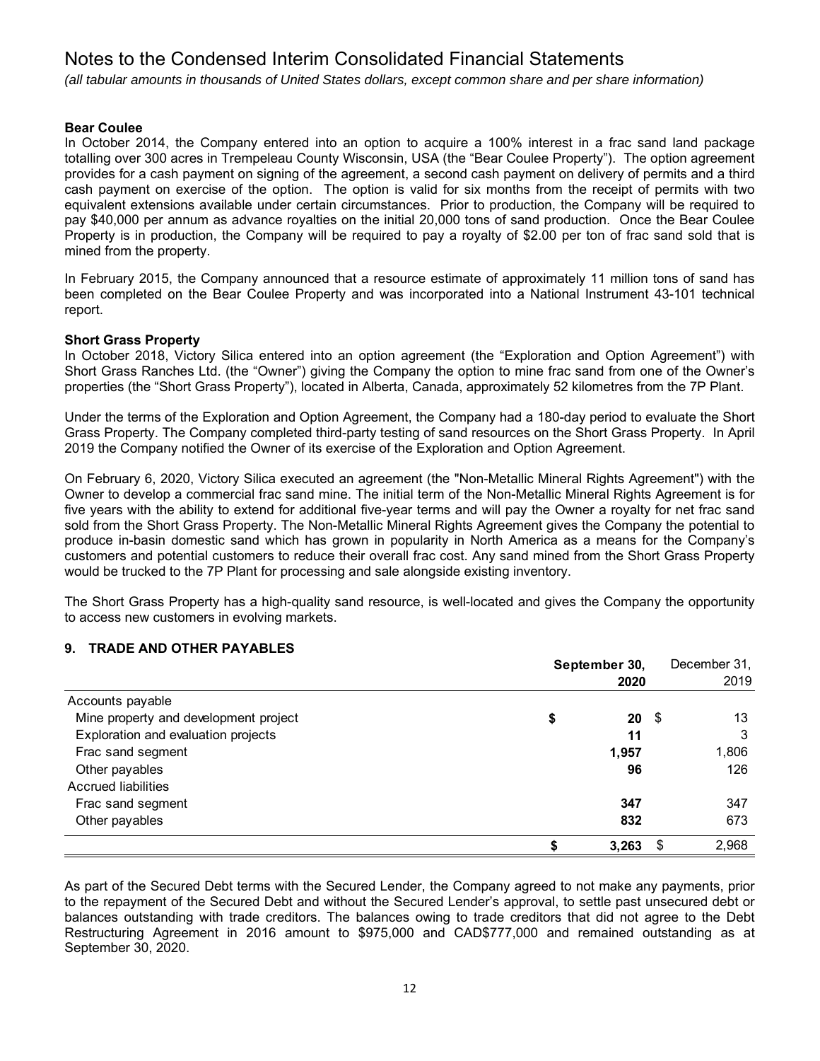**Bear Coulee**

In October 2014, the Company entered into an option to acquire a 100% interest in a frac sand land package totalling over 300 acres in Trempeleau County Wisconsin, USA (the "Bear Coulee Property"). The option agreement provides for a cash payment on signing of the agreement, a second cash payment on delivery of permits and a third cash payment on exercise of the option. The option is valid for six months from the receipt of permits with two equivalent extensions available under certain circumstances. Prior to production, the Company will be required to pay $40,000 per annum as advance royalties on the initial 20,000 tons of sand production. Once the Bear Coulee Property is in production, the Company will be required to pay a royalty of $2.00 per ton of frac sand sold that is mined from the property.

In February 2015, the Company announced that a resource estimate of approximately 11 million tons of sand has been completed on the Bear Coulee Property and was incorporated into a National Instrument 43-101 technical report.

**Short Grass Property**

In October 2018, Victory Silica entered into an option agreement (the "Exploration and Option Agreement") with Short Grass Ranches Ltd. (the "Owner") giving the Company the option to mine frac sand from one of the Owner's properties (the "Short Grass Property"), located in Alberta, Canada, approximately 52 kilometres from the 7P Plant.

Under the terms of the Exploration and Option Agreement, the Company had a 180-day period to evaluate the Short Grass Property. The Company completed third-party testing of sand resources on the Short Grass Property. In April 2019 the Company notified the Owner of its exercise of the Exploration and Option Agreement.

On February 6, 2020, Victory Silica executed an agreement (the "Non-Metallic Mineral Rights Agreement") with the Owner to develop a commercial frac sand mine. The initial term of the Non-Metallic Mineral Rights Agreement is for five years with the ability to extend for additional five-year terms and will pay the Owner a royalty for net frac sand sold from the Short Grass Property. The Non-Metallic Mineral Rights Agreement gives the Company the potential to produce in-basin domestic sand which has grown in popularity in North America as a means for the Company's customers and potential customers to reduce their overall frac cost. Any sand mined from the Short Grass Property would be trucked to the 7P Plant for processing and sale alongside existing inventory.

The Short Grass Property has a high-quality sand resource, is well-located and gives the Company the opportunity to access new customers in evolving markets.

## 9. TRADE AND OTHER PAYABLES

| | **September 30, 2020** | December 31, 2019 |
|---|---|---|
| Accounts payable | | |
| Mine property and development project | **$ 20** | $ 13 |
| Exploration and evaluation projects | **11** | 3 |
| Frac sand segment | **1,957** | 1,806 |
| Other payables | **96** | 126 |
| Accrued liabilities | | |
| Frac sand segment | **347** | 347 |
| Other payables | **832** | 673 |
| | **$ 3,263** | $ 2,968 |

As part of the Secured Debt terms with the Secured Lender, the Company agreed to not make any payments, prior to the repayment of the Secured Debt and without the Secured Lender's approval, to settle past unsecured debt or balances outstanding with trade creditors. The balances owing to trade creditors that did not agree to the Debt Restructuring Agreement in 2016 amount to $975,000 and CAD$777,000 and remained outstanding as at September 30, 2020.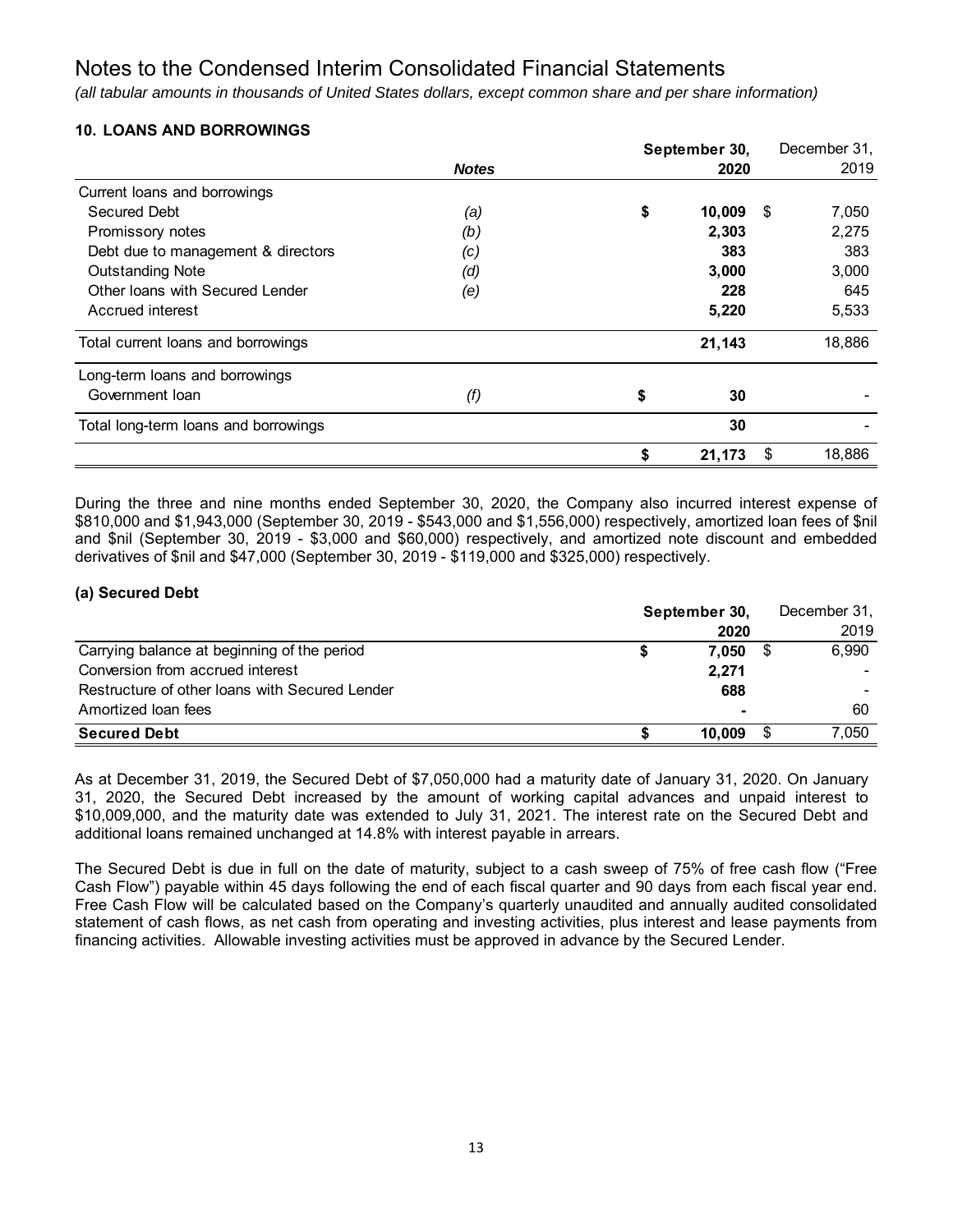# Notes to the Condensed Interim Consolidated Financial Statements

*(all tabular amounts in thousands of United States dollars, except common share and per share information)*

### 10. LOANS AND BORROWINGS

| | *Notes* | September 30, 2020 | December 31, 2019 |
|---|---|---|---|
| Current loans and borrowings | | | |
| Secured Debt | *(a)* | **$ 10,009** | $ 7,050 |
| Promissory notes | *(b)* | **2,303** | 2,275 |
| Debt due to management & directors | *(c)* | **383** | 383 |
| Outstanding Note | *(d)* | **3,000** | 3,000 |
| Other loans with Secured Lender | *(e)* | **228** | 645 |
| Accrued interest | | **5,220** | 5,533 |
| Total current loans and borrowings | | **21,143** | 18,886 |
| Long-term loans and borrowings | | | |
| Government loan | *(f)* | **$ 30** | - |
| Total long-term loans and borrowings | | **30** | - |
| | | **$ 21,173** | $ 18,886 |

During the three and nine months ended September 30, 2020, the Company also incurred interest expense of $810,000 and $1,943,000 (September 30, 2019 - $543,000 and $1,556,000) respectively, amortized loan fees of $nil and $nil (September 30, 2019 - $3,000 and $60,000) respectively, and amortized note discount and embedded derivatives of $nil and $47,000 (September 30, 2019 - $119,000 and $325,000) respectively.

#### (a) Secured Debt

| | September 30, 2020 | December 31, 2019 |
|---|---|---|
| Carrying balance at beginning of the period | **$ 7,050** | $ 6,990 |
| Conversion from accrued interest | **2,271** | - |
| Restructure of other loans with Secured Lender | **688** | - |
| Amortized loan fees | **-** | 60 |
| **Secured Debt** | **$ 10,009** | $ 7,050 |

As at December 31, 2019, the Secured Debt of $7,050,000 had a maturity date of January 31, 2020. On January 31, 2020, the Secured Debt increased by the amount of working capital advances and unpaid interest to $10,009,000, and the maturity date was extended to July 31, 2021. The interest rate on the Secured Debt and additional loans remained unchanged at 14.8% with interest payable in arrears.

The Secured Debt is due in full on the date of maturity, subject to a cash sweep of 75% of free cash flow ("Free Cash Flow") payable within 45 days following the end of each fiscal quarter and 90 days from each fiscal year end. Free Cash Flow will be calculated based on the Company's quarterly unaudited and annually audited consolidated statement of cash flows, as net cash from operating and investing activities, plus interest and lease payments from financing activities. Allowable investing activities must be approved in advance by the Secured Lender.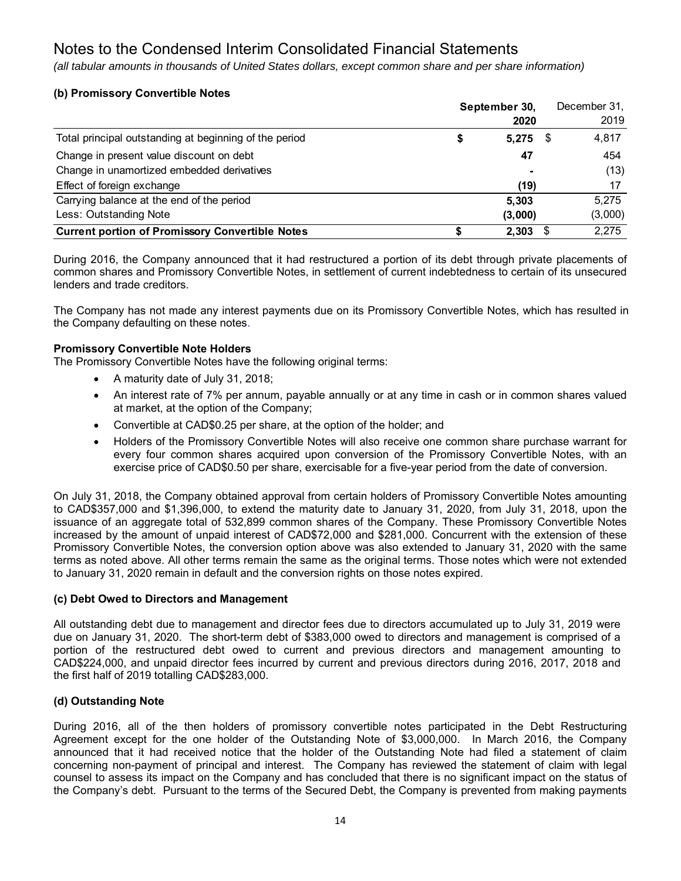# Notes to the Condensed Interim Consolidated Financial Statements

*(all tabular amounts in thousands of United States dollars, except common share and per share information)*

### (b) Promissory Convertible Notes

| | September 30, 2020 | December 31, 2019 |
|---|---|---|
| Total principal outstanding at beginning of the period | **$ 5,275** | $ 4,817 |
| Change in present value discount on debt | **47** | 454 |
| Change in unamortized embedded derivatives | **-** | (13) |
| Effect of foreign exchange | **(19)** | 17 |
| Carrying balance at the end of the period | **5,303** | 5,275 |
| Less: Outstanding Note | **(3,000)** | (3,000) |
| **Current portion of Promissory Convertible Notes** | **$ 2,303** | $ 2,275 |

During 2016, the Company announced that it had restructured a portion of its debt through private placements of common shares and Promissory Convertible Notes, in settlement of current indebtedness to certain of its unsecured lenders and trade creditors.

The Company has not made any interest payments due on its Promissory Convertible Notes, which has resulted in the Company defaulting on these notes.

**Promissory Convertible Note Holders**

The Promissory Convertible Notes have the following original terms:

- A maturity date of July 31, 2018;
- An interest rate of 7% per annum, payable annually or at any time in cash or in common shares valued at market, at the option of the Company;
- Convertible at CAD$0.25 per share, at the option of the holder; and
- Holders of the Promissory Convertible Notes will also receive one common share purchase warrant for every four common shares acquired upon conversion of the Promissory Convertible Notes, with an exercise price of CAD$0.50 per share, exercisable for a five-year period from the date of conversion.

On July 31, 2018, the Company obtained approval from certain holders of Promissory Convertible Notes amounting to CAD$357,000 and $1,396,000, to extend the maturity date to January 31, 2020, from July 31, 2018, upon the issuance of an aggregate total of 532,899 common shares of the Company. These Promissory Convertible Notes increased by the amount of unpaid interest of CAD$72,000 and $281,000. Concurrent with the extension of these Promissory Convertible Notes, the conversion option above was also extended to January 31, 2020 with the same terms as noted above. All other terms remain the same as the original terms. Those notes which were not extended to January 31, 2020 remain in default and the conversion rights on those notes expired.

### (c) Debt Owed to Directors and Management

All outstanding debt due to management and director fees due to directors accumulated up to July 31, 2019 were due on January 31, 2020. The short-term debt of $383,000 owed to directors and management is comprised of a portion of the restructured debt owed to current and previous directors and management amounting to CAD$224,000, and unpaid director fees incurred by current and previous directors during 2016, 2017, 2018 and the first half of 2019 totalling CAD$283,000.

### (d) Outstanding Note

During 2016, all of the then holders of promissory convertible notes participated in the Debt Restructuring Agreement except for the one holder of the Outstanding Note of $3,000,000. In March 2016, the Company announced that it had received notice that the holder of the Outstanding Note had filed a statement of claim concerning non-payment of principal and interest. The Company has reviewed the statement of claim with legal counsel to assess its impact on the Company and has concluded that there is no significant impact on the status of the Company's debt. Pursuant to the terms of the Secured Debt, the Company is prevented from making payments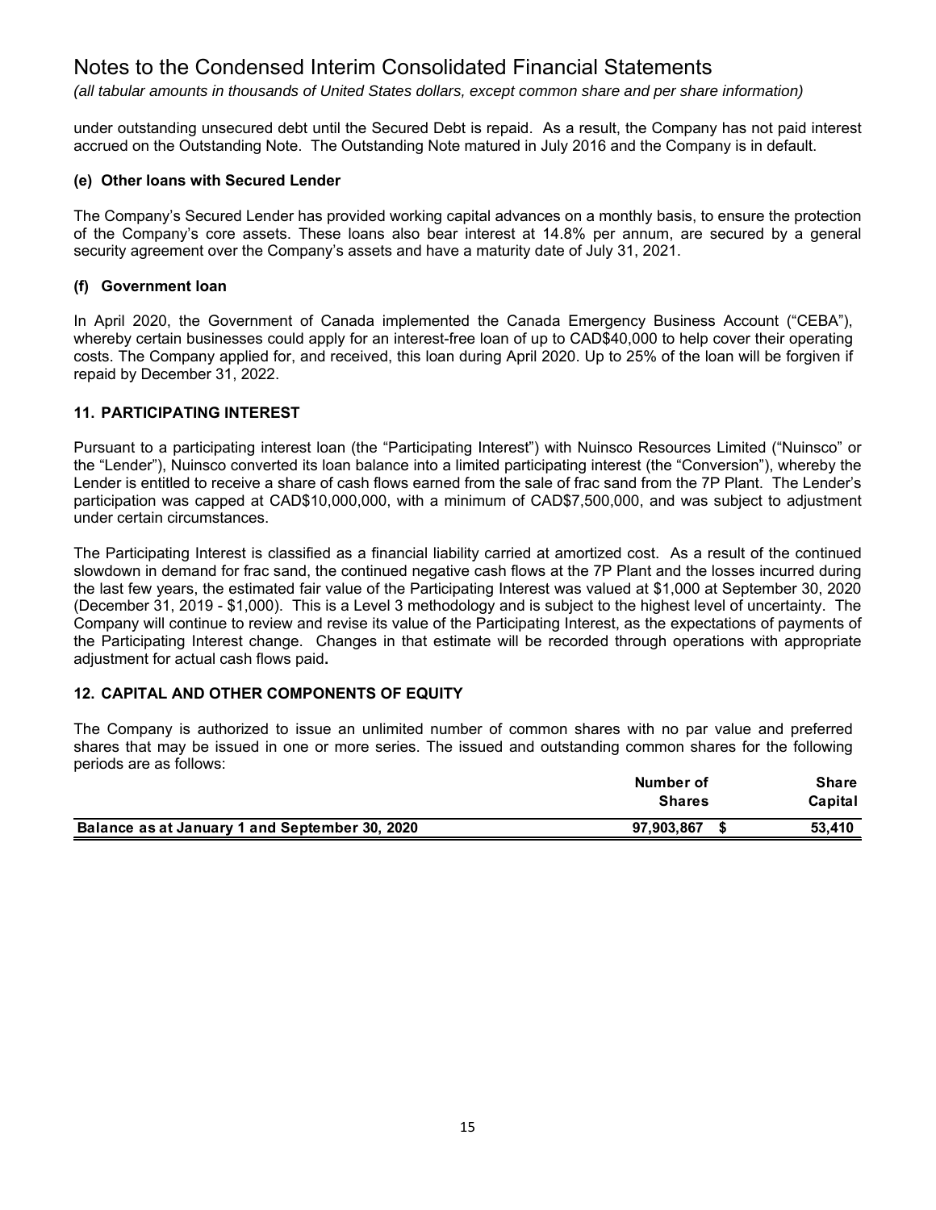under outstanding unsecured debt until the Secured Debt is repaid. As a result, the Company has not paid interest accrued on the Outstanding Note. The Outstanding Note matured in July 2016 and the Company is in default.

### (e) Other loans with Secured Lender

The Company's Secured Lender has provided working capital advances on a monthly basis, to ensure the protection of the Company's core assets. These loans also bear interest at 14.8% per annum, are secured by a general security agreement over the Company's assets and have a maturity date of July 31, 2021.

### (f) Government loan

In April 2020, the Government of Canada implemented the Canada Emergency Business Account ("CEBA"), whereby certain businesses could apply for an interest-free loan of up to CAD$40,000 to help cover their operating costs. The Company applied for, and received, this loan during April 2020. Up to 25% of the loan will be forgiven if repaid by December 31, 2022.

## 11. PARTICIPATING INTEREST

Pursuant to a participating interest loan (the "Participating Interest") with Nuinsco Resources Limited ("Nuinsco" or the "Lender"), Nuinsco converted its loan balance into a limited participating interest (the "Conversion"), whereby the Lender is entitled to receive a share of cash flows earned from the sale of frac sand from the 7P Plant. The Lender's participation was capped at CAD$10,000,000, with a minimum of CAD$7,500,000, and was subject to adjustment under certain circumstances.

The Participating Interest is classified as a financial liability carried at amortized cost. As a result of the continued slowdown in demand for frac sand, the continued negative cash flows at the 7P Plant and the losses incurred during the last few years, the estimated fair value of the Participating Interest was valued at $1,000 at September 30, 2020 (December 31, 2019 - $1,000). This is a Level 3 methodology and is subject to the highest level of uncertainty. The Company will continue to review and revise its value of the Participating Interest, as the expectations of payments of the Participating Interest change. Changes in that estimate will be recorded through operations with appropriate adjustment for actual cash flows paid**.**

## 12. CAPITAL AND OTHER COMPONENTS OF EQUITY

The Company is authorized to issue an unlimited number of common shares with no par value and preferred shares that may be issued in one or more series. The issued and outstanding common shares for the following periods are as follows:

| | Number of Shares | Share Capital |
|---|---|---|
| **Balance as at January 1 and September 30, 2020** | **97,903,867** | **$ 53,410** |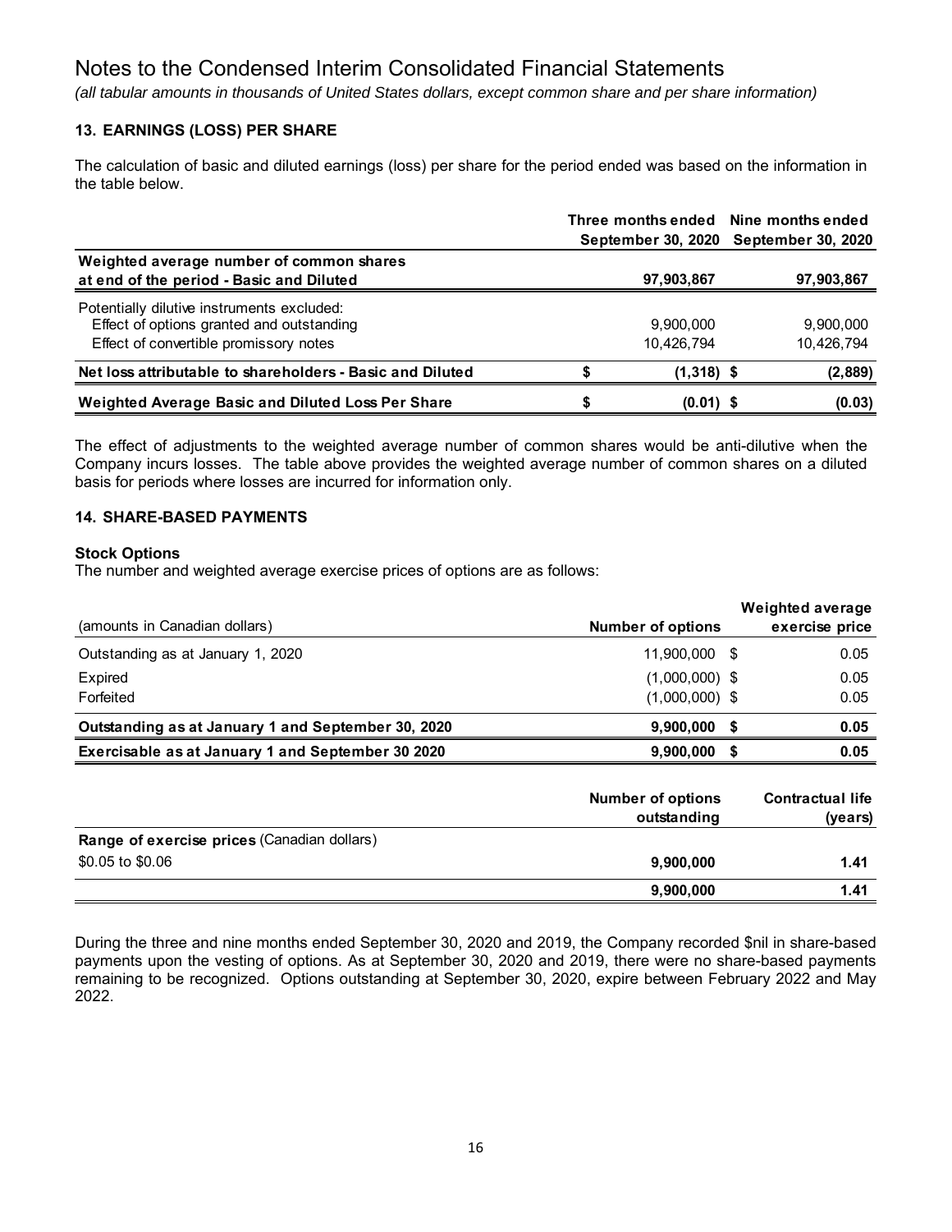# Notes to the Condensed Interim Consolidated Financial Statements

*(all tabular amounts in thousands of United States dollars, except common share and per share information)*

## 13. EARNINGS (LOSS) PER SHARE

The calculation of basic and diluted earnings (loss) per share for the period ended was based on the information in the table below.

| | Three months ended September 30, 2020 | Nine months ended September 30, 2020 |
|---|---|---|
| **Weighted average number of common shares at end of the period - Basic and Diluted** | **97,903,867** | **97,903,867** |
| Potentially dilutive instruments excluded: | | |
| Effect of options granted and outstanding | 9,900,000 | 9,900,000 |
| Effect of convertible promissory notes | 10,426,794 | 10,426,794 |
| **Net loss attributable to shareholders - Basic and Diluted** | **$ (1,318)** | **$ (2,889)** |
| **Weighted Average Basic and Diluted Loss Per Share** | **$ (0.01)** | **$ (0.03)** |

The effect of adjustments to the weighted average number of common shares would be anti-dilutive when the Company incurs losses. The table above provides the weighted average number of common shares on a diluted basis for periods where losses are incurred for information only.

## 14. SHARE-BASED PAYMENTS

### Stock Options

The number and weighted average exercise prices of options are as follows:

| (amounts in Canadian dollars) | Number of options | Weighted average exercise price |
|---|---|---|
| Outstanding as at January 1, 2020 | 11,900,000 | $ 0.05 |
| Expired | (1,000,000) | $ 0.05 |
| Forfeited | (1,000,000) | $ 0.05 |
| **Outstanding as at January 1 and September 30, 2020** | **9,900,000** | **$ 0.05** |
| **Exercisable as at January 1 and September 30 2020** | **9,900,000** | **$ 0.05** |

| | Number of options outstanding | Contractual life (years) |
|---|---|---|
| **Range of exercise prices** (Canadian dollars) | | |
| $0.05 to $0.06 | **9,900,000** | **1.41** |
| | **9,900,000** | **1.41** |

During the three and nine months ended September 30, 2020 and 2019, the Company recorded $nil in share-based payments upon the vesting of options. As at September 30, 2020 and 2019, there were no share-based payments remaining to be recognized. Options outstanding at September 30, 2020, expire between February 2022 and May 2022.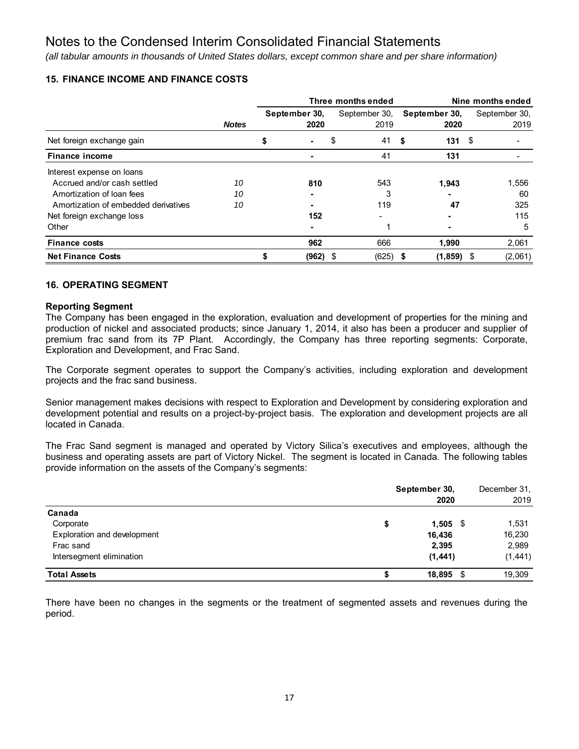# Notes to the Condensed Interim Consolidated Financial Statements

*(all tabular amounts in thousands of United States dollars, except common share and per share information)*

## 15. FINANCE INCOME AND FINANCE COSTS

| | | Three months ended | | Nine months ended | |
|---|---|---|---|---|---|
| | ***Notes*** | **September 30, 2020** | September 30, 2019 | **September 30, 2020** | September 30, 2019 |
| Net foreign exchange gain | | **$ -** | $ 41 | **$ 131** | $ - |
| **Finance income** | | **-** | 41 | **131** | - |
| Interest expense on loans | | | | | |
| Accrued and/or cash settled | *10* | **810** | 543 | **1,943** | 1,556 |
| Amortization of loan fees | *10* | **-** | 3 | **-** | 60 |
| Amortization of embedded derivatives | *10* | **-** | 119 | **47** | 325 |
| Net foreign exchange loss | | **152** | - | **-** | 115 |
| Other | | **-** | 1 | **-** | 5 |
| **Finance costs** | | **962** | 666 | **1,990** | 2,061 |
| **Net Finance Costs** | | **$ (962)** | $ (625) | **$ (1,859)** | $ (2,061) |

## 16. OPERATING SEGMENT

### Reporting Segment

The Company has been engaged in the exploration, evaluation and development of properties for the mining and production of nickel and associated products; since January 1, 2014, it also has been a producer and supplier of premium frac sand from its 7P Plant. Accordingly, the Company has three reporting segments: Corporate, Exploration and Development, and Frac Sand.

The Corporate segment operates to support the Company's activities, including exploration and development projects and the frac sand business.

Senior management makes decisions with respect to Exploration and Development by considering exploration and development potential and results on a project-by-project basis. The exploration and development projects are all located in Canada.

The Frac Sand segment is managed and operated by Victory Silica's executives and employees, although the business and operating assets are part of Victory Nickel. The segment is located in Canada. The following tables provide information on the assets of the Company's segments:

| | **September 30, 2020** | December 31, 2019 |
|---|---|---|
| **Canada** | | |
| Corporate | **$ 1,505** | $ 1,531 |
| Exploration and development | **16,436** | 16,230 |
| Frac sand | **2,395** | 2,989 |
| Intersegment elimination | **(1,441)** | (1,441) |
| **Total Assets** | **$ 18,895** | $ 19,309 |

There have been no changes in the segments or the treatment of segmented assets and revenues during the period.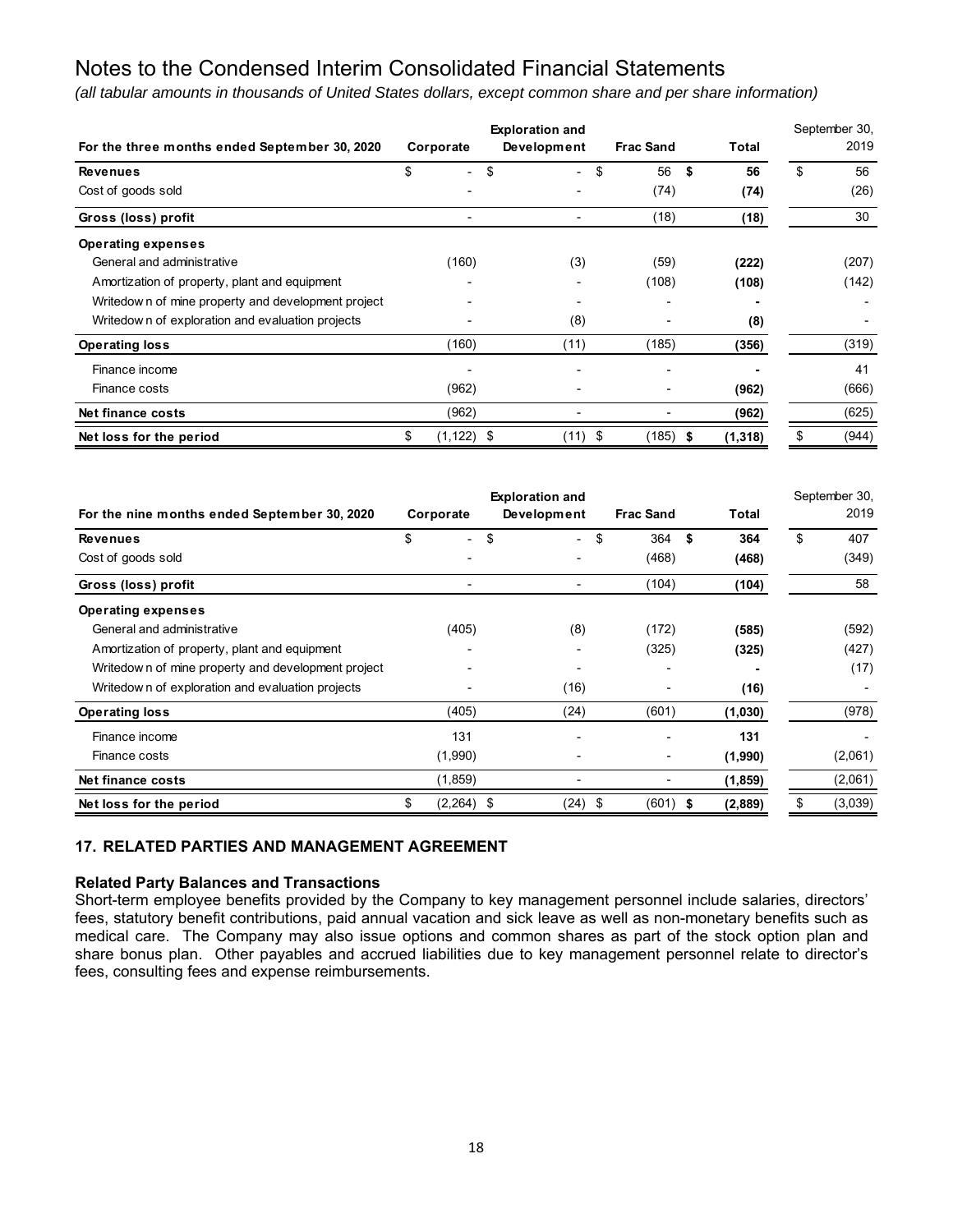# Notes to the Condensed Interim Consolidated Financial Statements

*(all tabular amounts in thousands of United States dollars, except common share and per share information)*

| For the three months ended September 30, 2020 | Corporate | Exploration and Development | Frac Sand | Total | September 30, 2019 |
|---|---|---|---|---|---|
| **Revenues** | $ - | $ - | $ 56 | **$ 56** | $ 56 |
| Cost of goods sold | - | - | (74) | **(74)** | (26) |
| **Gross (loss) profit** | - | - | (18) | **(18)** | 30 |
| **Operating expenses** | | | | | |
| General and administrative | (160) | (3) | (59) | **(222)** | (207) |
| Amortization of property, plant and equipment | - | - | (108) | **(108)** | (142) |
| Writedown of mine property and development project | - | - | - | **-** | - |
| Writedown of exploration and evaluation projects | - | (8) | - | **(8)** | - |
| **Operating loss** | (160) | (11) | (185) | **(356)** | (319) |
| Finance income | - | - | - | **-** | 41 |
| Finance costs | (962) | - | - | **(962)** | (666) |
| **Net finance costs** | (962) | - | - | **(962)** | (625) |
| **Net loss for the period** | $ (1,122) | $ (11) | $ (185) | **$ (1,318)** | $ (944) |

| For the nine months ended September 30, 2020 | Corporate | Exploration and Development | Frac Sand | Total | September 30, 2019 |
|---|---|---|---|---|---|
| **Revenues** | $ - | $ - | $ 364 | **$ 364** | $ 407 |
| Cost of goods sold | - | - | (468) | **(468)** | (349) |
| **Gross (loss) profit** | - | - | (104) | **(104)** | 58 |
| **Operating expenses** | | | | | |
| General and administrative | (405) | (8) | (172) | **(585)** | (592) |
| Amortization of property, plant and equipment | - | - | (325) | **(325)** | (427) |
| Writedown of mine property and development project | - | - | - | **-** | (17) |
| Writedown of exploration and evaluation projects | - | (16) | - | **(16)** | - |
| **Operating loss** | (405) | (24) | (601) | **(1,030)** | (978) |
| Finance income | 131 | - | - | **131** | - |
| Finance costs | (1,990) | - | - | **(1,990)** | (2,061) |
| **Net finance costs** | (1,859) | - | - | **(1,859)** | (2,061) |
| **Net loss for the period** | $ (2,264) | $ (24) | $ (601) | **$ (2,889)** | $ (3,039) |

## 17. RELATED PARTIES AND MANAGEMENT AGREEMENT

### Related Party Balances and Transactions

Short-term employee benefits provided by the Company to key management personnel include salaries, directors' fees, statutory benefit contributions, paid annual vacation and sick leave as well as non-monetary benefits such as medical care. The Company may also issue options and common shares as part of the stock option plan and share bonus plan. Other payables and accrued liabilities due to key management personnel relate to director's fees, consulting fees and expense reimbursements.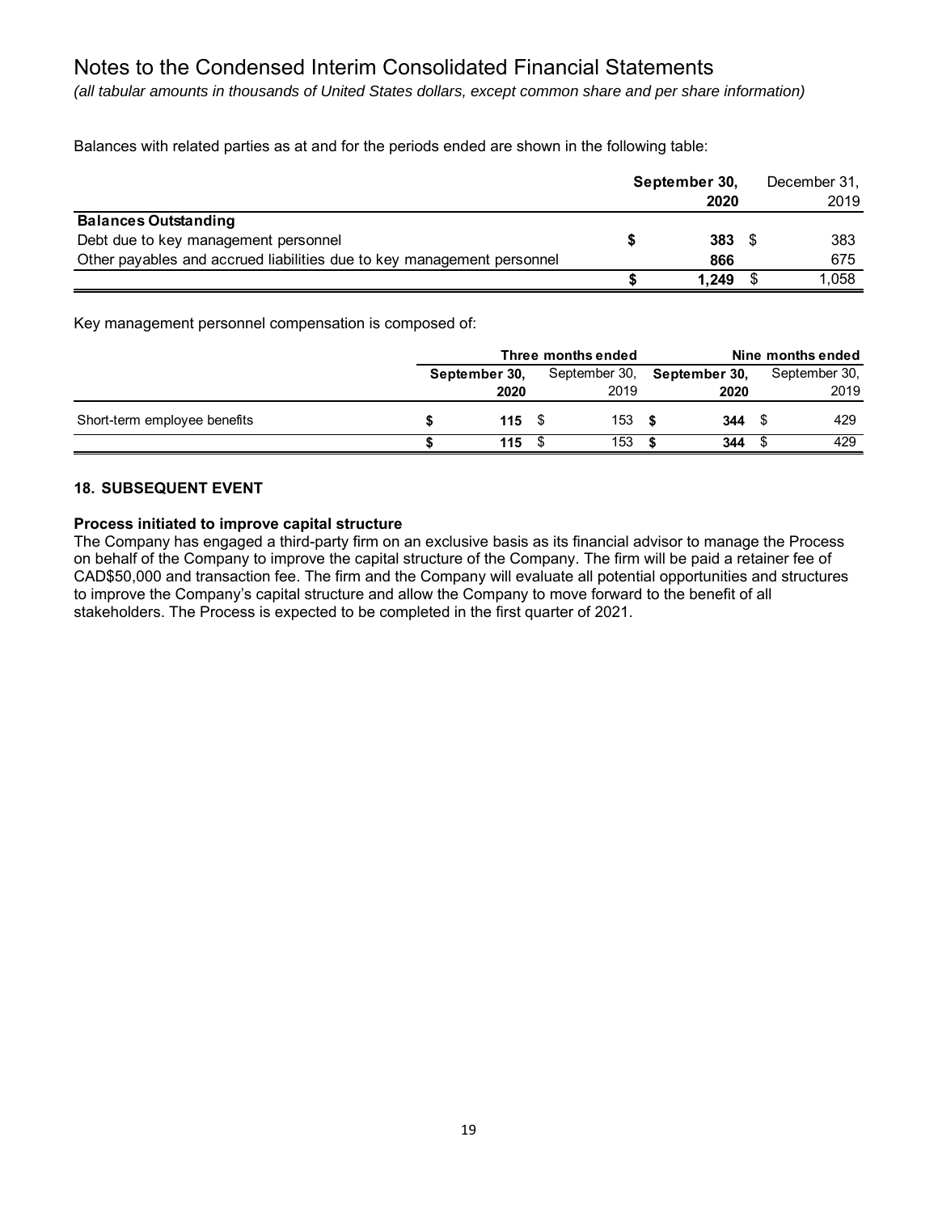# Notes to the Condensed Interim Consolidated Financial Statements

*(all tabular amounts in thousands of United States dollars, except common share and per share information)*

Balances with related parties as at and for the periods ended are shown in the following table:

| | **September 30, 2020** | December 31, 2019 |
|---|---|---|
| **Balances Outstanding** | | |
| Debt due to key management personnel | **$ 383** | $ 383 |
| Other payables and accrued liabilities due to key management personnel | **866** | 675 |
| | **$ 1,249** | $ 1,058 |

Key management personnel compensation is composed of:

| | **Three months ended** | | **Nine months ended** | |
|---|---|---|---|---|
| | **September 30, 2020** | September 30, 2019 | **September 30, 2020** | September 30, 2019 |
| Short-term employee benefits | **$ 115** | $ 153 | **$ 344** | $ 429 |
| | **$ 115** | $ 153 | **$ 344** | $ 429 |

## 18. SUBSEQUENT EVENT

**Process initiated to improve capital structure**

The Company has engaged a third-party firm on an exclusive basis as its financial advisor to manage the Process on behalf of the Company to improve the capital structure of the Company. The firm will be paid a retainer fee of CAD$50,000 and transaction fee. The firm and the Company will evaluate all potential opportunities and structures to improve the Company's capital structure and allow the Company to move forward to the benefit of all stakeholders. The Process is expected to be completed in the first quarter of 2021.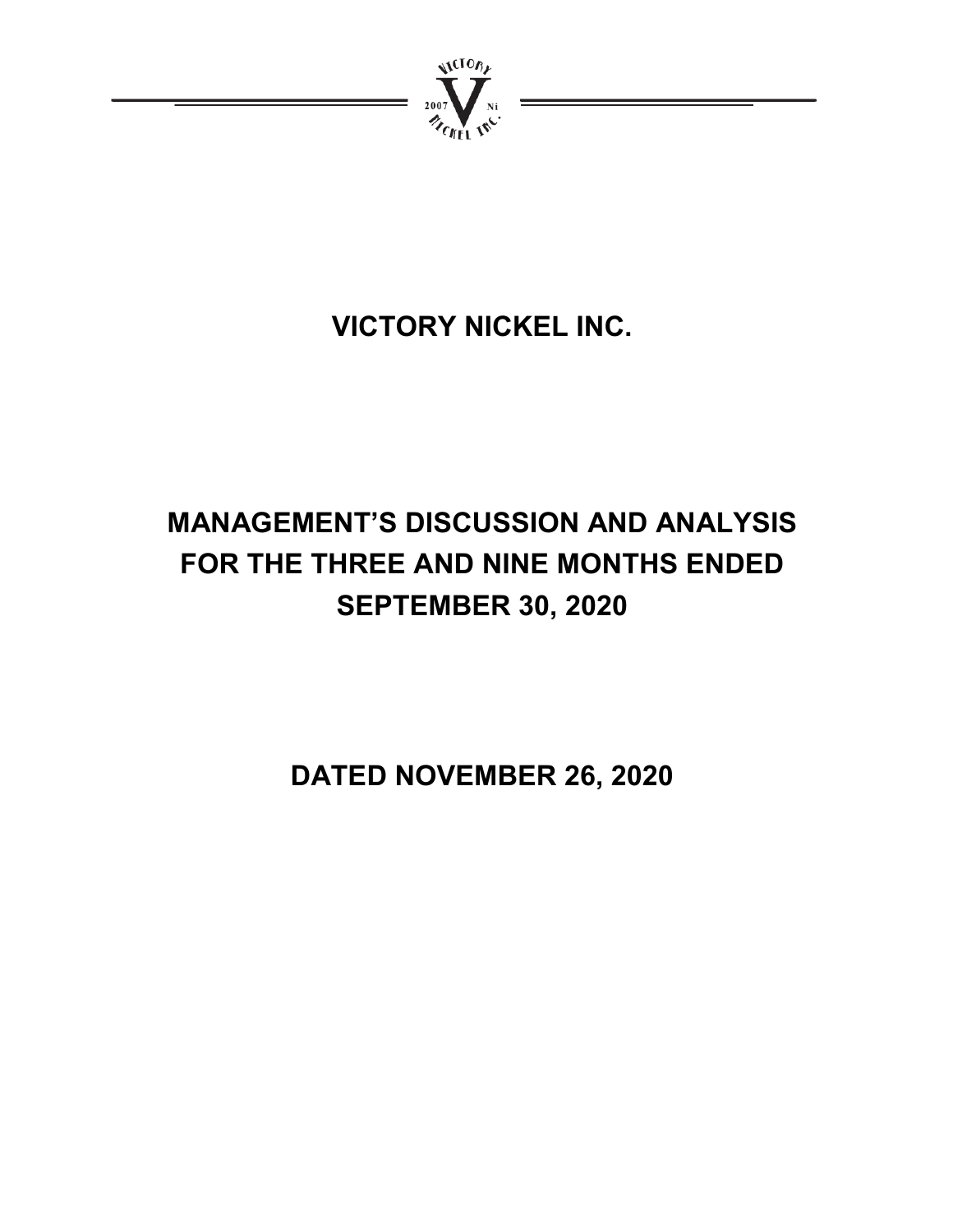# VICTORY NICKEL INC.

# MANAGEMENT'S DISCUSSION AND ANALYSIS FOR THE THREE AND NINE MONTHS ENDED SEPTEMBER 30, 2020

# DATED NOVEMBER 26, 2020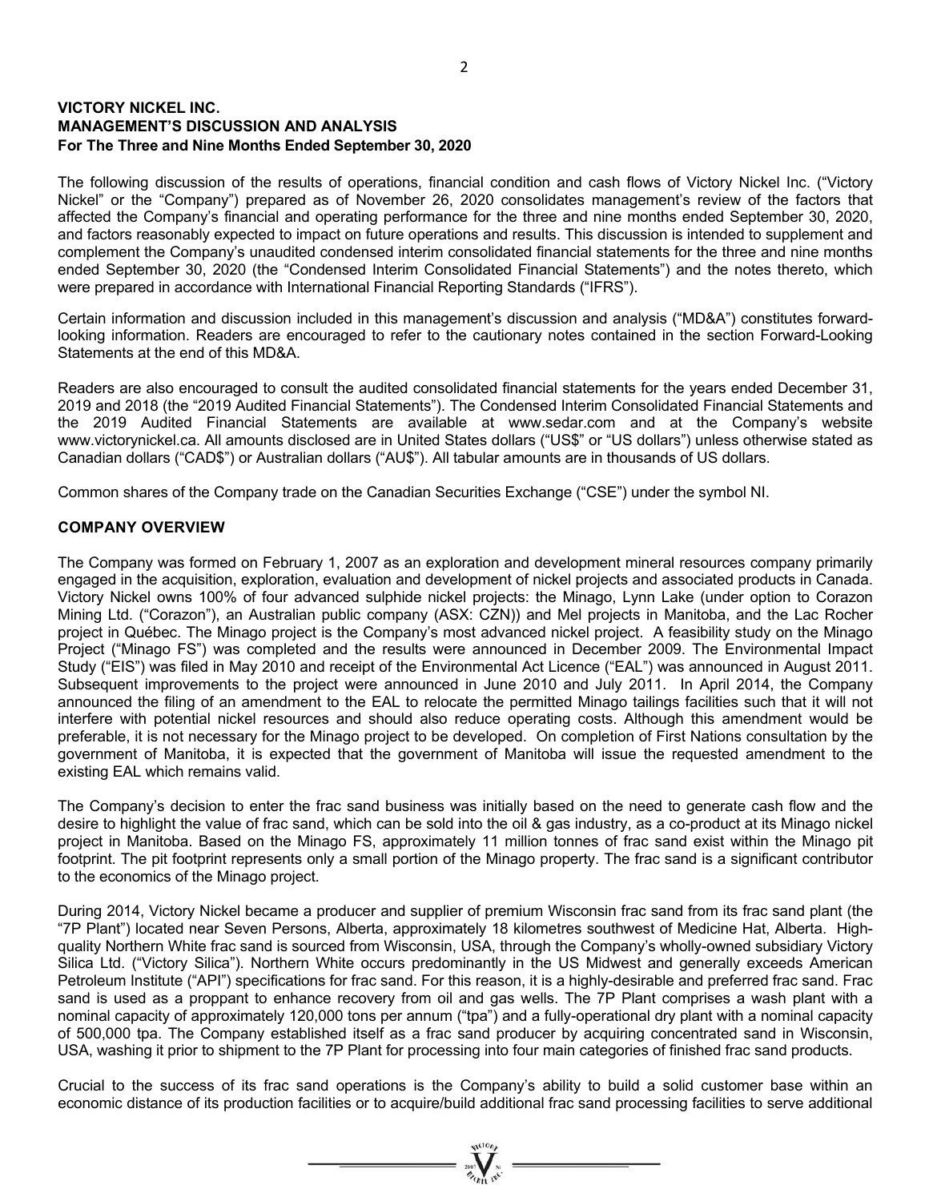**VICTORY NICKEL INC.**
**MANAGEMENT'S DISCUSSION AND ANALYSIS**
**For The Three and Nine Months Ended September 30, 2020**

The following discussion of the results of operations, financial condition and cash flows of Victory Nickel Inc. ("Victory Nickel" or the "Company") prepared as of November 26, 2020 consolidates management's review of the factors that affected the Company's financial and operating performance for the three and nine months ended September 30, 2020, and factors reasonably expected to impact on future operations and results. This discussion is intended to supplement and complement the Company's unaudited condensed interim consolidated financial statements for the three and nine months ended September 30, 2020 (the "Condensed Interim Consolidated Financial Statements") and the notes thereto, which were prepared in accordance with International Financial Reporting Standards ("IFRS").

Certain information and discussion included in this management's discussion and analysis ("MD&A") constitutes forward-looking information. Readers are encouraged to refer to the cautionary notes contained in the section Forward-Looking Statements at the end of this MD&A.

Readers are also encouraged to consult the audited consolidated financial statements for the years ended December 31, 2019 and 2018 (the "2019 Audited Financial Statements"). The Condensed Interim Consolidated Financial Statements and the 2019 Audited Financial Statements are available at www.sedar.com and at the Company's website www.victorynickel.ca. All amounts disclosed are in United States dollars ("US$" or "US dollars") unless otherwise stated as Canadian dollars ("CAD$") or Australian dollars ("AU$"). All tabular amounts are in thousands of US dollars.

Common shares of the Company trade on the Canadian Securities Exchange ("CSE") under the symbol NI.

## COMPANY OVERVIEW

The Company was formed on February 1, 2007 as an exploration and development mineral resources company primarily engaged in the acquisition, exploration, evaluation and development of nickel projects and associated products in Canada. Victory Nickel owns 100% of four advanced sulphide nickel projects: the Minago, Lynn Lake (under option to Corazon Mining Ltd. ("Corazon"), an Australian public company (ASX: CZN)) and Mel projects in Manitoba, and the Lac Rocher project in Québec. The Minago project is the Company's most advanced nickel project. A feasibility study on the Minago Project ("Minago FS") was completed and the results were announced in December 2009. The Environmental Impact Study ("EIS") was filed in May 2010 and receipt of the Environmental Act Licence ("EAL") was announced in August 2011. Subsequent improvements to the project were announced in June 2010 and July 2011. In April 2014, the Company announced the filing of an amendment to the EAL to relocate the permitted Minago tailings facilities such that it will not interfere with potential nickel resources and should also reduce operating costs. Although this amendment would be preferable, it is not necessary for the Minago project to be developed. On completion of First Nations consultation by the government of Manitoba, it is expected that the government of Manitoba will issue the requested amendment to the existing EAL which remains valid.

The Company's decision to enter the frac sand business was initially based on the need to generate cash flow and the desire to highlight the value of frac sand, which can be sold into the oil & gas industry, as a co-product at its Minago nickel project in Manitoba. Based on the Minago FS, approximately 11 million tonnes of frac sand exist within the Minago pit footprint. The pit footprint represents only a small portion of the Minago property. The frac sand is a significant contributor to the economics of the Minago project.

During 2014, Victory Nickel became a producer and supplier of premium Wisconsin frac sand from its frac sand plant (the "7P Plant") located near Seven Persons, Alberta, approximately 18 kilometres southwest of Medicine Hat, Alberta. High-quality Northern White frac sand is sourced from Wisconsin, USA, through the Company's wholly-owned subsidiary Victory Silica Ltd. ("Victory Silica"). Northern White occurs predominantly in the US Midwest and generally exceeds American Petroleum Institute ("API") specifications for frac sand. For this reason, it is a highly-desirable and preferred frac sand. Frac sand is used as a proppant to enhance recovery from oil and gas wells. The 7P Plant comprises a wash plant with a nominal capacity of approximately 120,000 tons per annum ("tpa") and a fully-operational dry plant with a nominal capacity of 500,000 tpa. The Company established itself as a frac sand producer by acquiring concentrated sand in Wisconsin, USA, washing it prior to shipment to the 7P Plant for processing into four main categories of finished frac sand products.

Crucial to the success of its frac sand operations is the Company's ability to build a solid customer base within an economic distance of its production facilities or to acquire/build additional frac sand processing facilities to serve additional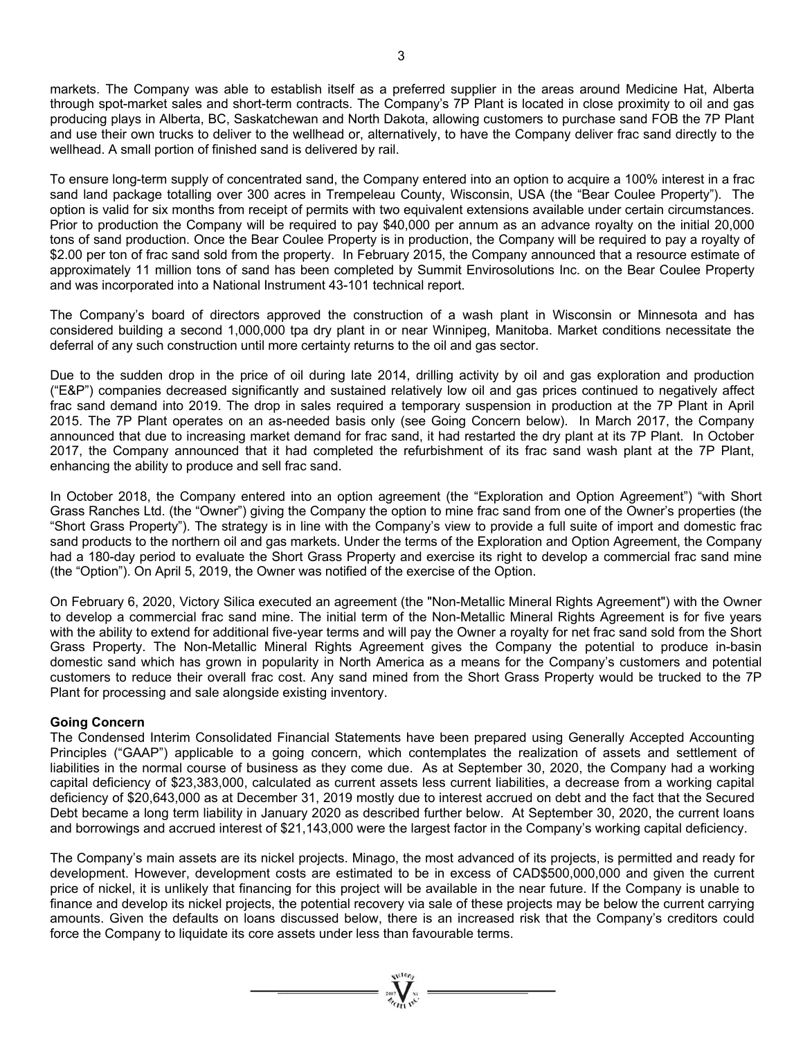markets. The Company was able to establish itself as a preferred supplier in the areas around Medicine Hat, Alberta through spot-market sales and short-term contracts. The Company's 7P Plant is located in close proximity to oil and gas producing plays in Alberta, BC, Saskatchewan and North Dakota, allowing customers to purchase sand FOB the 7P Plant and use their own trucks to deliver to the wellhead or, alternatively, to have the Company deliver frac sand directly to the wellhead. A small portion of finished sand is delivered by rail.

To ensure long-term supply of concentrated sand, the Company entered into an option to acquire a 100% interest in a frac sand land package totalling over 300 acres in Trempeleau County, Wisconsin, USA (the "Bear Coulee Property"). The option is valid for six months from receipt of permits with two equivalent extensions available under certain circumstances. Prior to production the Company will be required to pay $40,000 per annum as an advance royalty on the initial 20,000 tons of sand production. Once the Bear Coulee Property is in production, the Company will be required to pay a royalty of $2.00 per ton of frac sand sold from the property. In February 2015, the Company announced that a resource estimate of approximately 11 million tons of sand has been completed by Summit Envirosolutions Inc. on the Bear Coulee Property and was incorporated into a National Instrument 43-101 technical report.

The Company's board of directors approved the construction of a wash plant in Wisconsin or Minnesota and has considered building a second 1,000,000 tpa dry plant in or near Winnipeg, Manitoba. Market conditions necessitate the deferral of any such construction until more certainty returns to the oil and gas sector.

Due to the sudden drop in the price of oil during late 2014, drilling activity by oil and gas exploration and production ("E&P") companies decreased significantly and sustained relatively low oil and gas prices continued to negatively affect frac sand demand into 2019. The drop in sales required a temporary suspension in production at the 7P Plant in April 2015. The 7P Plant operates on an as-needed basis only (see Going Concern below). In March 2017, the Company announced that due to increasing market demand for frac sand, it had restarted the dry plant at its 7P Plant. In October 2017, the Company announced that it had completed the refurbishment of its frac sand wash plant at the 7P Plant, enhancing the ability to produce and sell frac sand.

In October 2018, the Company entered into an option agreement (the "Exploration and Option Agreement") "with Short Grass Ranches Ltd. (the "Owner") giving the Company the option to mine frac sand from one of the Owner's properties (the "Short Grass Property"). The strategy is in line with the Company's view to provide a full suite of import and domestic frac sand products to the northern oil and gas markets. Under the terms of the Exploration and Option Agreement, the Company had a 180-day period to evaluate the Short Grass Property and exercise its right to develop a commercial frac sand mine (the "Option"). On April 5, 2019, the Owner was notified of the exercise of the Option.

On February 6, 2020, Victory Silica executed an agreement (the "Non-Metallic Mineral Rights Agreement") with the Owner to develop a commercial frac sand mine. The initial term of the Non-Metallic Mineral Rights Agreement is for five years with the ability to extend for additional five-year terms and will pay the Owner a royalty for net frac sand sold from the Short Grass Property. The Non-Metallic Mineral Rights Agreement gives the Company the potential to produce in-basin domestic sand which has grown in popularity in North America as a means for the Company's customers and potential customers to reduce their overall frac cost. Any sand mined from the Short Grass Property would be trucked to the 7P Plant for processing and sale alongside existing inventory.

**Going Concern**

The Condensed Interim Consolidated Financial Statements have been prepared using Generally Accepted Accounting Principles ("GAAP") applicable to a going concern, which contemplates the realization of assets and settlement of liabilities in the normal course of business as they come due. As at September 30, 2020, the Company had a working capital deficiency of $23,383,000, calculated as current assets less current liabilities, a decrease from a working capital deficiency of $20,643,000 as at December 31, 2019 mostly due to interest accrued on debt and the fact that the Secured Debt became a long term liability in January 2020 as described further below. At September 30, 2020, the current loans and borrowings and accrued interest of $21,143,000 were the largest factor in the Company's working capital deficiency.

The Company's main assets are its nickel projects. Minago, the most advanced of its projects, is permitted and ready for development. However, development costs are estimated to be in excess of CAD$500,000,000 and given the current price of nickel, it is unlikely that financing for this project will be available in the near future. If the Company is unable to finance and develop its nickel projects, the potential recovery via sale of these projects may be below the current carrying amounts. Given the defaults on loans discussed below, there is an increased risk that the Company's creditors could force the Company to liquidate its core assets under less than favourable terms.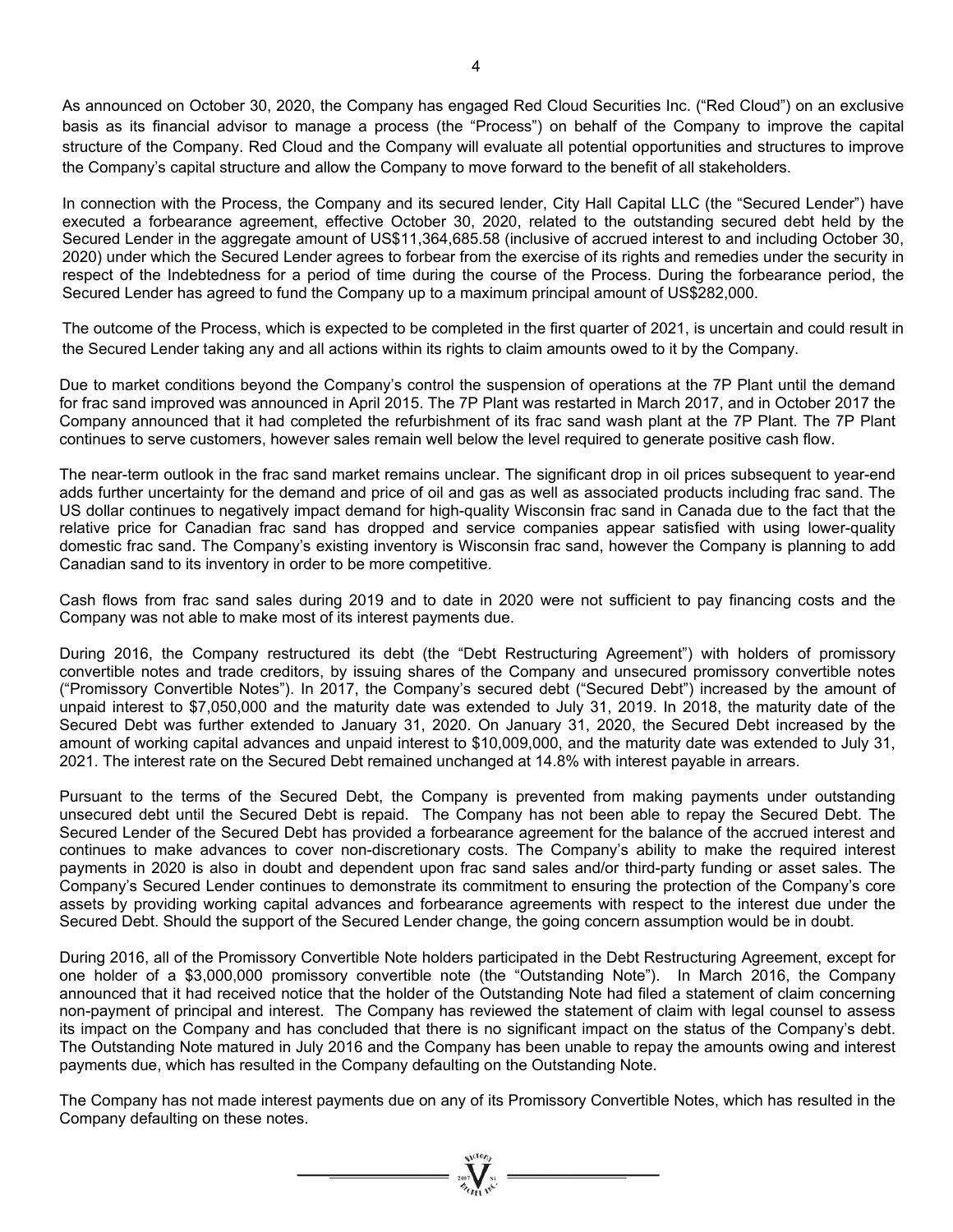As announced on October 30, 2020, the Company has engaged Red Cloud Securities Inc. ("Red Cloud") on an exclusive basis as its financial advisor to manage a process (the "Process") on behalf of the Company to improve the capital structure of the Company. Red Cloud and the Company will evaluate all potential opportunities and structures to improve the Company's capital structure and allow the Company to move forward to the benefit of all stakeholders.

In connection with the Process, the Company and its secured lender, City Hall Capital LLC (the "Secured Lender") have executed a forbearance agreement, effective October 30, 2020, related to the outstanding secured debt held by the Secured Lender in the aggregate amount of US$11,364,685.58 (inclusive of accrued interest to and including October 30, 2020) under which the Secured Lender agrees to forbear from the exercise of its rights and remedies under the security in respect of the Indebtedness for a period of time during the course of the Process. During the forbearance period, the Secured Lender has agreed to fund the Company up to a maximum principal amount of US$282,000.

The outcome of the Process, which is expected to be completed in the first quarter of 2021, is uncertain and could result in the Secured Lender taking any and all actions within its rights to claim amounts owed to it by the Company.

Due to market conditions beyond the Company's control the suspension of operations at the 7P Plant until the demand for frac sand improved was announced in April 2015. The 7P Plant was restarted in March 2017, and in October 2017 the Company announced that it had completed the refurbishment of its frac sand wash plant at the 7P Plant. The 7P Plant continues to serve customers, however sales remain well below the level required to generate positive cash flow.

The near-term outlook in the frac sand market remains unclear. The significant drop in oil prices subsequent to year-end adds further uncertainty for the demand and price of oil and gas as well as associated products including frac sand. The US dollar continues to negatively impact demand for high-quality Wisconsin frac sand in Canada due to the fact that the relative price for Canadian frac sand has dropped and service companies appear satisfied with using lower-quality domestic frac sand. The Company's existing inventory is Wisconsin frac sand, however the Company is planning to add Canadian sand to its inventory in order to be more competitive.

Cash flows from frac sand sales during 2019 and to date in 2020 were not sufficient to pay financing costs and the Company was not able to make most of its interest payments due.

During 2016, the Company restructured its debt (the "Debt Restructuring Agreement") with holders of promissory convertible notes and trade creditors, by issuing shares of the Company and unsecured promissory convertible notes ("Promissory Convertible Notes"). In 2017, the Company's secured debt ("Secured Debt") increased by the amount of unpaid interest to $7,050,000 and the maturity date was extended to July 31, 2019. In 2018, the maturity date of the Secured Debt was further extended to January 31, 2020. On January 31, 2020, the Secured Debt increased by the amount of working capital advances and unpaid interest to $10,009,000, and the maturity date was extended to July 31, 2021. The interest rate on the Secured Debt remained unchanged at 14.8% with interest payable in arrears.

Pursuant to the terms of the Secured Debt, the Company is prevented from making payments under outstanding unsecured debt until the Secured Debt is repaid. The Company has not been able to repay the Secured Debt. The Secured Lender of the Secured Debt has provided a forbearance agreement for the balance of the accrued interest and continues to make advances to cover non-discretionary costs. The Company's ability to make the required interest payments in 2020 is also in doubt and dependent upon frac sand sales and/or third-party funding or asset sales. The Company's Secured Lender continues to demonstrate its commitment to ensuring the protection of the Company's core assets by providing working capital advances and forbearance agreements with respect to the interest due under the Secured Debt. Should the support of the Secured Lender change, the going concern assumption would be in doubt.

During 2016, all of the Promissory Convertible Note holders participated in the Debt Restructuring Agreement, except for one holder of a $3,000,000 promissory convertible note (the "Outstanding Note"). In March 2016, the Company announced that it had received notice that the holder of the Outstanding Note had filed a statement of claim concerning non-payment of principal and interest. The Company has reviewed the statement of claim with legal counsel to assess its impact on the Company and has concluded that there is no significant impact on the status of the Company's debt. The Outstanding Note matured in July 2016 and the Company has been unable to repay the amounts owing and interest payments due, which has resulted in the Company defaulting on the Outstanding Note.

The Company has not made interest payments due on any of its Promissory Convertible Notes, which has resulted in the Company defaulting on these notes.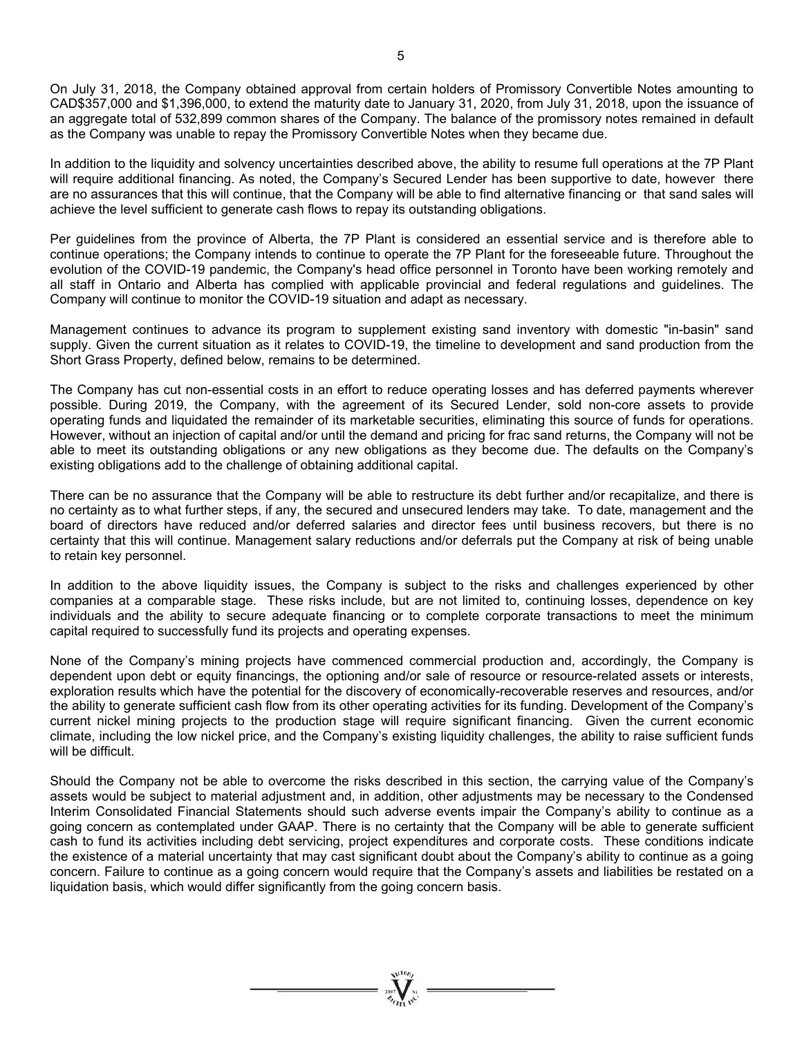On July 31, 2018, the Company obtained approval from certain holders of Promissory Convertible Notes amounting to CAD$357,000 and $1,396,000, to extend the maturity date to January 31, 2020, from July 31, 2018, upon the issuance of an aggregate total of 532,899 common shares of the Company. The balance of the promissory notes remained in default as the Company was unable to repay the Promissory Convertible Notes when they became due.

In addition to the liquidity and solvency uncertainties described above, the ability to resume full operations at the 7P Plant will require additional financing. As noted, the Company's Secured Lender has been supportive to date, however there are no assurances that this will continue, that the Company will be able to find alternative financing or that sand sales will achieve the level sufficient to generate cash flows to repay its outstanding obligations.

Per guidelines from the province of Alberta, the 7P Plant is considered an essential service and is therefore able to continue operations; the Company intends to continue to operate the 7P Plant for the foreseeable future. Throughout the evolution of the COVID-19 pandemic, the Company's head office personnel in Toronto have been working remotely and all staff in Ontario and Alberta has complied with applicable provincial and federal regulations and guidelines. The Company will continue to monitor the COVID-19 situation and adapt as necessary.

Management continues to advance its program to supplement existing sand inventory with domestic "in-basin" sand supply. Given the current situation as it relates to COVID-19, the timeline to development and sand production from the Short Grass Property, defined below, remains to be determined.

The Company has cut non-essential costs in an effort to reduce operating losses and has deferred payments wherever possible. During 2019, the Company, with the agreement of its Secured Lender, sold non-core assets to provide operating funds and liquidated the remainder of its marketable securities, eliminating this source of funds for operations. However, without an injection of capital and/or until the demand and pricing for frac sand returns, the Company will not be able to meet its outstanding obligations or any new obligations as they become due. The defaults on the Company's existing obligations add to the challenge of obtaining additional capital.

There can be no assurance that the Company will be able to restructure its debt further and/or recapitalize, and there is no certainty as to what further steps, if any, the secured and unsecured lenders may take. To date, management and the board of directors have reduced and/or deferred salaries and director fees until business recovers, but there is no certainty that this will continue. Management salary reductions and/or deferrals put the Company at risk of being unable to retain key personnel.

In addition to the above liquidity issues, the Company is subject to the risks and challenges experienced by other companies at a comparable stage. These risks include, but are not limited to, continuing losses, dependence on key individuals and the ability to secure adequate financing or to complete corporate transactions to meet the minimum capital required to successfully fund its projects and operating expenses.

None of the Company's mining projects have commenced commercial production and, accordingly, the Company is dependent upon debt or equity financings, the optioning and/or sale of resource or resource-related assets or interests, exploration results which have the potential for the discovery of economically-recoverable reserves and resources, and/or the ability to generate sufficient cash flow from its other operating activities for its funding. Development of the Company's current nickel mining projects to the production stage will require significant financing. Given the current economic climate, including the low nickel price, and the Company's existing liquidity challenges, the ability to raise sufficient funds will be difficult.

Should the Company not be able to overcome the risks described in this section, the carrying value of the Company's assets would be subject to material adjustment and, in addition, other adjustments may be necessary to the Condensed Interim Consolidated Financial Statements should such adverse events impair the Company's ability to continue as a going concern as contemplated under GAAP. There is no certainty that the Company will be able to generate sufficient cash to fund its activities including debt servicing, project expenditures and corporate costs. These conditions indicate the existence of a material uncertainty that may cast significant doubt about the Company's ability to continue as a going concern. Failure to continue as a going concern would require that the Company's assets and liabilities be restated on a liquidation basis, which would differ significantly from the going concern basis.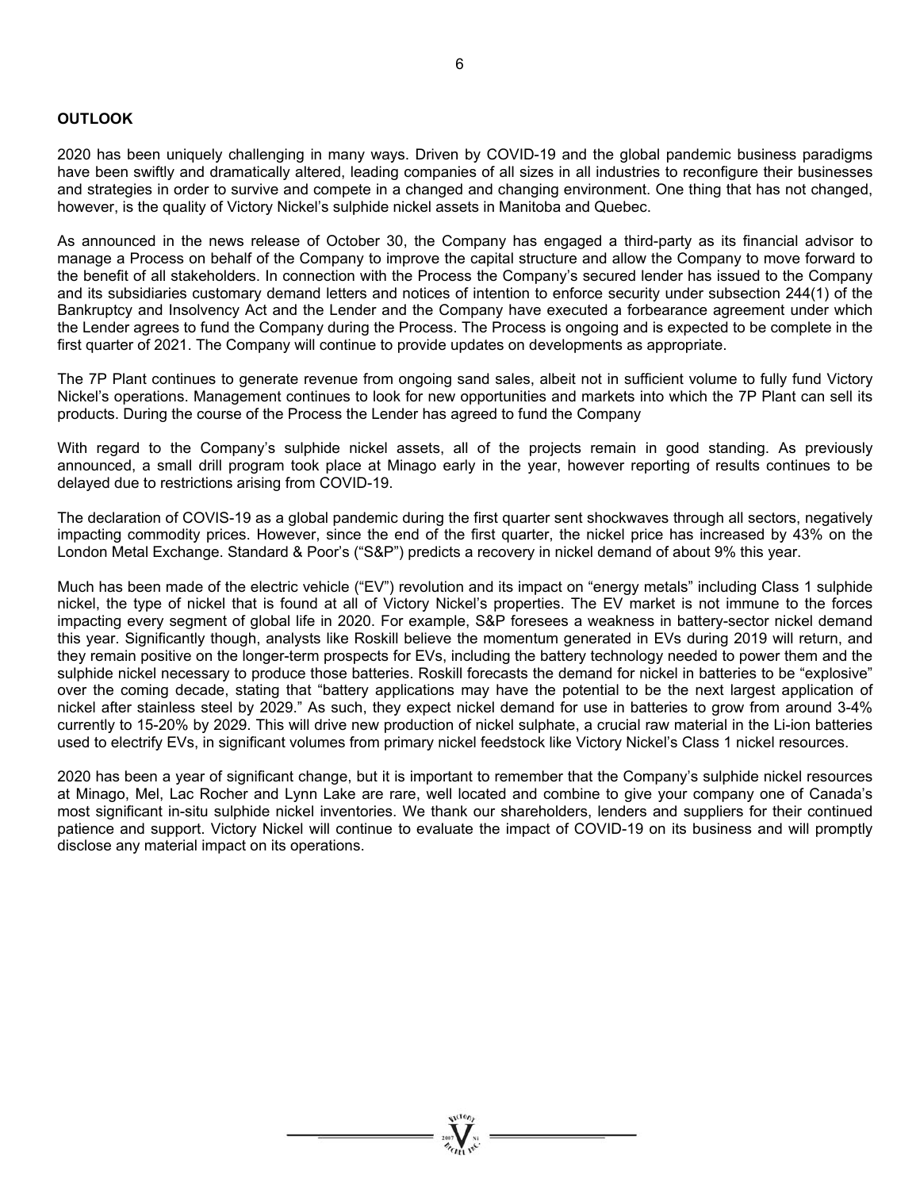## OUTLOOK

2020 has been uniquely challenging in many ways. Driven by COVID-19 and the global pandemic business paradigms have been swiftly and dramatically altered, leading companies of all sizes in all industries to reconfigure their businesses and strategies in order to survive and compete in a changed and changing environment. One thing that has not changed, however, is the quality of Victory Nickel's sulphide nickel assets in Manitoba and Quebec.

As announced in the news release of October 30, the Company has engaged a third-party as its financial advisor to manage a Process on behalf of the Company to improve the capital structure and allow the Company to move forward to the benefit of all stakeholders. In connection with the Process the Company's secured lender has issued to the Company and its subsidiaries customary demand letters and notices of intention to enforce security under subsection 244(1) of the Bankruptcy and Insolvency Act and the Lender and the Company have executed a forbearance agreement under which the Lender agrees to fund the Company during the Process. The Process is ongoing and is expected to be complete in the first quarter of 2021. The Company will continue to provide updates on developments as appropriate.

The 7P Plant continues to generate revenue from ongoing sand sales, albeit not in sufficient volume to fully fund Victory Nickel's operations. Management continues to look for new opportunities and markets into which the 7P Plant can sell its products. During the course of the Process the Lender has agreed to fund the Company

With regard to the Company's sulphide nickel assets, all of the projects remain in good standing. As previously announced, a small drill program took place at Minago early in the year, however reporting of results continues to be delayed due to restrictions arising from COVID-19.

The declaration of COVIS-19 as a global pandemic during the first quarter sent shockwaves through all sectors, negatively impacting commodity prices. However, since the end of the first quarter, the nickel price has increased by 43% on the London Metal Exchange. Standard & Poor's ("S&P") predicts a recovery in nickel demand of about 9% this year.

Much has been made of the electric vehicle ("EV") revolution and its impact on "energy metals" including Class 1 sulphide nickel, the type of nickel that is found at all of Victory Nickel's properties. The EV market is not immune to the forces impacting every segment of global life in 2020. For example, S&P foresees a weakness in battery-sector nickel demand this year. Significantly though, analysts like Roskill believe the momentum generated in EVs during 2019 will return, and they remain positive on the longer-term prospects for EVs, including the battery technology needed to power them and the sulphide nickel necessary to produce those batteries. Roskill forecasts the demand for nickel in batteries to be "explosive" over the coming decade, stating that "battery applications may have the potential to be the next largest application of nickel after stainless steel by 2029." As such, they expect nickel demand for use in batteries to grow from around 3-4% currently to 15-20% by 2029. This will drive new production of nickel sulphate, a crucial raw material in the Li-ion batteries used to electrify EVs, in significant volumes from primary nickel feedstock like Victory Nickel's Class 1 nickel resources.

2020 has been a year of significant change, but it is important to remember that the Company's sulphide nickel resources at Minago, Mel, Lac Rocher and Lynn Lake are rare, well located and combine to give your company one of Canada's most significant in-situ sulphide nickel inventories. We thank our shareholders, lenders and suppliers for their continued patience and support. Victory Nickel will continue to evaluate the impact of COVID-19 on its business and will promptly disclose any material impact on its operations.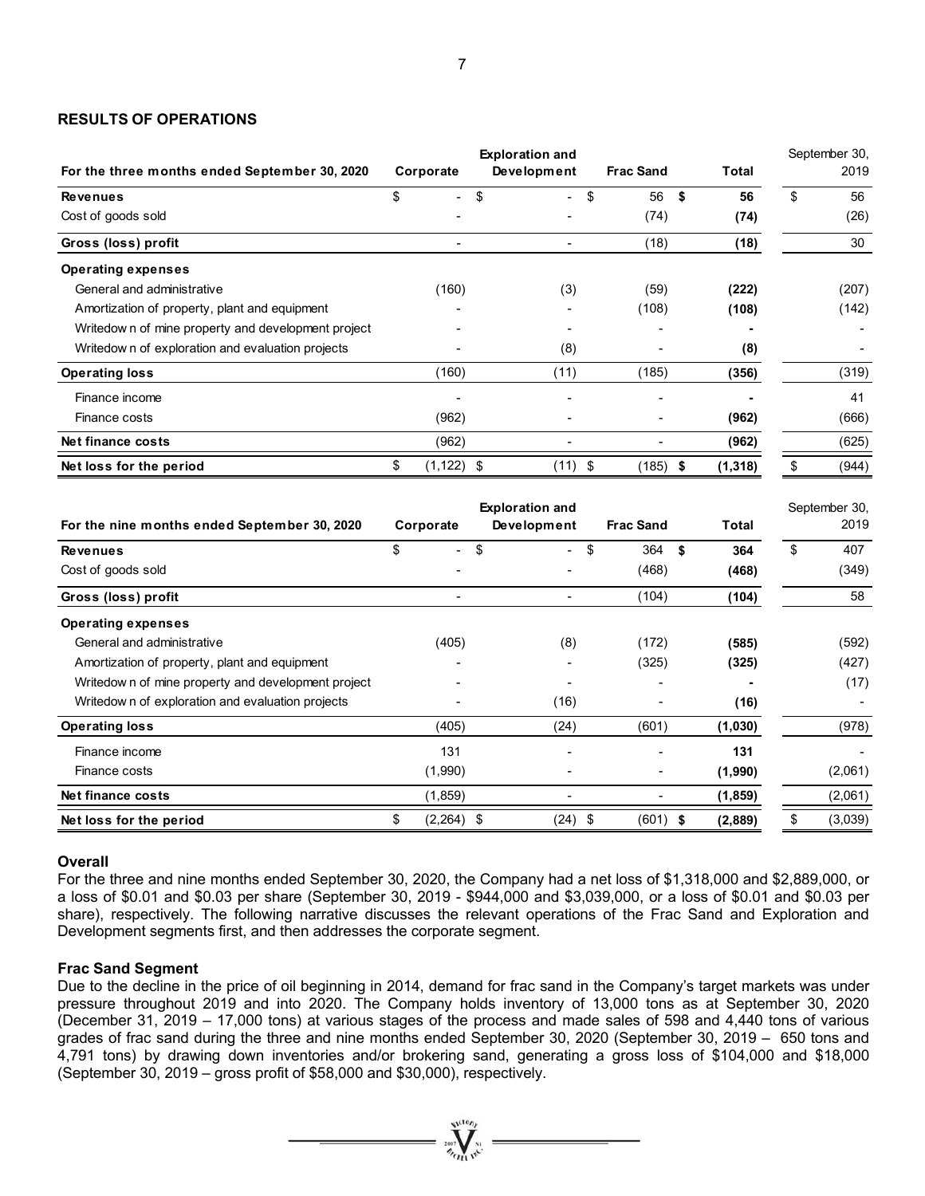## RESULTS OF OPERATIONS

| For the three months ended September 30, 2020 | Corporate | Exploration and Development | Frac Sand | Total | September 30, 2019 |
|---|---|---|---|---|---|
| **Revenues** | $ - | $ - | $ 56 | **$ 56** | $ 56 |
| Cost of goods sold | - | - | (74) | **(74)** | (26) |
| **Gross (loss) profit** | - | - | (18) | **(18)** | 30 |
| **Operating expenses** | | | | | |
| General and administrative | (160) | (3) | (59) | **(222)** | (207) |
| Amortization of property, plant and equipment | - | - | (108) | **(108)** | (142) |
| Writedown of mine property and development project | - | - | - | **-** | - |
| Writedown of exploration and evaluation projects | - | (8) | - | **(8)** | - |
| **Operating loss** | (160) | (11) | (185) | **(356)** | (319) |
| Finance income | - | - | - | **-** | 41 |
| Finance costs | (962) | - | - | **(962)** | (666) |
| **Net finance costs** | (962) | - | - | **(962)** | (625) |
| **Net loss for the period** | $ (1,122) | $ (11) | $ (185) | **$ (1,318)** | $ (944) |

| For the nine months ended September 30, 2020 | Corporate | Exploration and Development | Frac Sand | Total | September 30, 2019 |
|---|---|---|---|---|---|
| **Revenues** | $ - | $ - | $ 364 | **$ 364** | $ 407 |
| Cost of goods sold | - | - | (468) | **(468)** | (349) |
| **Gross (loss) profit** | - | - | (104) | **(104)** | 58 |
| **Operating expenses** | | | | | |
| General and administrative | (405) | (8) | (172) | **(585)** | (592) |
| Amortization of property, plant and equipment | - | - | (325) | **(325)** | (427) |
| Writedown of mine property and development project | - | - | - | **-** | (17) |
| Writedown of exploration and evaluation projects | - | (16) | - | **(16)** | - |
| **Operating loss** | (405) | (24) | (601) | **(1,030)** | (978) |
| Finance income | 131 | - | - | **131** | - |
| Finance costs | (1,990) | - | - | **(1,990)** | (2,061) |
| **Net finance costs** | (1,859) | - | - | **(1,859)** | (2,061) |
| **Net loss for the period** | $ (2,264) | $ (24) | $ (601) | **$ (2,889)** | $ (3,039) |

### Overall

For the three and nine months ended September 30, 2020, the Company had a net loss of $1,318,000 and $2,889,000, or a loss of $0.01 and $0.03 per share (September 30, 2019 - $944,000 and $3,039,000, or a loss of $0.01 and $0.03 per share), respectively. The following narrative discusses the relevant operations of the Frac Sand and Exploration and Development segments first, and then addresses the corporate segment.

### Frac Sand Segment

Due to the decline in the price of oil beginning in 2014, demand for frac sand in the Company's target markets was under pressure throughout 2019 and into 2020. The Company holds inventory of 13,000 tons as at September 30, 2020 (December 31, 2019 – 17,000 tons) at various stages of the process and made sales of 598 and 4,440 tons of various grades of frac sand during the three and nine months ended September 30, 2020 (September 30, 2019 – 650 tons and 4,791 tons) by drawing down inventories and/or brokering sand, generating a gross loss of $104,000 and $18,000 (September 30, 2019 – gross profit of $58,000 and $30,000), respectively.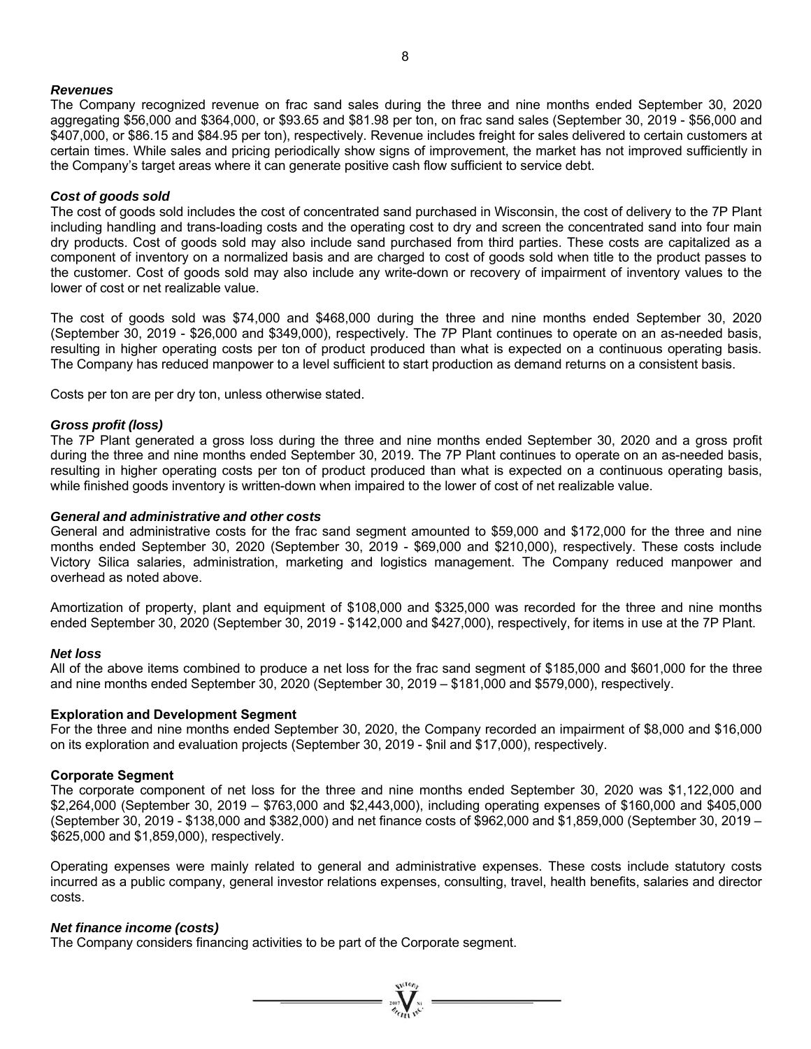### *Revenues*

The Company recognized revenue on frac sand sales during the three and nine months ended September 30, 2020 aggregating $56,000 and $364,000, or $93.65 and $81.98 per ton, on frac sand sales (September 30, 2019 - $56,000 and $407,000, or $86.15 and $84.95 per ton), respectively. Revenue includes freight for sales delivered to certain customers at certain times. While sales and pricing periodically show signs of improvement, the market has not improved sufficiently in the Company's target areas where it can generate positive cash flow sufficient to service debt.

### *Cost of goods sold*

The cost of goods sold includes the cost of concentrated sand purchased in Wisconsin, the cost of delivery to the 7P Plant including handling and trans-loading costs and the operating cost to dry and screen the concentrated sand into four main dry products. Cost of goods sold may also include sand purchased from third parties. These costs are capitalized as a component of inventory on a normalized basis and are charged to cost of goods sold when title to the product passes to the customer. Cost of goods sold may also include any write-down or recovery of impairment of inventory values to the lower of cost or net realizable value.

The cost of goods sold was $74,000 and $468,000 during the three and nine months ended September 30, 2020 (September 30, 2019 - $26,000 and $349,000), respectively. The 7P Plant continues to operate on an as-needed basis, resulting in higher operating costs per ton of product produced than what is expected on a continuous operating basis. The Company has reduced manpower to a level sufficient to start production as demand returns on a consistent basis.

Costs per ton are per dry ton, unless otherwise stated.

### *Gross profit (loss)*

The 7P Plant generated a gross loss during the three and nine months ended September 30, 2020 and a gross profit during the three and nine months ended September 30, 2019. The 7P Plant continues to operate on an as-needed basis, resulting in higher operating costs per ton of product produced than what is expected on a continuous operating basis, while finished goods inventory is written-down when impaired to the lower of cost of net realizable value.

### *General and administrative and other costs*

General and administrative costs for the frac sand segment amounted to $59,000 and $172,000 for the three and nine months ended September 30, 2020 (September 30, 2019 - $69,000 and $210,000), respectively. These costs include Victory Silica salaries, administration, marketing and logistics management. The Company reduced manpower and overhead as noted above.

Amortization of property, plant and equipment of $108,000 and $325,000 was recorded for the three and nine months ended September 30, 2020 (September 30, 2019 - $142,000 and $427,000), respectively, for items in use at the 7P Plant.

### *Net loss*

All of the above items combined to produce a net loss for the frac sand segment of $185,000 and $601,000 for the three and nine months ended September 30, 2020 (September 30, 2019 – $181,000 and $579,000), respectively.

### Exploration and Development Segment

For the three and nine months ended September 30, 2020, the Company recorded an impairment of $8,000 and $16,000 on its exploration and evaluation projects (September 30, 2019 - $nil and $17,000), respectively.

### Corporate Segment

The corporate component of net loss for the three and nine months ended September 30, 2020 was $1,122,000 and $2,264,000 (September 30, 2019 – $763,000 and $2,443,000), including operating expenses of $160,000 and $405,000 (September 30, 2019 - $138,000 and $382,000) and net finance costs of $962,000 and $1,859,000 (September 30, 2019 – $625,000 and $1,859,000), respectively.

Operating expenses were mainly related to general and administrative expenses. These costs include statutory costs incurred as a public company, general investor relations expenses, consulting, travel, health benefits, salaries and director costs.

### *Net finance income (costs)*

The Company considers financing activities to be part of the Corporate segment.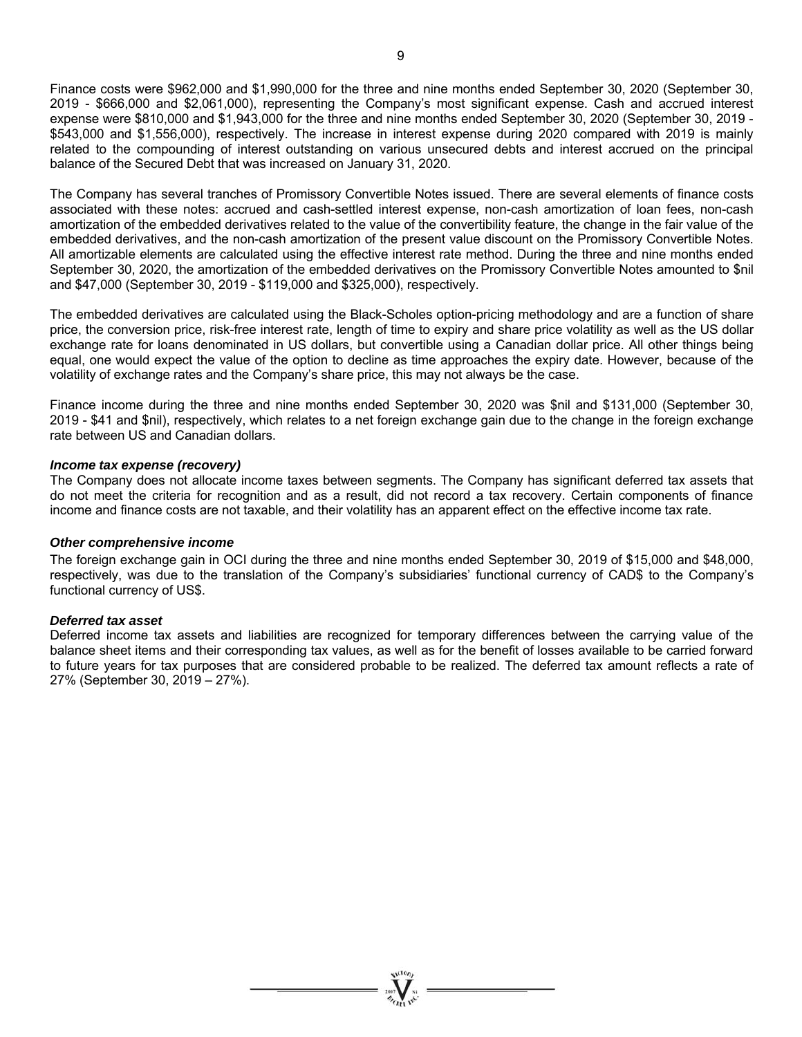Finance costs were $962,000 and $1,990,000 for the three and nine months ended September 30, 2020 (September 30, 2019 - $666,000 and $2,061,000), representing the Company's most significant expense. Cash and accrued interest expense were $810,000 and $1,943,000 for the three and nine months ended September 30, 2020 (September 30, 2019 - $543,000 and $1,556,000), respectively. The increase in interest expense during 2020 compared with 2019 is mainly related to the compounding of interest outstanding on various unsecured debts and interest accrued on the principal balance of the Secured Debt that was increased on January 31, 2020.

The Company has several tranches of Promissory Convertible Notes issued. There are several elements of finance costs associated with these notes: accrued and cash-settled interest expense, non-cash amortization of loan fees, non-cash amortization of the embedded derivatives related to the value of the convertibility feature, the change in the fair value of the embedded derivatives, and the non-cash amortization of the present value discount on the Promissory Convertible Notes. All amortizable elements are calculated using the effective interest rate method. During the three and nine months ended September 30, 2020, the amortization of the embedded derivatives on the Promissory Convertible Notes amounted to $nil and $47,000 (September 30, 2019 - $119,000 and $325,000), respectively.

The embedded derivatives are calculated using the Black-Scholes option-pricing methodology and are a function of share price, the conversion price, risk-free interest rate, length of time to expiry and share price volatility as well as the US dollar exchange rate for loans denominated in US dollars, but convertible using a Canadian dollar price. All other things being equal, one would expect the value of the option to decline as time approaches the expiry date. However, because of the volatility of exchange rates and the Company's share price, this may not always be the case.

Finance income during the three and nine months ended September 30, 2020 was $nil and $131,000 (September 30, 2019 - $41 and $nil), respectively, which relates to a net foreign exchange gain due to the change in the foreign exchange rate between US and Canadian dollars.

***Income tax expense (recovery)***

The Company does not allocate income taxes between segments. The Company has significant deferred tax assets that do not meet the criteria for recognition and as a result, did not record a tax recovery. Certain components of finance income and finance costs are not taxable, and their volatility has an apparent effect on the effective income tax rate.

***Other comprehensive income***

The foreign exchange gain in OCI during the three and nine months ended September 30, 2019 of $15,000 and $48,000, respectively, was due to the translation of the Company's subsidiaries' functional currency of CAD$ to the Company's functional currency of US$.

***Deferred tax asset***

Deferred income tax assets and liabilities are recognized for temporary differences between the carrying value of the balance sheet items and their corresponding tax values, as well as for the benefit of losses available to be carried forward to future years for tax purposes that are considered probable to be realized. The deferred tax amount reflects a rate of 27% (September 30, 2019 – 27%).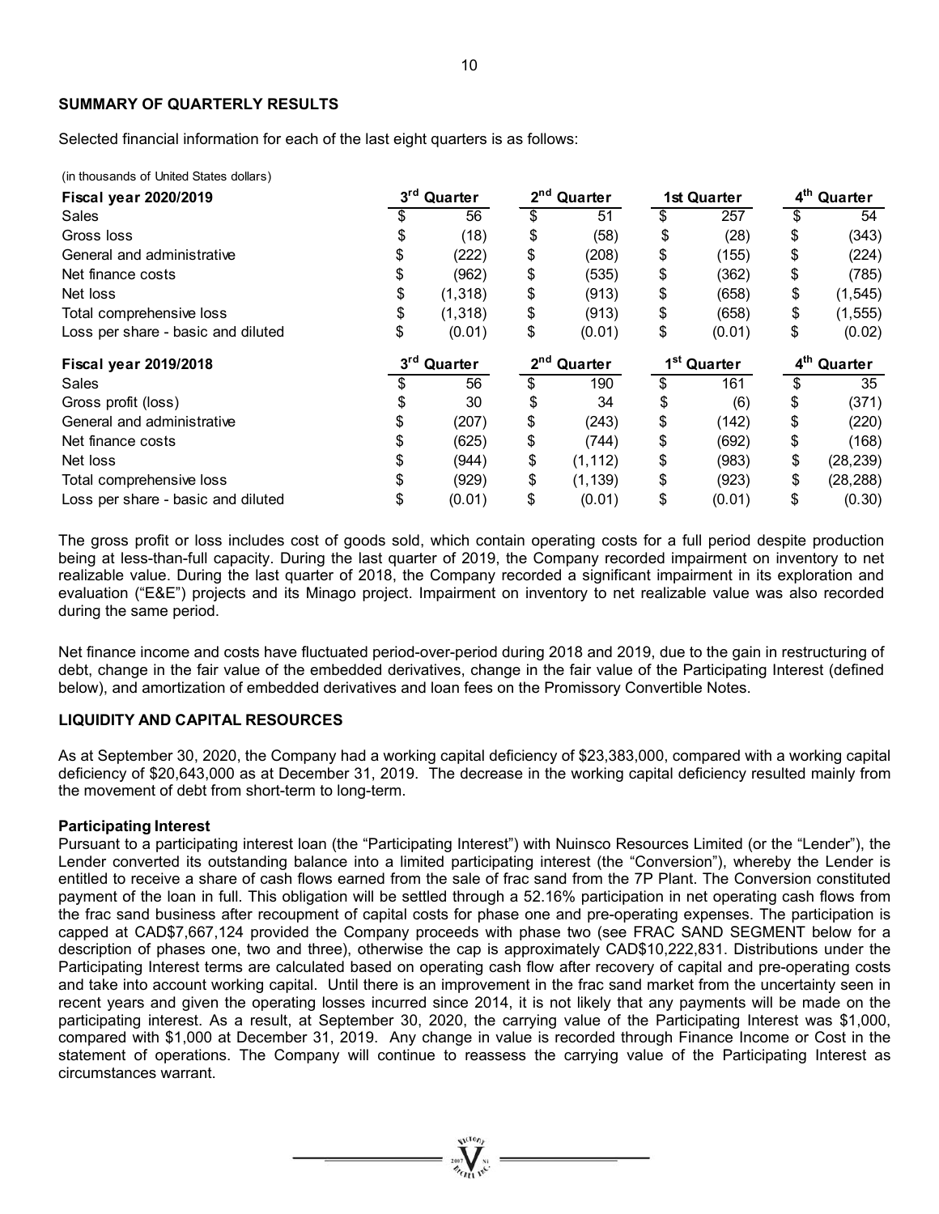## SUMMARY OF QUARTERLY RESULTS

Selected financial information for each of the last eight quarters is as follows:

(in thousands of United States dollars)

| Fiscal year 2020/2019 | 3rd Quarter | 2nd Quarter | 1st Quarter | 4th Quarter |
|---|---|---|---|---|
| Sales | $ 56 | $ 51 | $ 257 | $ 54 |
| Gross loss | $ (18) | $ (58) | $ (28) | $ (343) |
| General and administrative | $ (222) | $ (208) | $ (155) | $ (224) |
| Net finance costs | $ (962) | $ (535) | $ (362) | $ (785) |
| Net loss | $ (1,318) | $ (913) | $ (658) | $ (1,545) |
| Total comprehensive loss | $ (1,318) | $ (913) | $ (658) | $ (1,555) |
| Loss per share - basic and diluted | $ (0.01) | $ (0.01) | $ (0.01) | $ (0.02) |
| **Fiscal year 2019/2018** | **3rd Quarter** | **2nd Quarter** | **1st Quarter** | **4th Quarter** |
| Sales | $ 56 | $ 190 | $ 161 | $ 35 |
| Gross profit (loss) | $ 30 | $ 34 | $ (6) | $ (371) |
| General and administrative | $ (207) | $ (243) | $ (142) | $ (220) |
| Net finance costs | $ (625) | $ (744) | $ (692) | $ (168) |
| Net loss | $ (944) | $ (1,112) | $ (983) | $ (28,239) |
| Total comprehensive loss | $ (929) | $ (1,139) | $ (923) | $ (28,288) |
| Loss per share - basic and diluted | $ (0.01) | $ (0.01) | $ (0.01) | $ (0.30) |

The gross profit or loss includes cost of goods sold, which contain operating costs for a full period despite production being at less-than-full capacity. During the last quarter of 2019, the Company recorded impairment on inventory to net realizable value. During the last quarter of 2018, the Company recorded a significant impairment in its exploration and evaluation ("E&E") projects and its Minago project. Impairment on inventory to net realizable value was also recorded during the same period.

Net finance income and costs have fluctuated period-over-period during 2018 and 2019, due to the gain in restructuring of debt, change in the fair value of the embedded derivatives, change in the fair value of the Participating Interest (defined below), and amortization of embedded derivatives and loan fees on the Promissory Convertible Notes.

## LIQUIDITY AND CAPITAL RESOURCES

As at September 30, 2020, the Company had a working capital deficiency of $23,383,000, compared with a working capital deficiency of $20,643,000 as at December 31, 2019. The decrease in the working capital deficiency resulted mainly from the movement of debt from short-term to long-term.

### Participating Interest

Pursuant to a participating interest loan (the "Participating Interest") with Nuinsco Resources Limited (or the "Lender"), the Lender converted its outstanding balance into a limited participating interest (the "Conversion"), whereby the Lender is entitled to receive a share of cash flows earned from the sale of frac sand from the 7P Plant. The Conversion constituted payment of the loan in full. This obligation will be settled through a 52.16% participation in net operating cash flows from the frac sand business after recoupment of capital costs for phase one and pre-operating expenses. The participation is capped at CAD$7,667,124 provided the Company proceeds with phase two (see FRAC SAND SEGMENT below for a description of phases one, two and three), otherwise the cap is approximately CAD$10,222,831. Distributions under the Participating Interest terms are calculated based on operating cash flow after recovery of capital and pre-operating costs and take into account working capital. Until there is an improvement in the frac sand market from the uncertainty seen in recent years and given the operating losses incurred since 2014, it is not likely that any payments will be made on the participating interest. As a result, at September 30, 2020, the carrying value of the Participating Interest was $1,000, compared with $1,000 at December 31, 2019. Any change in value is recorded through Finance Income or Cost in the statement of operations. The Company will continue to reassess the carrying value of the Participating Interest as circumstances warrant.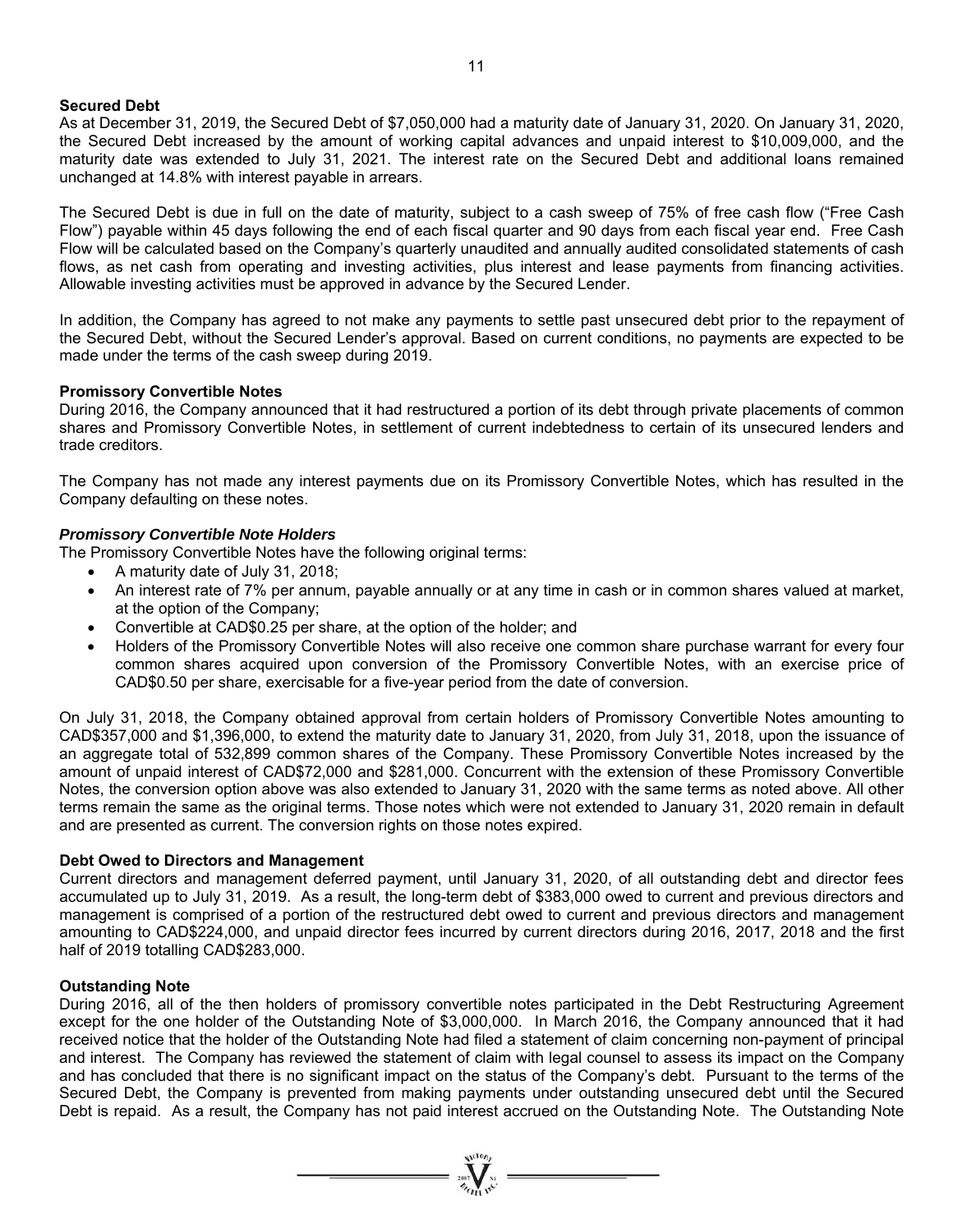**Secured Debt**

As at December 31, 2019, the Secured Debt of $7,050,000 had a maturity date of January 31, 2020. On January 31, 2020, the Secured Debt increased by the amount of working capital advances and unpaid interest to $10,009,000, and the maturity date was extended to July 31, 2021. The interest rate on the Secured Debt and additional loans remained unchanged at 14.8% with interest payable in arrears.

The Secured Debt is due in full on the date of maturity, subject to a cash sweep of 75% of free cash flow ("Free Cash Flow") payable within 45 days following the end of each fiscal quarter and 90 days from each fiscal year end. Free Cash Flow will be calculated based on the Company's quarterly unaudited and annually audited consolidated statements of cash flows, as net cash from operating and investing activities, plus interest and lease payments from financing activities. Allowable investing activities must be approved in advance by the Secured Lender.

In addition, the Company has agreed to not make any payments to settle past unsecured debt prior to the repayment of the Secured Debt, without the Secured Lender's approval. Based on current conditions, no payments are expected to be made under the terms of the cash sweep during 2019.

**Promissory Convertible Notes**

During 2016, the Company announced that it had restructured a portion of its debt through private placements of common shares and Promissory Convertible Notes, in settlement of current indebtedness to certain of its unsecured lenders and trade creditors.

The Company has not made any interest payments due on its Promissory Convertible Notes, which has resulted in the Company defaulting on these notes.

***Promissory Convertible Note Holders***

The Promissory Convertible Notes have the following original terms:

- A maturity date of July 31, 2018;
- An interest rate of 7% per annum, payable annually or at any time in cash or in common shares valued at market, at the option of the Company;
- Convertible at CAD$0.25 per share, at the option of the holder; and
- Holders of the Promissory Convertible Notes will also receive one common share purchase warrant for every four common shares acquired upon conversion of the Promissory Convertible Notes, with an exercise price of CAD$0.50 per share, exercisable for a five-year period from the date of conversion.

On July 31, 2018, the Company obtained approval from certain holders of Promissory Convertible Notes amounting to CAD$357,000 and $1,396,000, to extend the maturity date to January 31, 2020, from July 31, 2018, upon the issuance of an aggregate total of 532,899 common shares of the Company. These Promissory Convertible Notes increased by the amount of unpaid interest of CAD$72,000 and $281,000. Concurrent with the extension of these Promissory Convertible Notes, the conversion option above was also extended to January 31, 2020 with the same terms as noted above. All other terms remain the same as the original terms. Those notes which were not extended to January 31, 2020 remain in default and are presented as current. The conversion rights on those notes expired.

**Debt Owed to Directors and Management**

Current directors and management deferred payment, until January 31, 2020, of all outstanding debt and director fees accumulated up to July 31, 2019. As a result, the long-term debt of $383,000 owed to current and previous directors and management is comprised of a portion of the restructured debt owed to current and previous directors and management amounting to CAD$224,000, and unpaid director fees incurred by current directors during 2016, 2017, 2018 and the first half of 2019 totalling CAD$283,000.

**Outstanding Note**

During 2016, all of the then holders of promissory convertible notes participated in the Debt Restructuring Agreement except for the one holder of the Outstanding Note of $3,000,000. In March 2016, the Company announced that it had received notice that the holder of the Outstanding Note had filed a statement of claim concerning non-payment of principal and interest. The Company has reviewed the statement of claim with legal counsel to assess its impact on the Company and has concluded that there is no significant impact on the status of the Company's debt. Pursuant to the terms of the Secured Debt, the Company is prevented from making payments under outstanding unsecured debt until the Secured Debt is repaid. As a result, the Company has not paid interest accrued on the Outstanding Note. The Outstanding Note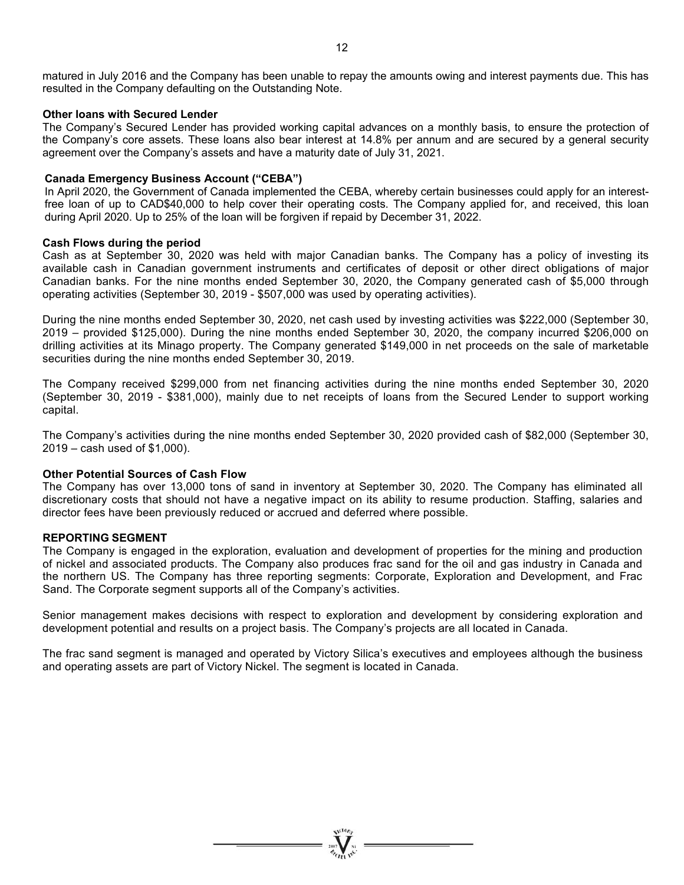matured in July 2016 and the Company has been unable to repay the amounts owing and interest payments due. This has resulted in the Company defaulting on the Outstanding Note.

**Other loans with Secured Lender**

The Company's Secured Lender has provided working capital advances on a monthly basis, to ensure the protection of the Company's core assets. These loans also bear interest at 14.8% per annum and are secured by a general security agreement over the Company's assets and have a maturity date of July 31, 2021.

**Canada Emergency Business Account ("CEBA")**

In April 2020, the Government of Canada implemented the CEBA, whereby certain businesses could apply for an interest-free loan of up to CAD$40,000 to help cover their operating costs. The Company applied for, and received, this loan during April 2020. Up to 25% of the loan will be forgiven if repaid by December 31, 2022.

**Cash Flows during the period**

Cash as at September 30, 2020 was held with major Canadian banks. The Company has a policy of investing its available cash in Canadian government instruments and certificates of deposit or other direct obligations of major Canadian banks. For the nine months ended September 30, 2020, the Company generated cash of $5,000 through operating activities (September 30, 2019 - $507,000 was used by operating activities).

During the nine months ended September 30, 2020, net cash used by investing activities was $222,000 (September 30, 2019 – provided $125,000). During the nine months ended September 30, 2020, the company incurred $206,000 on drilling activities at its Minago property. The Company generated $149,000 in net proceeds on the sale of marketable securities during the nine months ended September 30, 2019.

The Company received $299,000 from net financing activities during the nine months ended September 30, 2020 (September 30, 2019 - $381,000), mainly due to net receipts of loans from the Secured Lender to support working capital.

The Company's activities during the nine months ended September 30, 2020 provided cash of $82,000 (September 30, 2019 – cash used of $1,000).

**Other Potential Sources of Cash Flow**

The Company has over 13,000 tons of sand in inventory at September 30, 2020. The Company has eliminated all discretionary costs that should not have a negative impact on its ability to resume production. Staffing, salaries and director fees have been previously reduced or accrued and deferred where possible.

**REPORTING SEGMENT**

The Company is engaged in the exploration, evaluation and development of properties for the mining and production of nickel and associated products. The Company also produces frac sand for the oil and gas industry in Canada and the northern US. The Company has three reporting segments: Corporate, Exploration and Development, and Frac Sand. The Corporate segment supports all of the Company's activities.

Senior management makes decisions with respect to exploration and development by considering exploration and development potential and results on a project basis. The Company's projects are all located in Canada.

The frac sand segment is managed and operated by Victory Silica's executives and employees although the business and operating assets are part of Victory Nickel. The segment is located in Canada.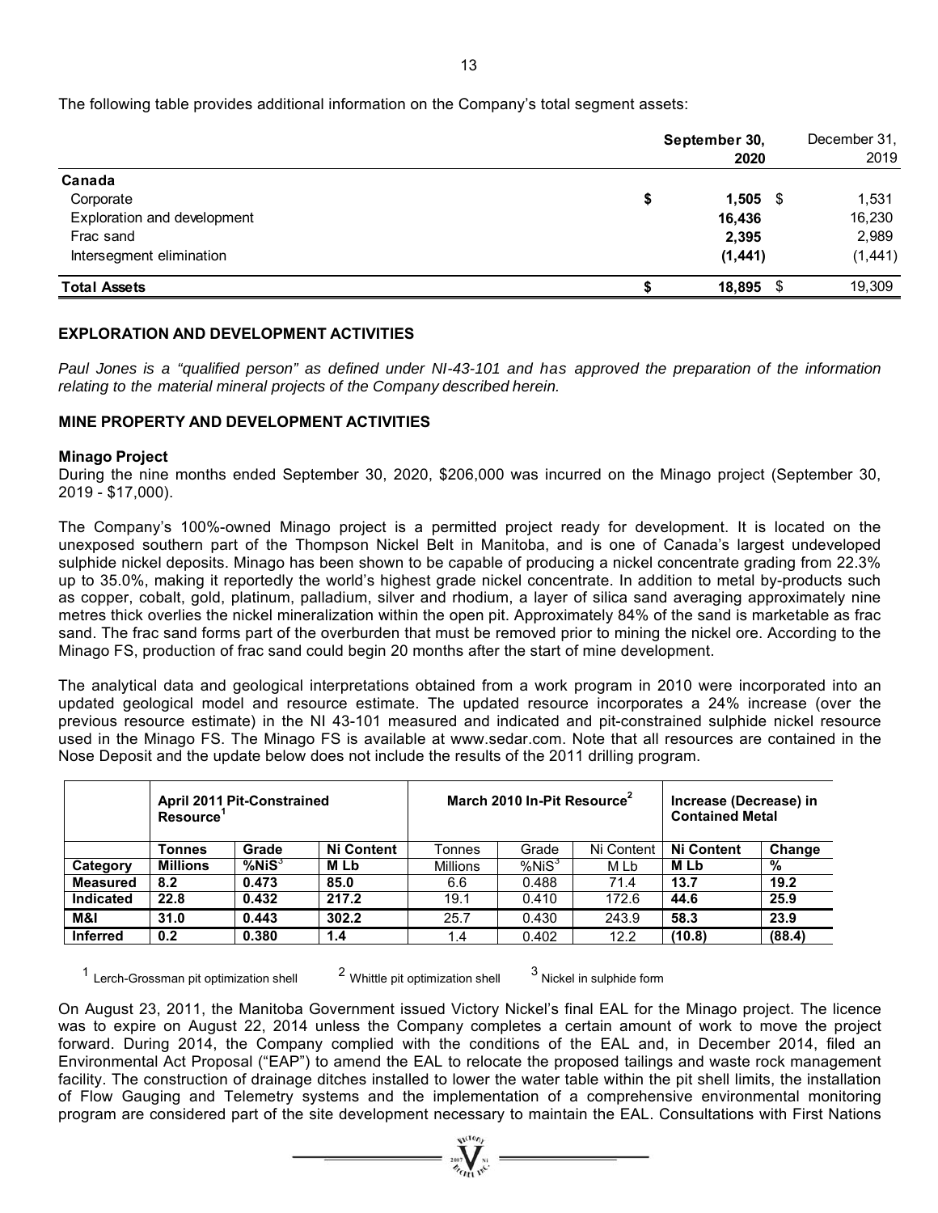The following table provides additional information on the Company's total segment assets:

| | September 30, 2020 | December 31, 2019 |
|---|---|---|
| **Canada** | | |
| Corporate | **$ 1,505** | $ 1,531 |
| Exploration and development | **16,436** | 16,230 |
| Frac sand | **2,395** | 2,989 |
| Intersegment elimination | **(1,441)** | (1,441) |
| **Total Assets** | **$ 18,895** | $ 19,309 |

## EXPLORATION AND DEVELOPMENT ACTIVITIES

*Paul Jones is a "qualified person" as defined under NI-43-101 and has approved the preparation of the information relating to the material mineral projects of the Company described herein.*

## MINE PROPERTY AND DEVELOPMENT ACTIVITIES

### Minago Project

During the nine months ended September 30, 2020, $206,000 was incurred on the Minago project (September 30, 2019 - $17,000).

The Company's 100%-owned Minago project is a permitted project ready for development. It is located on the unexposed southern part of the Thompson Nickel Belt in Manitoba, and is one of Canada's largest undeveloped sulphide nickel deposits. Minago has been shown to be capable of producing a nickel concentrate grading from 22.3% up to 35.0%, making it reportedly the world's highest grade nickel concentrate. In addition to metal by-products such as copper, cobalt, gold, platinum, palladium, silver and rhodium, a layer of silica sand averaging approximately nine metres thick overlies the nickel mineralization within the open pit. Approximately 84% of the sand is marketable as frac sand. The frac sand forms part of the overburden that must be removed prior to mining the nickel ore. According to the Minago FS, production of frac sand could begin 20 months after the start of mine development.

The analytical data and geological interpretations obtained from a work program in 2010 were incorporated into an updated geological model and resource estimate. The updated resource incorporates a 24% increase (over the previous resource estimate) in the NI 43-101 measured and indicated and pit-constrained sulphide nickel resource used in the Minago FS. The Minago FS is available at www.sedar.com. Note that all resources are contained in the Nose Deposit and the update below does not include the results of the 2011 drilling program.

| | **April 2011 Pit-Constrained Resource[1]** | | | March 2010 In-Pit Resource[2] | | | **Increase (Decrease) in Contained Metal** | |
|---|---|---|---|---|---|---|---|---|
| | **Tonnes** | **Grade** | **Ni Content** | Tonnes | Grade | Ni Content | **Ni Content** | **Change** |
| **Category** | **Millions** | **%NiS[3]** | **M Lb** | Millions | %NiS[3] | M Lb | **M Lb** | **%** |
| **Measured** | 8.2 | 0.473 | 85.0 | 6.6 | 0.488 | 71.4 | 13.7 | 19.2 |
| **Indicated** | 22.8 | 0.432 | 217.2 | 19.1 | 0.410 | 172.6 | 44.6 | 25.9 |
| **M&I** | 31.0 | 0.443 | 302.2 | 25.7 | 0.430 | 243.9 | 58.3 | 23.9 |
| **Inferred** | 0.2 | 0.380 | 1.4 | 1.4 | 0.402 | 12.2 | (10.8) | (88.4) |

[1] Lerch-Grossman pit optimization shell [2] Whittle pit optimization shell [3] Nickel in sulphide form

On August 23, 2011, the Manitoba Government issued Victory Nickel's final EAL for the Minago project. The licence was to expire on August 22, 2014 unless the Company completes a certain amount of work to move the project forward. During 2014, the Company complied with the conditions of the EAL and, in December 2014, filed an Environmental Act Proposal ("EAP") to amend the EAL to relocate the proposed tailings and waste rock management facility. The construction of drainage ditches installed to lower the water table within the pit shell limits, the installation of Flow Gauging and Telemetry systems and the implementation of a comprehensive environmental monitoring program are considered part of the site development necessary to maintain the EAL. Consultations with First Nations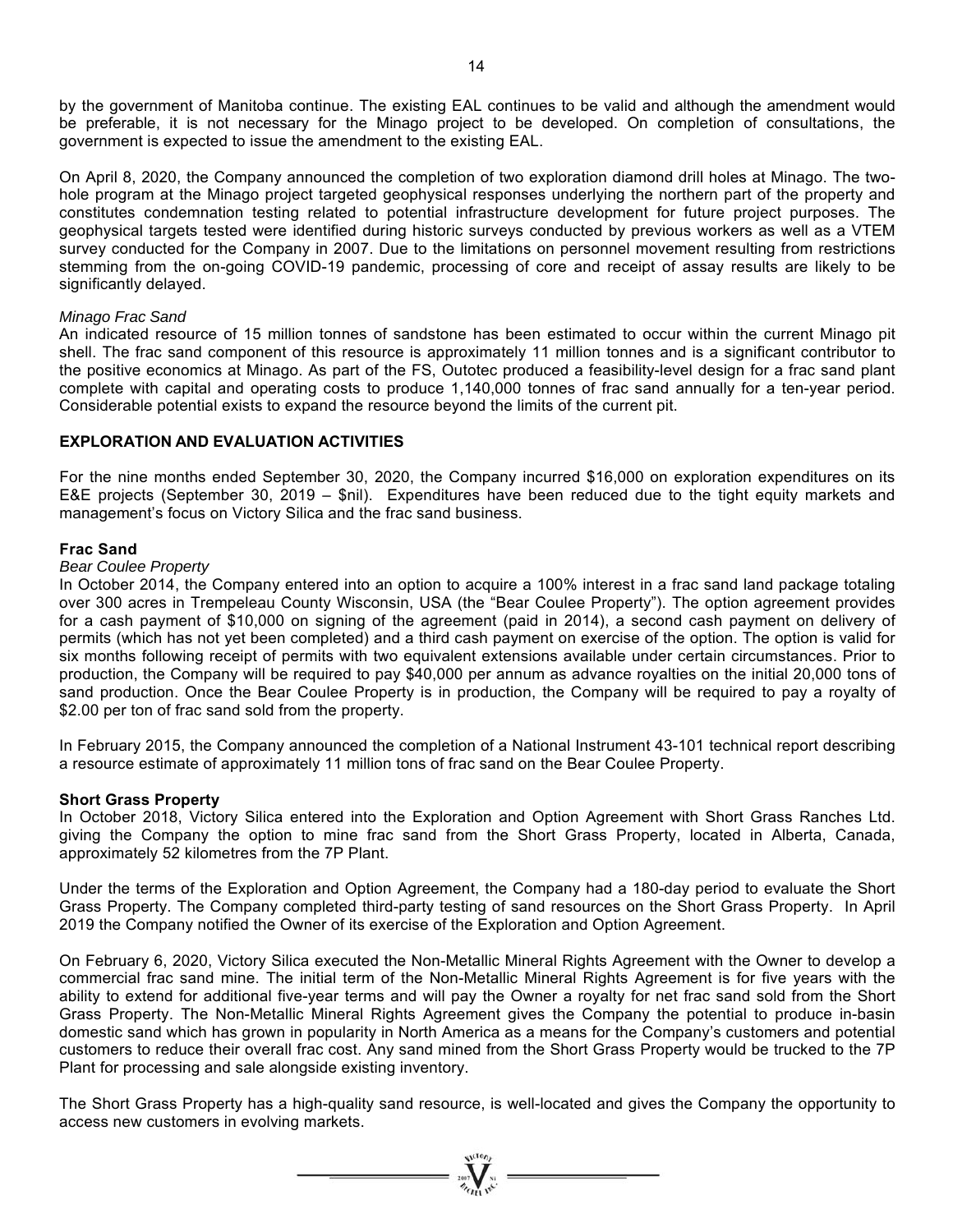by the government of Manitoba continue. The existing EAL continues to be valid and although the amendment would be preferable, it is not necessary for the Minago project to be developed. On completion of consultations, the government is expected to issue the amendment to the existing EAL.

On April 8, 2020, the Company announced the completion of two exploration diamond drill holes at Minago. The two-hole program at the Minago project targeted geophysical responses underlying the northern part of the property and constitutes condemnation testing related to potential infrastructure development for future project purposes. The geophysical targets tested were identified during historic surveys conducted by previous workers as well as a VTEM survey conducted for the Company in 2007. Due to the limitations on personnel movement resulting from restrictions stemming from the on-going COVID-19 pandemic, processing of core and receipt of assay results are likely to be significantly delayed.

*Minago Frac Sand*

An indicated resource of 15 million tonnes of sandstone has been estimated to occur within the current Minago pit shell. The frac sand component of this resource is approximately 11 million tonnes and is a significant contributor to the positive economics at Minago. As part of the FS, Outotec produced a feasibility-level design for a frac sand plant complete with capital and operating costs to produce 1,140,000 tonnes of frac sand annually for a ten-year period. Considerable potential exists to expand the resource beyond the limits of the current pit.

## EXPLORATION AND EVALUATION ACTIVITIES

For the nine months ended September 30, 2020, the Company incurred $16,000 on exploration expenditures on its E&E projects (September 30, 2019 – $nil). Expenditures have been reduced due to the tight equity markets and management's focus on Victory Silica and the frac sand business.

### Frac Sand

*Bear Coulee Property*

In October 2014, the Company entered into an option to acquire a 100% interest in a frac sand land package totaling over 300 acres in Trempeleau County Wisconsin, USA (the "Bear Coulee Property"). The option agreement provides for a cash payment of $10,000 on signing of the agreement (paid in 2014), a second cash payment on delivery of permits (which has not yet been completed) and a third cash payment on exercise of the option. The option is valid for six months following receipt of permits with two equivalent extensions available under certain circumstances. Prior to production, the Company will be required to pay $40,000 per annum as advance royalties on the initial 20,000 tons of sand production. Once the Bear Coulee Property is in production, the Company will be required to pay a royalty of $2.00 per ton of frac sand sold from the property.

In February 2015, the Company announced the completion of a National Instrument 43-101 technical report describing a resource estimate of approximately 11 million tons of frac sand on the Bear Coulee Property.

### Short Grass Property

In October 2018, Victory Silica entered into the Exploration and Option Agreement with Short Grass Ranches Ltd. giving the Company the option to mine frac sand from the Short Grass Property, located in Alberta, Canada, approximately 52 kilometres from the 7P Plant.

Under the terms of the Exploration and Option Agreement, the Company had a 180-day period to evaluate the Short Grass Property. The Company completed third-party testing of sand resources on the Short Grass Property. In April 2019 the Company notified the Owner of its exercise of the Exploration and Option Agreement.

On February 6, 2020, Victory Silica executed the Non-Metallic Mineral Rights Agreement with the Owner to develop a commercial frac sand mine. The initial term of the Non-Metallic Mineral Rights Agreement is for five years with the ability to extend for additional five-year terms and will pay the Owner a royalty for net frac sand sold from the Short Grass Property. The Non-Metallic Mineral Rights Agreement gives the Company the potential to produce in-basin domestic sand which has grown in popularity in North America as a means for the Company's customers and potential customers to reduce their overall frac cost. Any sand mined from the Short Grass Property would be trucked to the 7P Plant for processing and sale alongside existing inventory.

The Short Grass Property has a high-quality sand resource, is well-located and gives the Company the opportunity to access new customers in evolving markets.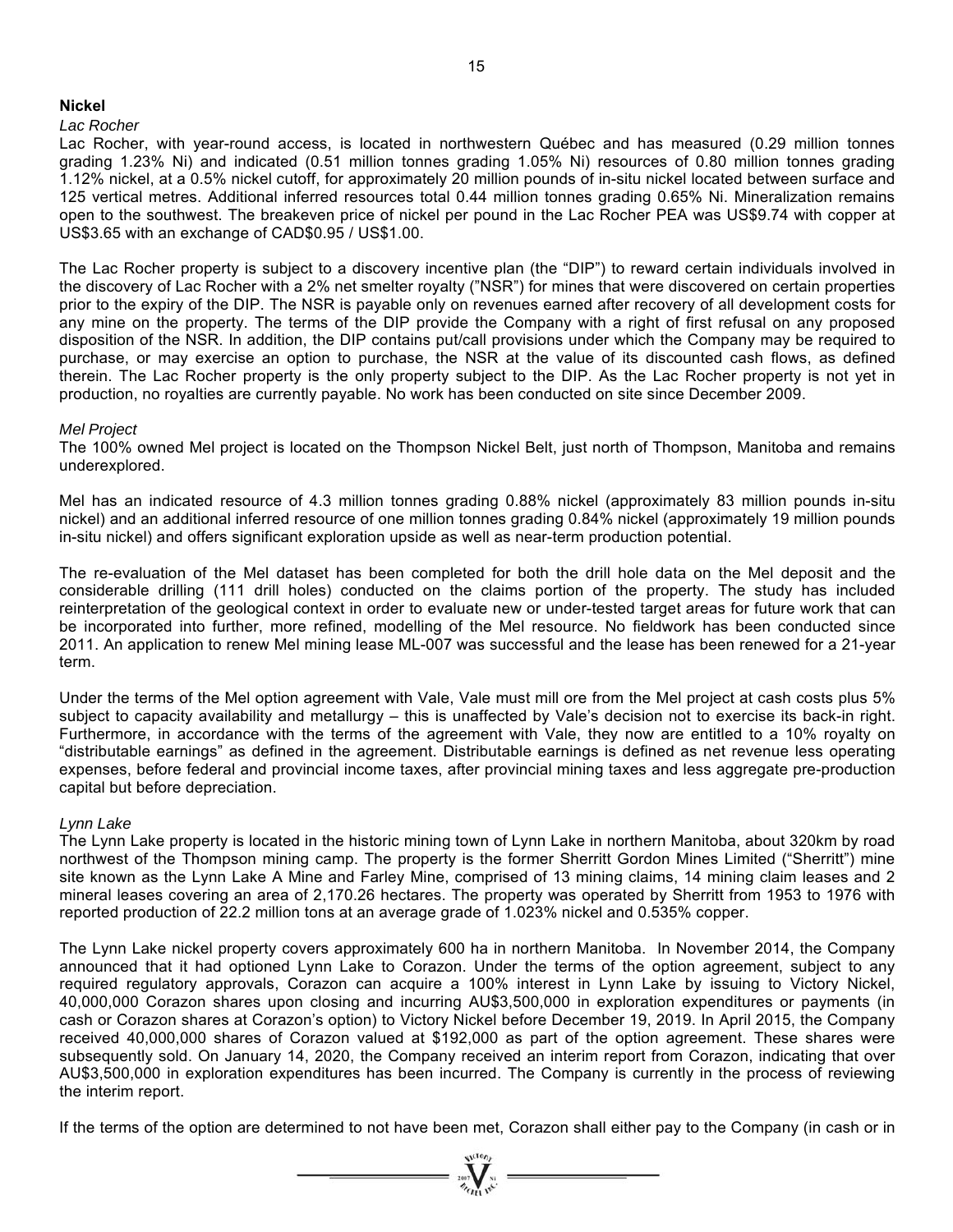## Nickel

### *Lac Rocher*

Lac Rocher, with year-round access, is located in northwestern Québec and has measured (0.29 million tonnes grading 1.23% Ni) and indicated (0.51 million tonnes grading 1.05% Ni) resources of 0.80 million tonnes grading 1.12% nickel, at a 0.5% nickel cutoff, for approximately 20 million pounds of in-situ nickel located between surface and 125 vertical metres. Additional inferred resources total 0.44 million tonnes grading 0.65% Ni. Mineralization remains open to the southwest. The breakeven price of nickel per pound in the Lac Rocher PEA was US$9.74 with copper at US$3.65 with an exchange of CAD$0.95 / US$1.00.

The Lac Rocher property is subject to a discovery incentive plan (the "DIP") to reward certain individuals involved in the discovery of Lac Rocher with a 2% net smelter royalty ("NSR") for mines that were discovered on certain properties prior to the expiry of the DIP. The NSR is payable only on revenues earned after recovery of all development costs for any mine on the property. The terms of the DIP provide the Company with a right of first refusal on any proposed disposition of the NSR. In addition, the DIP contains put/call provisions under which the Company may be required to purchase, or may exercise an option to purchase, the NSR at the value of its discounted cash flows, as defined therein. The Lac Rocher property is the only property subject to the DIP. As the Lac Rocher property is not yet in production, no royalties are currently payable. No work has been conducted on site since December 2009.

### *Mel Project*

The 100% owned Mel project is located on the Thompson Nickel Belt, just north of Thompson, Manitoba and remains underexplored.

Mel has an indicated resource of 4.3 million tonnes grading 0.88% nickel (approximately 83 million pounds in-situ nickel) and an additional inferred resource of one million tonnes grading 0.84% nickel (approximately 19 million pounds in-situ nickel) and offers significant exploration upside as well as near-term production potential.

The re-evaluation of the Mel dataset has been completed for both the drill hole data on the Mel deposit and the considerable drilling (111 drill holes) conducted on the claims portion of the property. The study has included reinterpretation of the geological context in order to evaluate new or under-tested target areas for future work that can be incorporated into further, more refined, modelling of the Mel resource. No fieldwork has been conducted since 2011. An application to renew Mel mining lease ML-007 was successful and the lease has been renewed for a 21-year term.

Under the terms of the Mel option agreement with Vale, Vale must mill ore from the Mel project at cash costs plus 5% subject to capacity availability and metallurgy – this is unaffected by Vale's decision not to exercise its back-in right. Furthermore, in accordance with the terms of the agreement with Vale, they now are entitled to a 10% royalty on "distributable earnings" as defined in the agreement. Distributable earnings is defined as net revenue less operating expenses, before federal and provincial income taxes, after provincial mining taxes and less aggregate pre-production capital but before depreciation.

### *Lynn Lake*

The Lynn Lake property is located in the historic mining town of Lynn Lake in northern Manitoba, about 320km by road northwest of the Thompson mining camp. The property is the former Sherritt Gordon Mines Limited ("Sherritt") mine site known as the Lynn Lake A Mine and Farley Mine, comprised of 13 mining claims, 14 mining claim leases and 2 mineral leases covering an area of 2,170.26 hectares. The property was operated by Sherritt from 1953 to 1976 with reported production of 22.2 million tons at an average grade of 1.023% nickel and 0.535% copper.

The Lynn Lake nickel property covers approximately 600 ha in northern Manitoba. In November 2014, the Company announced that it had optioned Lynn Lake to Corazon. Under the terms of the option agreement, subject to any required regulatory approvals, Corazon can acquire a 100% interest in Lynn Lake by issuing to Victory Nickel, 40,000,000 Corazon shares upon closing and incurring AU$3,500,000 in exploration expenditures or payments (in cash or Corazon shares at Corazon's option) to Victory Nickel before December 19, 2019. In April 2015, the Company received 40,000,000 shares of Corazon valued at $192,000 as part of the option agreement. These shares were subsequently sold. On January 14, 2020, the Company received an interim report from Corazon, indicating that over AU$3,500,000 in exploration expenditures has been incurred. The Company is currently in the process of reviewing the interim report.

If the terms of the option are determined to not have been met, Corazon shall either pay to the Company (in cash or in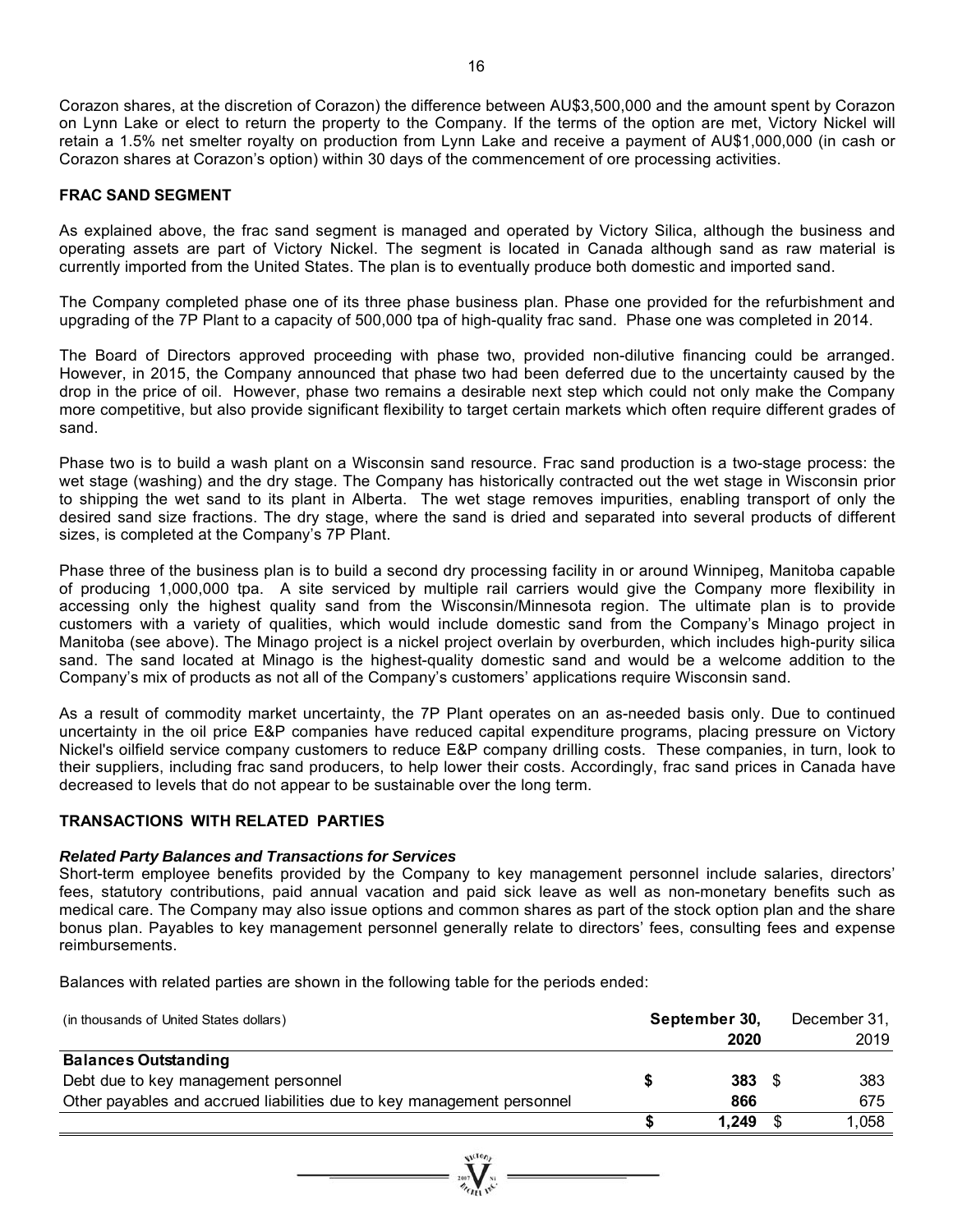Corazon shares, at the discretion of Corazon) the difference between AU$3,500,000 and the amount spent by Corazon on Lynn Lake or elect to return the property to the Company. If the terms of the option are met, Victory Nickel will retain a 1.5% net smelter royalty on production from Lynn Lake and receive a payment of AU$1,000,000 (in cash or Corazon shares at Corazon's option) within 30 days of the commencement of ore processing activities.

## FRAC SAND SEGMENT

As explained above, the frac sand segment is managed and operated by Victory Silica, although the business and operating assets are part of Victory Nickel. The segment is located in Canada although sand as raw material is currently imported from the United States. The plan is to eventually produce both domestic and imported sand.

The Company completed phase one of its three phase business plan. Phase one provided for the refurbishment and upgrading of the 7P Plant to a capacity of 500,000 tpa of high-quality frac sand. Phase one was completed in 2014.

The Board of Directors approved proceeding with phase two, provided non-dilutive financing could be arranged. However, in 2015, the Company announced that phase two had been deferred due to the uncertainty caused by the drop in the price of oil. However, phase two remains a desirable next step which could not only make the Company more competitive, but also provide significant flexibility to target certain markets which often require different grades of sand.

Phase two is to build a wash plant on a Wisconsin sand resource. Frac sand production is a two-stage process: the wet stage (washing) and the dry stage. The Company has historically contracted out the wet stage in Wisconsin prior to shipping the wet sand to its plant in Alberta. The wet stage removes impurities, enabling transport of only the desired sand size fractions. The dry stage, where the sand is dried and separated into several products of different sizes, is completed at the Company's 7P Plant.

Phase three of the business plan is to build a second dry processing facility in or around Winnipeg, Manitoba capable of producing 1,000,000 tpa. A site serviced by multiple rail carriers would give the Company more flexibility in accessing only the highest quality sand from the Wisconsin/Minnesota region. The ultimate plan is to provide customers with a variety of qualities, which would include domestic sand from the Company's Minago project in Manitoba (see above). The Minago project is a nickel project overlain by overburden, which includes high-purity silica sand. The sand located at Minago is the highest-quality domestic sand and would be a welcome addition to the Company's mix of products as not all of the Company's customers' applications require Wisconsin sand.

As a result of commodity market uncertainty, the 7P Plant operates on an as-needed basis only. Due to continued uncertainty in the oil price E&P companies have reduced capital expenditure programs, placing pressure on Victory Nickel's oilfield service company customers to reduce E&P company drilling costs. These companies, in turn, look to their suppliers, including frac sand producers, to help lower their costs. Accordingly, frac sand prices in Canada have decreased to levels that do not appear to be sustainable over the long term.

## TRANSACTIONS WITH RELATED PARTIES

### *Related Party Balances and Transactions for Services*

Short-term employee benefits provided by the Company to key management personnel include salaries, directors' fees, statutory contributions, paid annual vacation and paid sick leave as well as non-monetary benefits such as medical care. The Company may also issue options and common shares as part of the stock option plan and the share bonus plan. Payables to key management personnel generally relate to directors' fees, consulting fees and expense reimbursements.

Balances with related parties are shown in the following table for the periods ended:

| (in thousands of United States dollars) | **September 30, 2020** | December 31, 2019 |
|---|---|---|
| **Balances Outstanding** | | |
| Debt due to key management personnel | **$ 383** | $ 383 |
| Other payables and accrued liabilities due to key management personnel | **866** | 675 |
| | **$ 1,249** | $ 1,058 |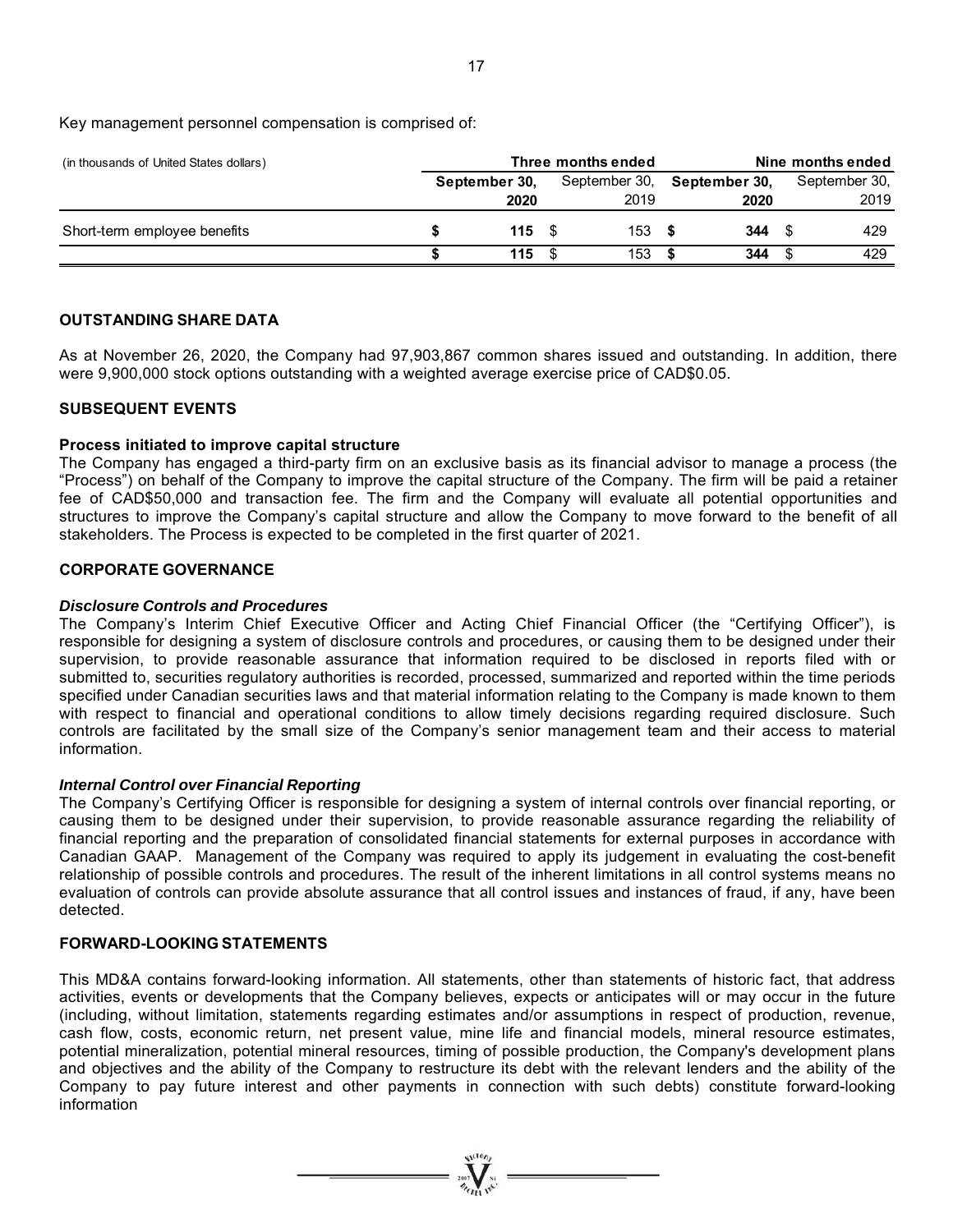Key management personnel compensation is comprised of:

| (in thousands of United States dollars) | Three months ended | | Nine months ended | |
|---|---|---|---|---|
| | **September 30, 2020** | September 30, 2019 | **September 30, 2020** | September 30, 2019 |
| Short-term employee benefits | **$ 115** | $ 153 | **$ 344** | $ 429 |
| | **$ 115** | $ 153 | **$ 344** | $ 429 |

## OUTSTANDING SHARE DATA

As at November 26, 2020, the Company had 97,903,867 common shares issued and outstanding. In addition, there were 9,900,000 stock options outstanding with a weighted average exercise price of CAD$0.05.

## SUBSEQUENT EVENTS

### Process initiated to improve capital structure

The Company has engaged a third-party firm on an exclusive basis as its financial advisor to manage a process (the "Process") on behalf of the Company to improve the capital structure of the Company. The firm will be paid a retainer fee of CAD$50,000 and transaction fee. The firm and the Company will evaluate all potential opportunities and structures to improve the Company's capital structure and allow the Company to move forward to the benefit of all stakeholders. The Process is expected to be completed in the first quarter of 2021.

## CORPORATE GOVERNANCE

### *Disclosure Controls and Procedures*

The Company's Interim Chief Executive Officer and Acting Chief Financial Officer (the "Certifying Officer"), is responsible for designing a system of disclosure controls and procedures, or causing them to be designed under their supervision, to provide reasonable assurance that information required to be disclosed in reports filed with or submitted to, securities regulatory authorities is recorded, processed, summarized and reported within the time periods specified under Canadian securities laws and that material information relating to the Company is made known to them with respect to financial and operational conditions to allow timely decisions regarding required disclosure. Such controls are facilitated by the small size of the Company's senior management team and their access to material information.

### *Internal Control over Financial Reporting*

The Company's Certifying Officer is responsible for designing a system of internal controls over financial reporting, or causing them to be designed under their supervision, to provide reasonable assurance regarding the reliability of financial reporting and the preparation of consolidated financial statements for external purposes in accordance with Canadian GAAP. Management of the Company was required to apply its judgement in evaluating the cost-benefit relationship of possible controls and procedures. The result of the inherent limitations in all control systems means no evaluation of controls can provide absolute assurance that all control issues and instances of fraud, if any, have been detected.

## FORWARD-LOOKING STATEMENTS

This MD&A contains forward-looking information. All statements, other than statements of historic fact, that address activities, events or developments that the Company believes, expects or anticipates will or may occur in the future (including, without limitation, statements regarding estimates and/or assumptions in respect of production, revenue, cash flow, costs, economic return, net present value, mine life and financial models, mineral resource estimates, potential mineralization, potential mineral resources, timing of possible production, the Company's development plans and objectives and the ability of the Company to restructure its debt with the relevant lenders and the ability of the Company to pay future interest and other payments in connection with such debts) constitute forward-looking information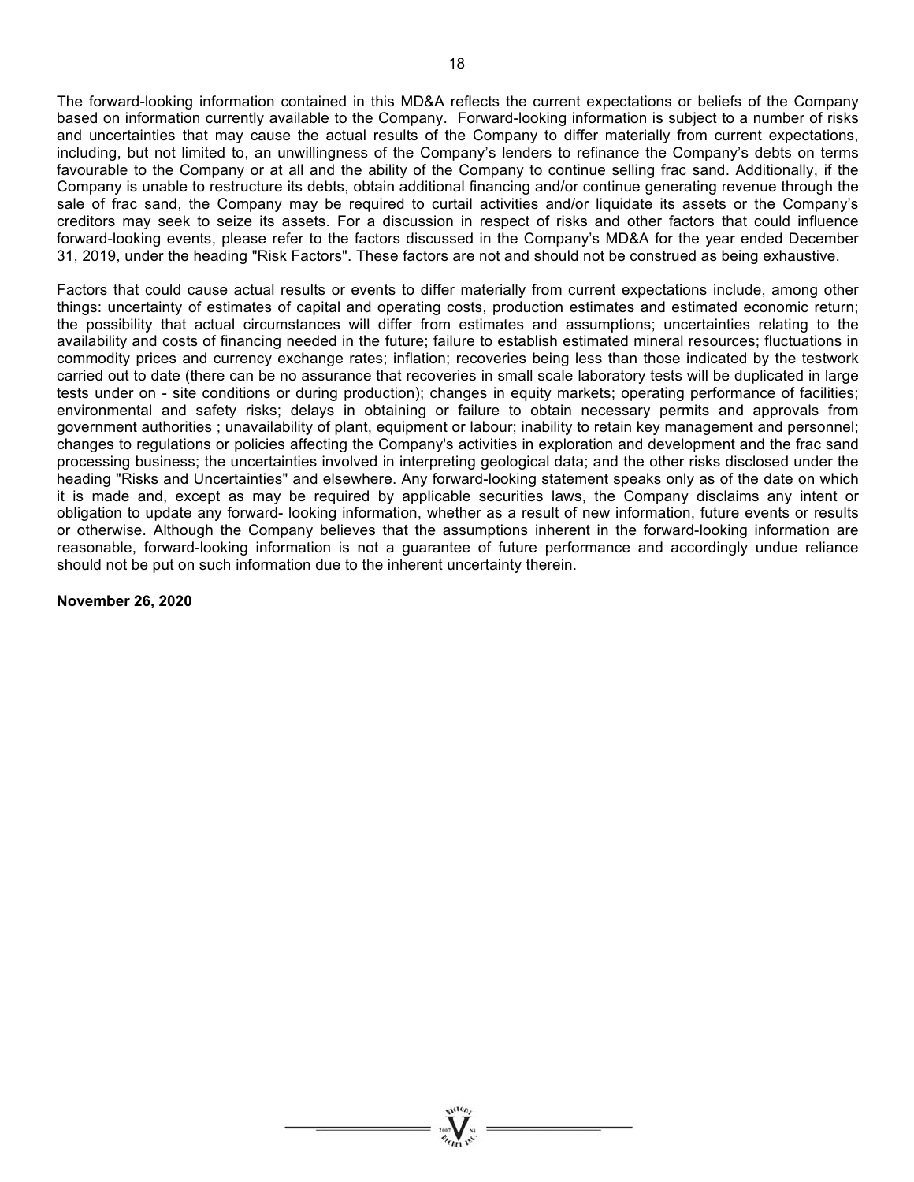The forward-looking information contained in this MD&A reflects the current expectations or beliefs of the Company based on information currently available to the Company. Forward-looking information is subject to a number of risks and uncertainties that may cause the actual results of the Company to differ materially from current expectations, including, but not limited to, an unwillingness of the Company's lenders to refinance the Company's debts on terms favourable to the Company or at all and the ability of the Company to continue selling frac sand. Additionally, if the Company is unable to restructure its debts, obtain additional financing and/or continue generating revenue through the sale of frac sand, the Company may be required to curtail activities and/or liquidate its assets or the Company's creditors may seek to seize its assets. For a discussion in respect of risks and other factors that could influence forward-looking events, please refer to the factors discussed in the Company's MD&A for the year ended December 31, 2019, under the heading "Risk Factors". These factors are not and should not be construed as being exhaustive.

Factors that could cause actual results or events to differ materially from current expectations include, among other things: uncertainty of estimates of capital and operating costs, production estimates and estimated economic return; the possibility that actual circumstances will differ from estimates and assumptions; uncertainties relating to the availability and costs of financing needed in the future; failure to establish estimated mineral resources; fluctuations in commodity prices and currency exchange rates; inflation; recoveries being less than those indicated by the testwork carried out to date (there can be no assurance that recoveries in small scale laboratory tests will be duplicated in large tests under on - site conditions or during production); changes in equity markets; operating performance of facilities; environmental and safety risks; delays in obtaining or failure to obtain necessary permits and approvals from government authorities ; unavailability of plant, equipment or labour; inability to retain key management and personnel; changes to regulations or policies affecting the Company's activities in exploration and development and the frac sand processing business; the uncertainties involved in interpreting geological data; and the other risks disclosed under the heading "Risks and Uncertainties" and elsewhere. Any forward-looking statement speaks only as of the date on which it is made and, except as may be required by applicable securities laws, the Company disclaims any intent or obligation to update any forward- looking information, whether as a result of new information, future events or results or otherwise. Although the Company believes that the assumptions inherent in the forward-looking information are reasonable, forward-looking information is not a guarantee of future performance and accordingly undue reliance should not be put on such information due to the inherent uncertainty therein.

**November 26, 2020**